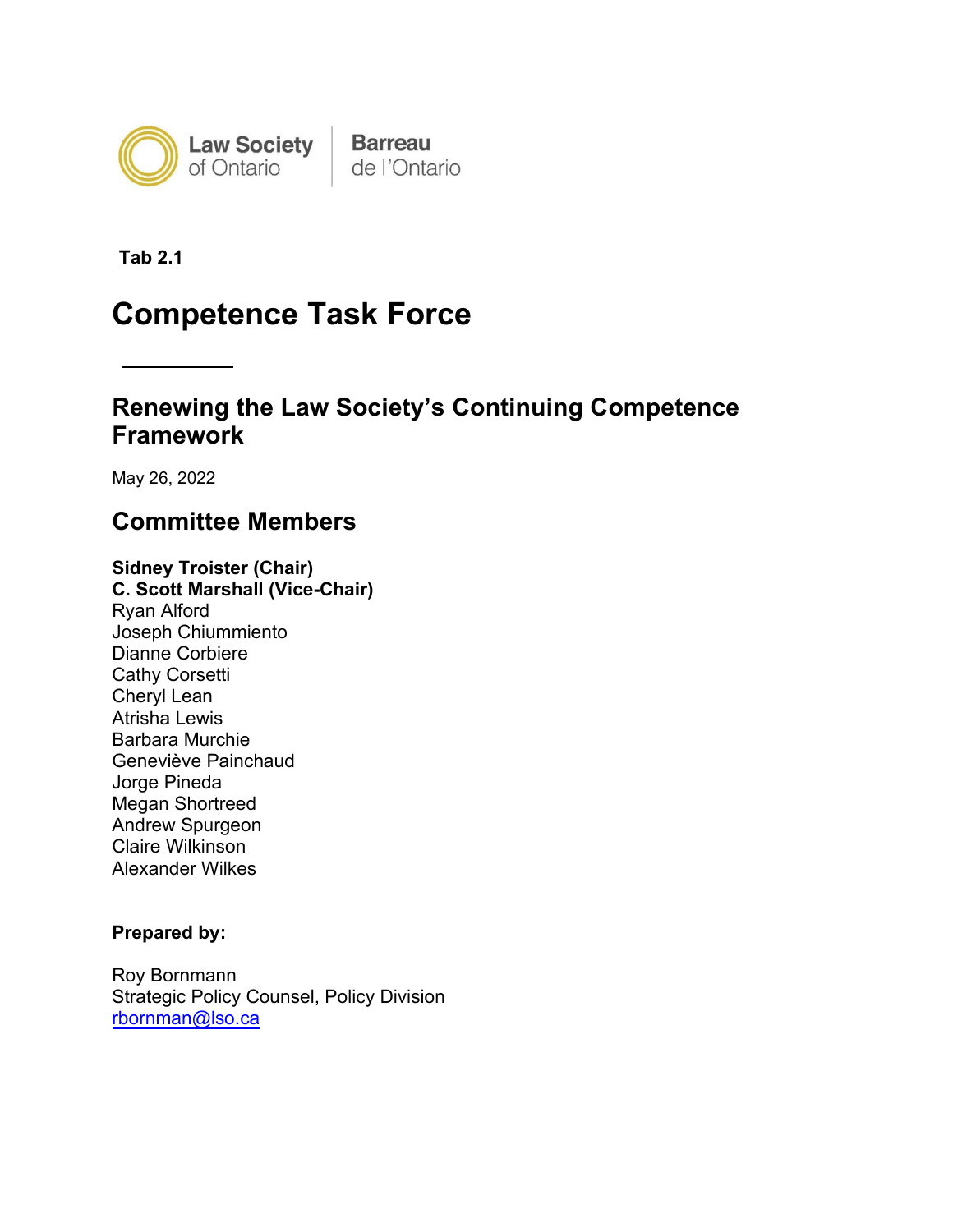Law Society of Ontario | Barreau de l'Ontario

**Tab 2.1**

# Competence Task Force

---

## Renewing the Law Society's Continuing Competence Framework

May 26, 2022

## Committee Members

**Sidney Troister (Chair)**
**C. Scott Marshall (Vice-Chair)**
Ryan Alford
Joseph Chiummiento
Dianne Corbiere
Cathy Corsetti
Cheryl Lean
Atrisha Lewis
Barbara Murchie
Geneviève Painchaud
Jorge Pineda
Megan Shortreed
Andrew Spurgeon
Claire Wilkinson
Alexander Wilkes

**Prepared by:**

Roy Bornmann
Strategic Policy Counsel, Policy Division
rbornman@lso.ca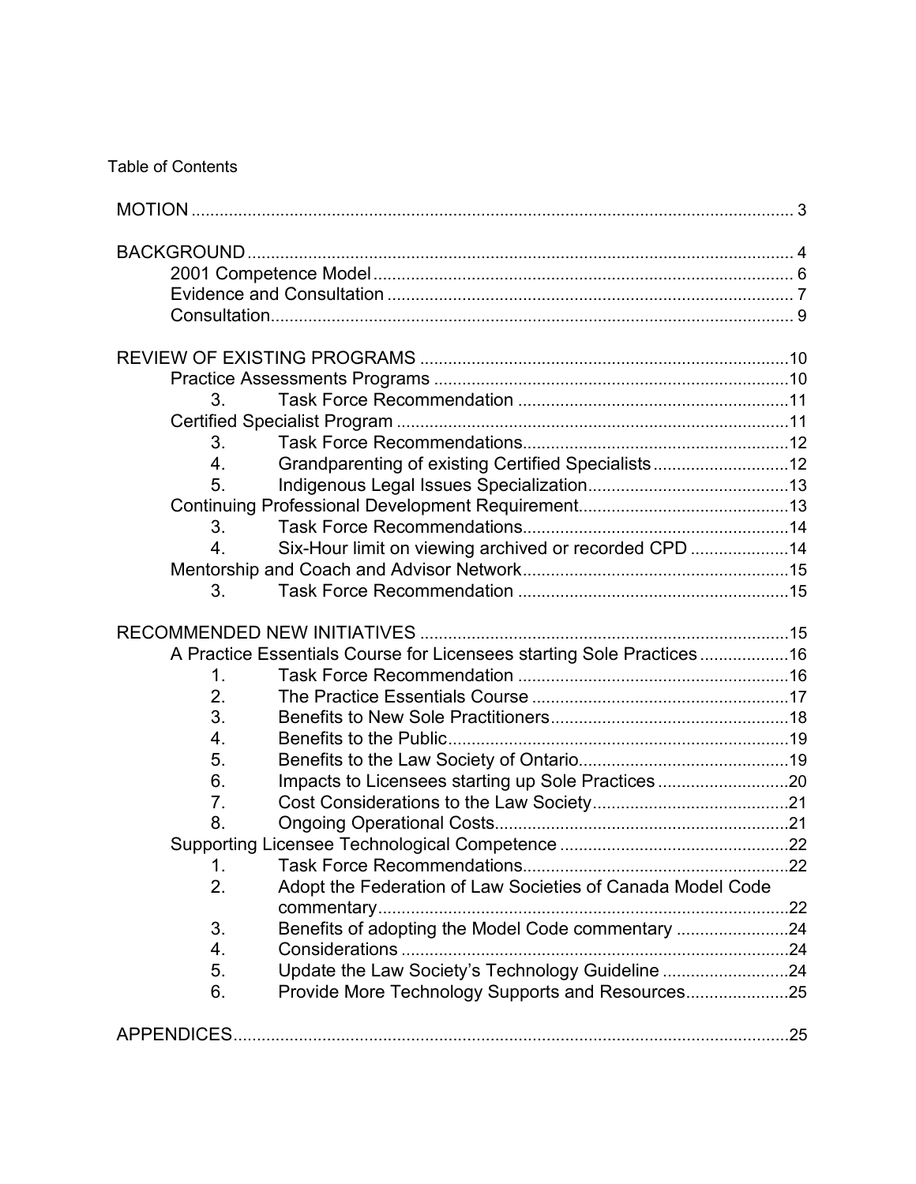Table of Contents

- MOTION ........................................................................................................................ 3
- BACKGROUND ............................................................................................................ 4
  - 2001 Competence Model ......................................................................................... 6
  - Evidence and Consultation ...................................................................................... 7
  - Consultation ............................................................................................................... 9
- REVIEW OF EXISTING PROGRAMS ......................................................................... 10
  - Practice Assessments Programs ........................................................................... 10
    - 3. Task Force Recommendation ........................................................................ 11
  - Certified Specialist Program .................................................................................. 11
    - 3. Task Force Recommendations ....................................................................... 12
    - 4. Grandparenting of existing Certified Specialists ............................................. 12
    - 5. Indigenous Legal Issues Specialization .......................................................... 13
  - Continuing Professional Development Requirement ............................................ 13
    - 3. Task Force Recommendations ....................................................................... 14
    - 4. Six-Hour limit on viewing archived or recorded CPD ...................................... 14
  - Mentorship and Coach and Advisor Network ........................................................ 15
    - 3. Task Force Recommendation ......................................................................... 15
- RECOMMENDED NEW INITIATIVES ........................................................................ 15
  - A Practice Essentials Course for Licensees starting Sole Practices ...................... 16
    - 1. Task Force Recommendation ......................................................................... 16
    - 2. The Practice Essentials Course ...................................................................... 17
    - 3. Benefits to New Sole Practitioners .................................................................. 18
    - 4. Benefits to the Public ....................................................................................... 19
    - 5. Benefits to the Law Society of Ontario ............................................................ 19
    - 6. Impacts to Licensees starting up Sole Practices ............................................ 20
    - 7. Cost Considerations to the Law Society ......................................................... 21
    - 8. Ongoing Operational Costs ............................................................................. 21
  - Supporting Licensee Technological Competence ................................................. 22
    - 1. Task Force Recommendations ....................................................................... 22
    - 2. Adopt the Federation of Law Societies of Canada Model Code commentary ... 22
    - 3. Benefits of adopting the Model Code commentary ......................................... 24
    - 4. Considerations ................................................................................................. 24
    - 5. Update the Law Society's Technology Guideline ............................................ 24
    - 6. Provide More Technology Supports and Resources ....................................... 25
- APPENDICES ............................................................................................................. 25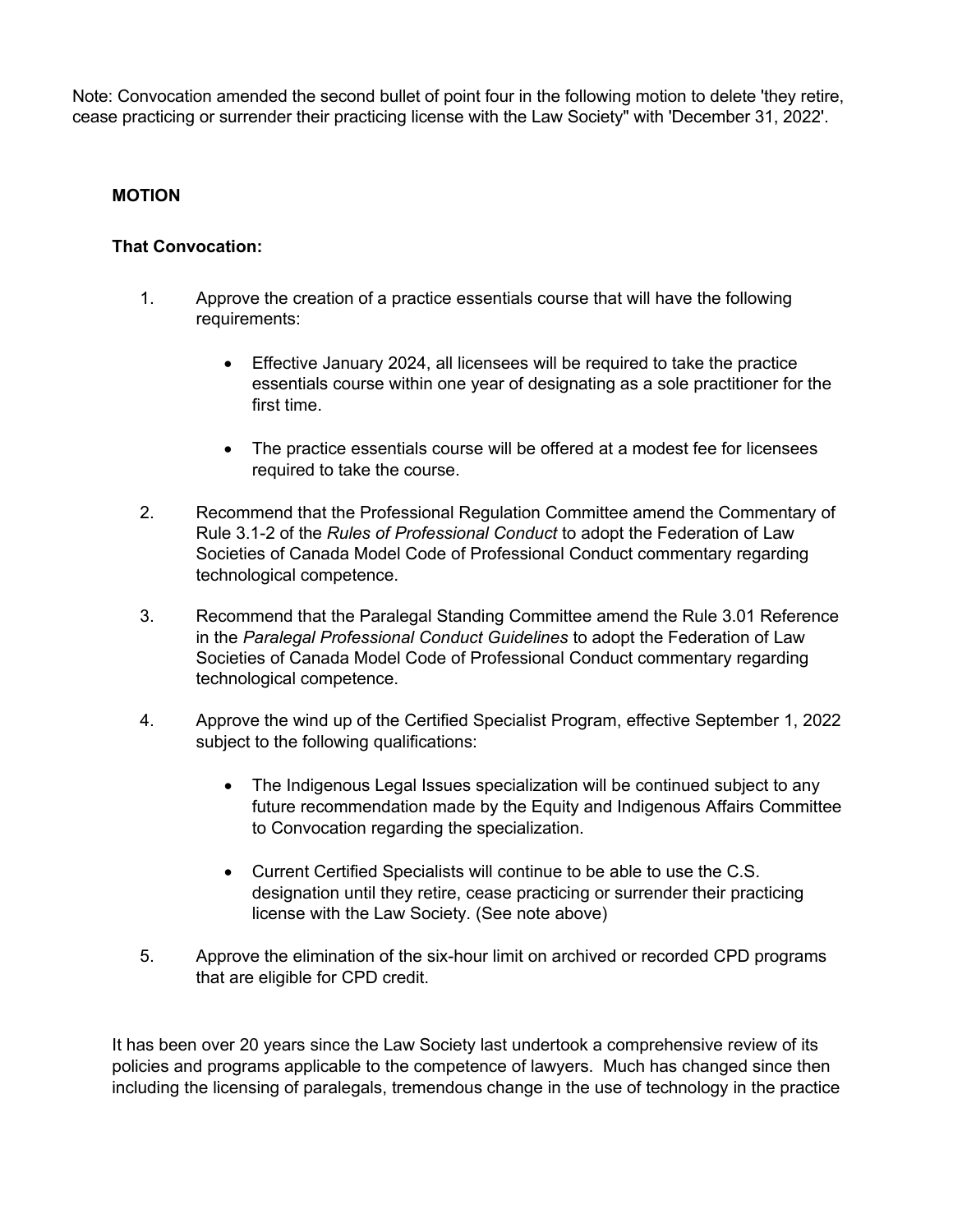Note: Convocation amended the second bullet of point four in the following motion to delete 'they retire, cease practicing or surrender their practicing license with the Law Society" with 'December 31, 2022'.

**MOTION**

**That Convocation:**

1. Approve the creation of a practice essentials course that will have the following requirements:

   - Effective January 2024, all licensees will be required to take the practice essentials course within one year of designating as a sole practitioner for the first time.

   - The practice essentials course will be offered at a modest fee for licensees required to take the course.

2. Recommend that the Professional Regulation Committee amend the Commentary of Rule 3.1-2 of the *Rules of Professional Conduct* to adopt the Federation of Law Societies of Canada Model Code of Professional Conduct commentary regarding technological competence.

3. Recommend that the Paralegal Standing Committee amend the Rule 3.01 Reference in the *Paralegal Professional Conduct Guidelines* to adopt the Federation of Law Societies of Canada Model Code of Professional Conduct commentary regarding technological competence.

4. Approve the wind up of the Certified Specialist Program, effective September 1, 2022 subject to the following qualifications:

   - The Indigenous Legal Issues specialization will be continued subject to any future recommendation made by the Equity and Indigenous Affairs Committee to Convocation regarding the specialization.

   - Current Certified Specialists will continue to be able to use the C.S. designation until they retire, cease practicing or surrender their practicing license with the Law Society. (See note above)

5. Approve the elimination of the six-hour limit on archived or recorded CPD programs that are eligible for CPD credit.

It has been over 20 years since the Law Society last undertook a comprehensive review of its policies and programs applicable to the competence of lawyers. Much has changed since then including the licensing of paralegals, tremendous change in the use of technology in the practice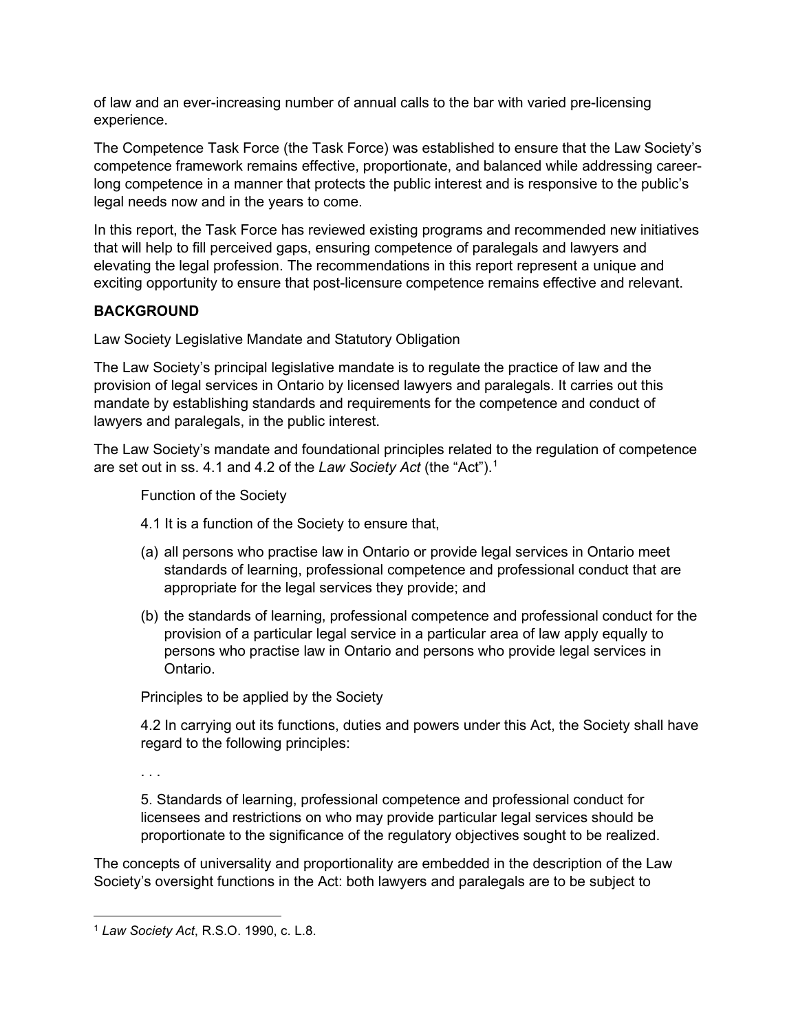of law and an ever-increasing number of annual calls to the bar with varied pre-licensing experience.

The Competence Task Force (the Task Force) was established to ensure that the Law Society's competence framework remains effective, proportionate, and balanced while addressing career-long competence in a manner that protects the public interest and is responsive to the public's legal needs now and in the years to come.

In this report, the Task Force has reviewed existing programs and recommended new initiatives that will help to fill perceived gaps, ensuring competence of paralegals and lawyers and elevating the legal profession. The recommendations in this report represent a unique and exciting opportunity to ensure that post-licensure competence remains effective and relevant.

## BACKGROUND

Law Society Legislative Mandate and Statutory Obligation

The Law Society's principal legislative mandate is to regulate the practice of law and the provision of legal services in Ontario by licensed lawyers and paralegals. It carries out this mandate by establishing standards and requirements for the competence and conduct of lawyers and paralegals, in the public interest.

The Law Society's mandate and foundational principles related to the regulation of competence are set out in ss. 4.1 and 4.2 of the *Law Society Act* (the "Act").[1]

> Function of the Society
>
> 4.1 It is a function of the Society to ensure that,
>
> (a) all persons who practise law in Ontario or provide legal services in Ontario meet standards of learning, professional competence and professional conduct that are appropriate for the legal services they provide; and
>
> (b) the standards of learning, professional competence and professional conduct for the provision of a particular legal service in a particular area of law apply equally to persons who practise law in Ontario and persons who provide legal services in Ontario.
>
> Principles to be applied by the Society
>
> 4.2 In carrying out its functions, duties and powers under this Act, the Society shall have regard to the following principles:
>
> . . .
>
> 5. Standards of learning, professional competence and professional conduct for licensees and restrictions on who may provide particular legal services should be proportionate to the significance of the regulatory objectives sought to be realized.

The concepts of universality and proportionality are embedded in the description of the Law Society's oversight functions in the Act: both lawyers and paralegals are to be subject to

[1] *Law Society Act*, R.S.O. 1990, c. L.8.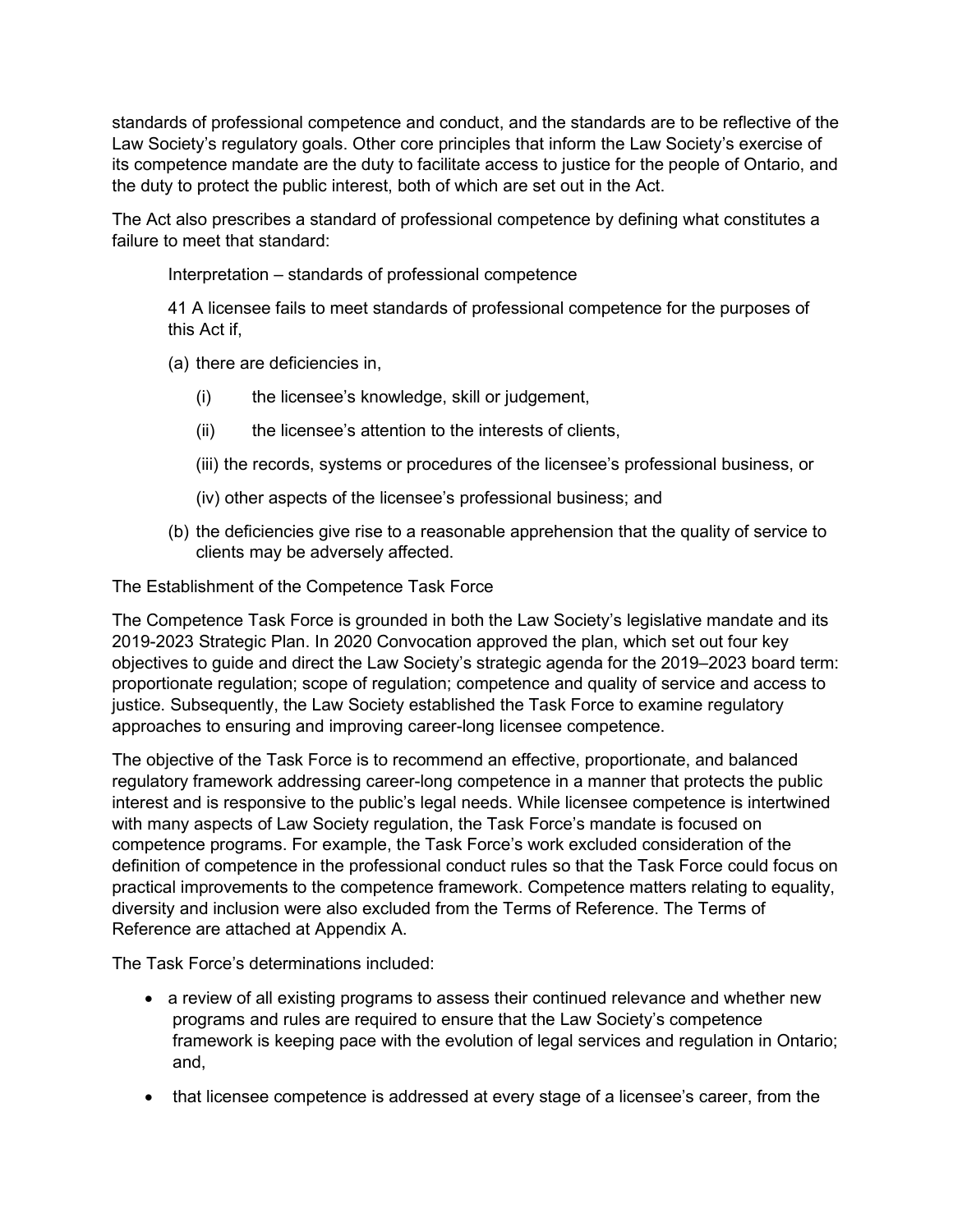standards of professional competence and conduct, and the standards are to be reflective of the Law Society's regulatory goals. Other core principles that inform the Law Society's exercise of its competence mandate are the duty to facilitate access to justice for the people of Ontario, and the duty to protect the public interest, both of which are set out in the Act.

The Act also prescribes a standard of professional competence by defining what constitutes a failure to meet that standard:

> Interpretation – standards of professional competence
>
> 41 A licensee fails to meet standards of professional competence for the purposes of this Act if,
>
> (a) there are deficiencies in,
>
> (i) the licensee's knowledge, skill or judgement,
>
> (ii) the licensee's attention to the interests of clients,
>
> (iii) the records, systems or procedures of the licensee's professional business, or
>
> (iv) other aspects of the licensee's professional business; and
>
> (b) the deficiencies give rise to a reasonable apprehension that the quality of service to clients may be adversely affected.

## The Establishment of the Competence Task Force

The Competence Task Force is grounded in both the Law Society's legislative mandate and its 2019-2023 Strategic Plan. In 2020 Convocation approved the plan, which set out four key objectives to guide and direct the Law Society's strategic agenda for the 2019–2023 board term: proportionate regulation; scope of regulation; competence and quality of service and access to justice. Subsequently, the Law Society established the Task Force to examine regulatory approaches to ensuring and improving career-long licensee competence.

The objective of the Task Force is to recommend an effective, proportionate, and balanced regulatory framework addressing career-long competence in a manner that protects the public interest and is responsive to the public's legal needs. While licensee competence is intertwined with many aspects of Law Society regulation, the Task Force's mandate is focused on competence programs. For example, the Task Force's work excluded consideration of the definition of competence in the professional conduct rules so that the Task Force could focus on practical improvements to the competence framework. Competence matters relating to equality, diversity and inclusion were also excluded from the Terms of Reference. The Terms of Reference are attached at Appendix A.

The Task Force's determinations included:

- a review of all existing programs to assess their continued relevance and whether new programs and rules are required to ensure that the Law Society's competence framework is keeping pace with the evolution of legal services and regulation in Ontario; and,
- that licensee competence is addressed at every stage of a licensee's career, from the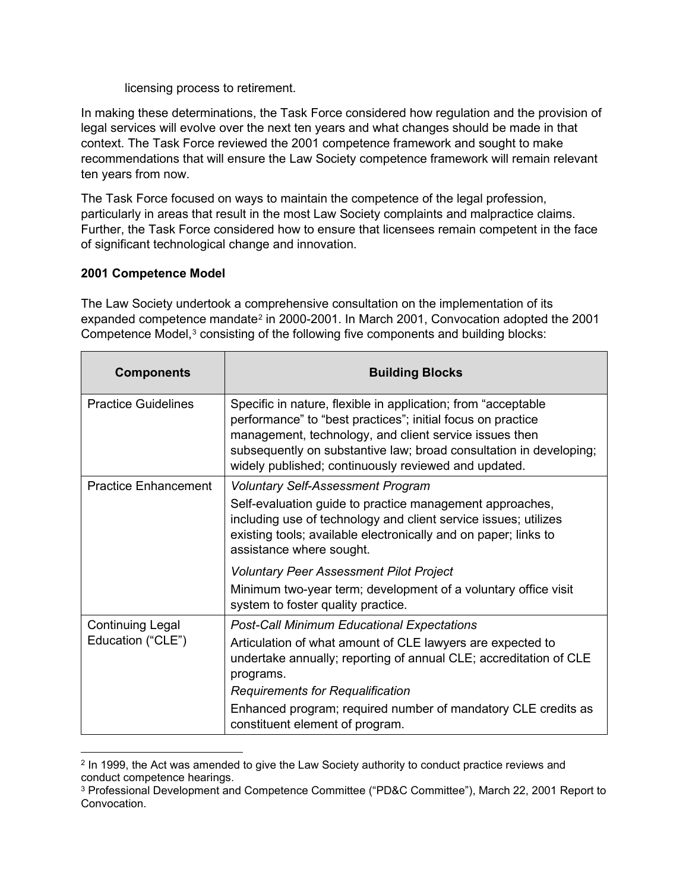licensing process to retirement.

In making these determinations, the Task Force considered how regulation and the provision of legal services will evolve over the next ten years and what changes should be made in that context. The Task Force reviewed the 2001 competence framework and sought to make recommendations that will ensure the Law Society competence framework will remain relevant ten years from now.

The Task Force focused on ways to maintain the competence of the legal profession, particularly in areas that result in the most Law Society complaints and malpractice claims. Further, the Task Force considered how to ensure that licensees remain competent in the face of significant technological change and innovation.

**2001 Competence Model**

The Law Society undertook a comprehensive consultation on the implementation of its expanded competence mandate[2] in 2000-2001. In March 2001, Convocation adopted the 2001 Competence Model,[3] consisting of the following five components and building blocks:

| Components | Building Blocks |
|---|---|
| Practice Guidelines | Specific in nature, flexible in application; from "acceptable performance" to "best practices"; initial focus on practice management, technology, and client service issues then subsequently on substantive law; broad consultation in developing; widely published; continuously reviewed and updated. |
| Practice Enhancement | *Voluntary Self-Assessment Program*<br>Self-evaluation guide to practice management approaches, including use of technology and client service issues; utilizes existing tools; available electronically and on paper; links to assistance where sought.<br>*Voluntary Peer Assessment Pilot Project*<br>Minimum two-year term; development of a voluntary office visit system to foster quality practice. |
| Continuing Legal Education ("CLE") | *Post-Call Minimum Educational Expectations*<br>Articulation of what amount of CLE lawyers are expected to undertake annually; reporting of annual CLE; accreditation of CLE programs.<br>*Requirements for Requalification*<br>Enhanced program; required number of mandatory CLE credits as constituent element of program. |

[2] In 1999, the Act was amended to give the Law Society authority to conduct practice reviews and conduct competence hearings.

[3] Professional Development and Competence Committee ("PD&C Committee"), March 22, 2001 Report to Convocation.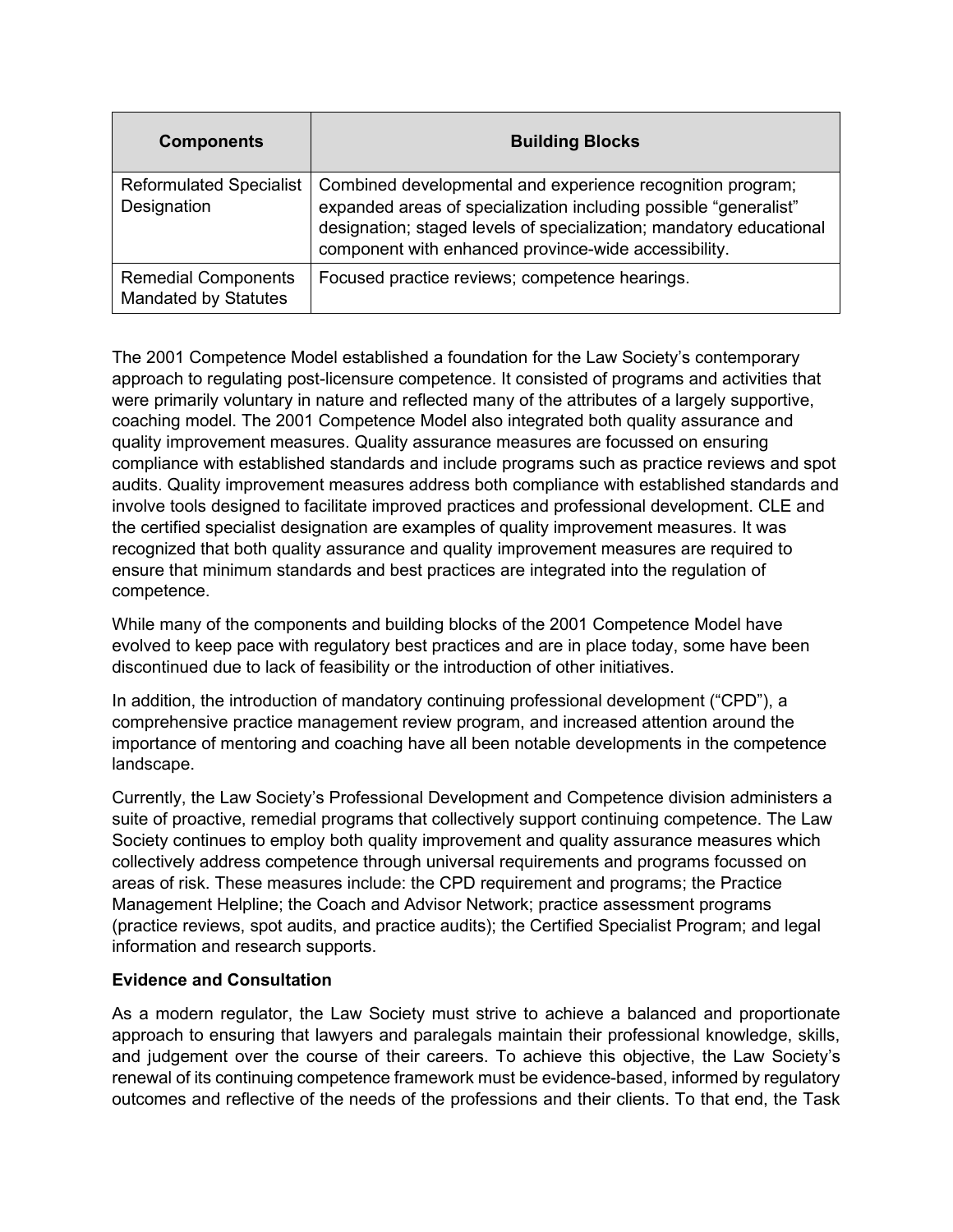| Components | Building Blocks |
| --- | --- |
| Reformulated Specialist Designation | Combined developmental and experience recognition program; expanded areas of specialization including possible “generalist” designation; staged levels of specialization; mandatory educational component with enhanced province-wide accessibility. |
| Remedial Components Mandated by Statutes | Focused practice reviews; competence hearings. |

The 2001 Competence Model established a foundation for the Law Society’s contemporary approach to regulating post-licensure competence. It consisted of programs and activities that were primarily voluntary in nature and reflected many of the attributes of a largely supportive, coaching model. The 2001 Competence Model also integrated both quality assurance and quality improvement measures. Quality assurance measures are focussed on ensuring compliance with established standards and include programs such as practice reviews and spot audits. Quality improvement measures address both compliance with established standards and involve tools designed to facilitate improved practices and professional development. CLE and the certified specialist designation are examples of quality improvement measures. It was recognized that both quality assurance and quality improvement measures are required to ensure that minimum standards and best practices are integrated into the regulation of competence.

While many of the components and building blocks of the 2001 Competence Model have evolved to keep pace with regulatory best practices and are in place today, some have been discontinued due to lack of feasibility or the introduction of other initiatives.

In addition, the introduction of mandatory continuing professional development (“CPD”), a comprehensive practice management review program, and increased attention around the importance of mentoring and coaching have all been notable developments in the competence landscape.

Currently, the Law Society’s Professional Development and Competence division administers a suite of proactive, remedial programs that collectively support continuing competence. The Law Society continues to employ both quality improvement and quality assurance measures which collectively address competence through universal requirements and programs focussed on areas of risk. These measures include: the CPD requirement and programs; the Practice Management Helpline; the Coach and Advisor Network; practice assessment programs (practice reviews, spot audits, and practice audits); the Certified Specialist Program; and legal information and research supports.

**Evidence and Consultation**

As a modern regulator, the Law Society must strive to achieve a balanced and proportionate approach to ensuring that lawyers and paralegals maintain their professional knowledge, skills, and judgement over the course of their careers. To achieve this objective, the Law Society’s renewal of its continuing competence framework must be evidence-based, informed by regulatory outcomes and reflective of the needs of the professions and their clients. To that end, the Task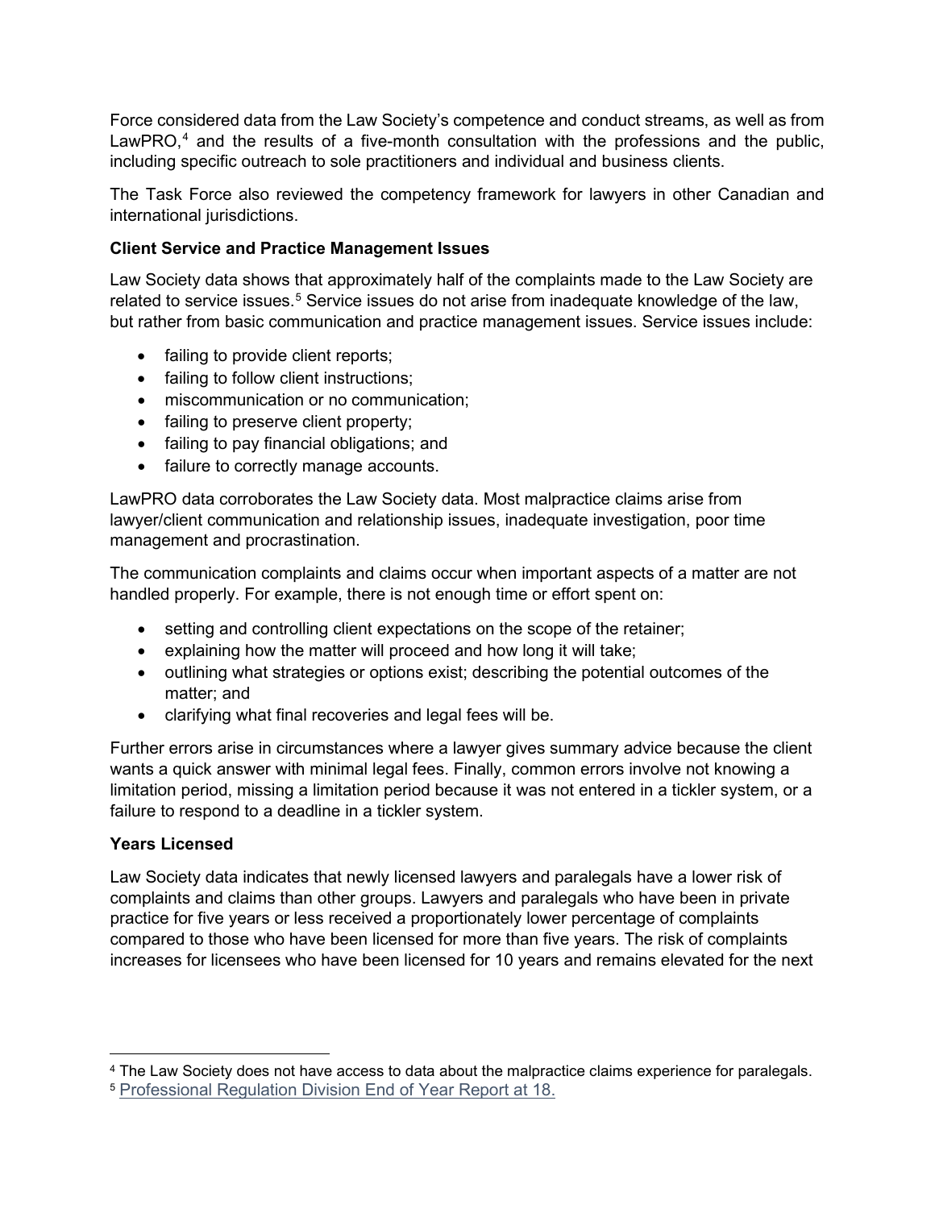Force considered data from the Law Society's competence and conduct streams, as well as from LawPRO,[4] and the results of a five-month consultation with the professions and the public, including specific outreach to sole practitioners and individual and business clients.

The Task Force also reviewed the competency framework for lawyers in other Canadian and international jurisdictions.

**Client Service and Practice Management Issues**

Law Society data shows that approximately half of the complaints made to the Law Society are related to service issues.[5] Service issues do not arise from inadequate knowledge of the law, but rather from basic communication and practice management issues. Service issues include:

- failing to provide client reports;
- failing to follow client instructions;
- miscommunication or no communication;
- failing to preserve client property;
- failing to pay financial obligations; and
- failure to correctly manage accounts.

LawPRO data corroborates the Law Society data. Most malpractice claims arise from lawyer/client communication and relationship issues, inadequate investigation, poor time management and procrastination.

The communication complaints and claims occur when important aspects of a matter are not handled properly. For example, there is not enough time or effort spent on:

- setting and controlling client expectations on the scope of the retainer;
- explaining how the matter will proceed and how long it will take;
- outlining what strategies or options exist; describing the potential outcomes of the matter; and
- clarifying what final recoveries and legal fees will be.

Further errors arise in circumstances where a lawyer gives summary advice because the client wants a quick answer with minimal legal fees. Finally, common errors involve not knowing a limitation period, missing a limitation period because it was not entered in a tickler system, or a failure to respond to a deadline in a tickler system.

**Years Licensed**

Law Society data indicates that newly licensed lawyers and paralegals have a lower risk of complaints and claims than other groups. Lawyers and paralegals who have been in private practice for five years or less received a proportionately lower percentage of complaints compared to those who have been licensed for more than five years. The risk of complaints increases for licensees who have been licensed for 10 years and remains elevated for the next

---

[4] The Law Society does not have access to data about the malpractice claims experience for paralegals.

[5] Professional Regulation Division End of Year Report at 18.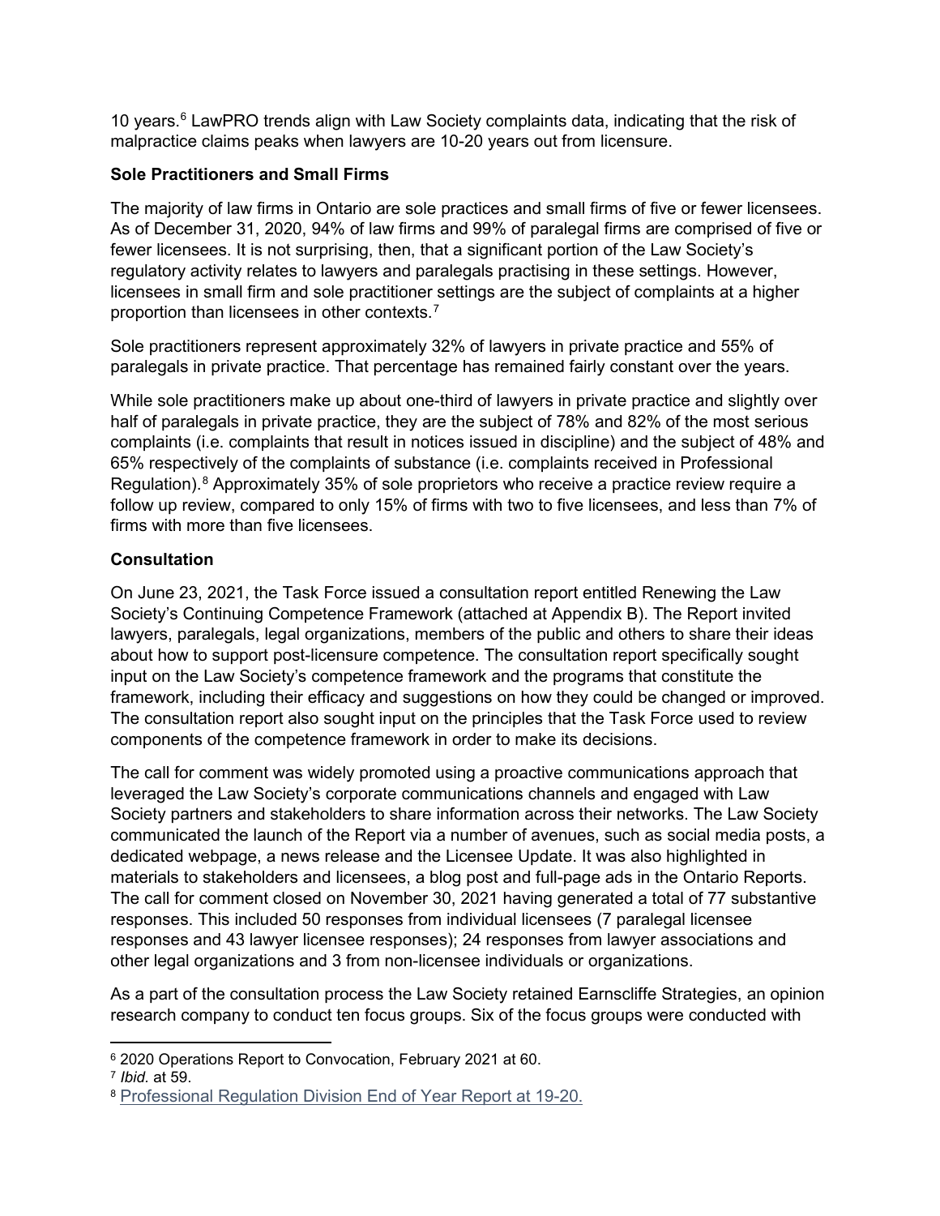10 years.[6] LawPRO trends align with Law Society complaints data, indicating that the risk of malpractice claims peaks when lawyers are 10-20 years out from licensure.

**Sole Practitioners and Small Firms**

The majority of law firms in Ontario are sole practices and small firms of five or fewer licensees. As of December 31, 2020, 94% of law firms and 99% of paralegal firms are comprised of five or fewer licensees. It is not surprising, then, that a significant portion of the Law Society's regulatory activity relates to lawyers and paralegals practising in these settings. However, licensees in small firm and sole practitioner settings are the subject of complaints at a higher proportion than licensees in other contexts.[7]

Sole practitioners represent approximately 32% of lawyers in private practice and 55% of paralegals in private practice. That percentage has remained fairly constant over the years.

While sole practitioners make up about one-third of lawyers in private practice and slightly over half of paralegals in private practice, they are the subject of 78% and 82% of the most serious complaints (i.e. complaints that result in notices issued in discipline) and the subject of 48% and 65% respectively of the complaints of substance (i.e. complaints received in Professional Regulation).[8] Approximately 35% of sole proprietors who receive a practice review require a follow up review, compared to only 15% of firms with two to five licensees, and less than 7% of firms with more than five licensees.

**Consultation**

On June 23, 2021, the Task Force issued a consultation report entitled Renewing the Law Society's Continuing Competence Framework (attached at Appendix B). The Report invited lawyers, paralegals, legal organizations, members of the public and others to share their ideas about how to support post-licensure competence. The consultation report specifically sought input on the Law Society's competence framework and the programs that constitute the framework, including their efficacy and suggestions on how they could be changed or improved. The consultation report also sought input on the principles that the Task Force used to review components of the competence framework in order to make its decisions.

The call for comment was widely promoted using a proactive communications approach that leveraged the Law Society's corporate communications channels and engaged with Law Society partners and stakeholders to share information across their networks. The Law Society communicated the launch of the Report via a number of avenues, such as social media posts, a dedicated webpage, a news release and the Licensee Update. It was also highlighted in materials to stakeholders and licensees, a blog post and full-page ads in the Ontario Reports. The call for comment closed on November 30, 2021 having generated a total of 77 substantive responses. This included 50 responses from individual licensees (7 paralegal licensee responses and 43 lawyer licensee responses); 24 responses from lawyer associations and other legal organizations and 3 from non-licensee individuals or organizations.

As a part of the consultation process the Law Society retained Earnscliffe Strategies, an opinion research company to conduct ten focus groups. Six of the focus groups were conducted with

---

[6] 2020 Operations Report to Convocation, February 2021 at 60.

[7] *Ibid.* at 59.

[8] Professional Regulation Division End of Year Report at 19-20.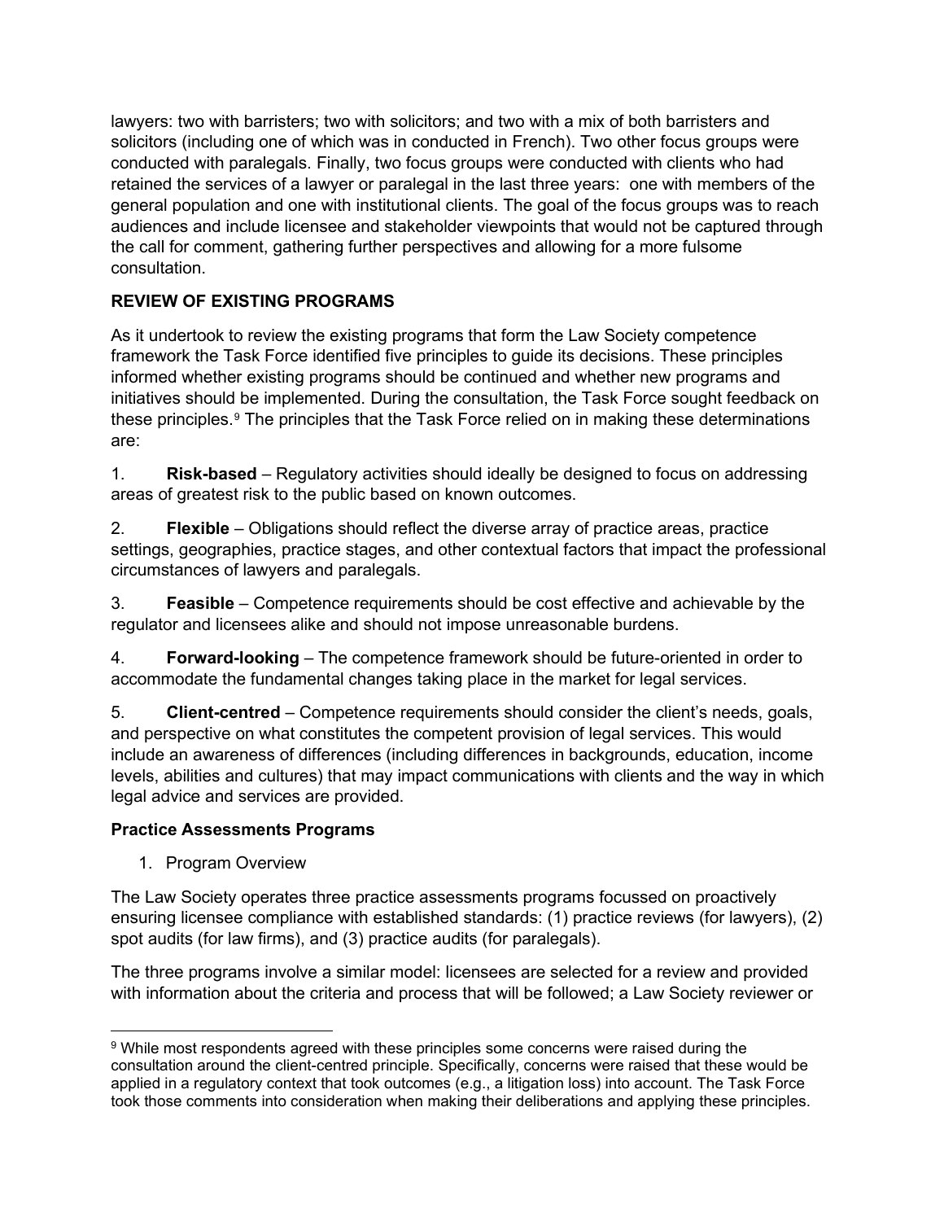lawyers: two with barristers; two with solicitors; and two with a mix of both barristers and solicitors (including one of which was in conducted in French). Two other focus groups were conducted with paralegals. Finally, two focus groups were conducted with clients who had retained the services of a lawyer or paralegal in the last three years: one with members of the general population and one with institutional clients. The goal of the focus groups was to reach audiences and include licensee and stakeholder viewpoints that would not be captured through the call for comment, gathering further perspectives and allowing for a more fulsome consultation.

## REVIEW OF EXISTING PROGRAMS

As it undertook to review the existing programs that form the Law Society competence framework the Task Force identified five principles to guide its decisions. These principles informed whether existing programs should be continued and whether new programs and initiatives should be implemented. During the consultation, the Task Force sought feedback on these principles.[9] The principles that the Task Force relied on in making these determinations are:

1. **Risk-based** – Regulatory activities should ideally be designed to focus on addressing areas of greatest risk to the public based on known outcomes.

2. **Flexible** – Obligations should reflect the diverse array of practice areas, practice settings, geographies, practice stages, and other contextual factors that impact the professional circumstances of lawyers and paralegals.

3. **Feasible** – Competence requirements should be cost effective and achievable by the regulator and licensees alike and should not impose unreasonable burdens.

4. **Forward-looking** – The competence framework should be future-oriented in order to accommodate the fundamental changes taking place in the market for legal services.

5. **Client-centred** – Competence requirements should consider the client's needs, goals, and perspective on what constitutes the competent provision of legal services. This would include an awareness of differences (including differences in backgrounds, education, income levels, abilities and cultures) that may impact communications with clients and the way in which legal advice and services are provided.

### Practice Assessments Programs

1. Program Overview

The Law Society operates three practice assessments programs focussed on proactively ensuring licensee compliance with established standards: (1) practice reviews (for lawyers), (2) spot audits (for law firms), and (3) practice audits (for paralegals).

The three programs involve a similar model: licensees are selected for a review and provided with information about the criteria and process that will be followed; a Law Society reviewer or

---

[9] While most respondents agreed with these principles some concerns were raised during the consultation around the client-centred principle. Specifically, concerns were raised that these would be applied in a regulatory context that took outcomes (e.g., a litigation loss) into account. The Task Force took those comments into consideration when making their deliberations and applying these principles.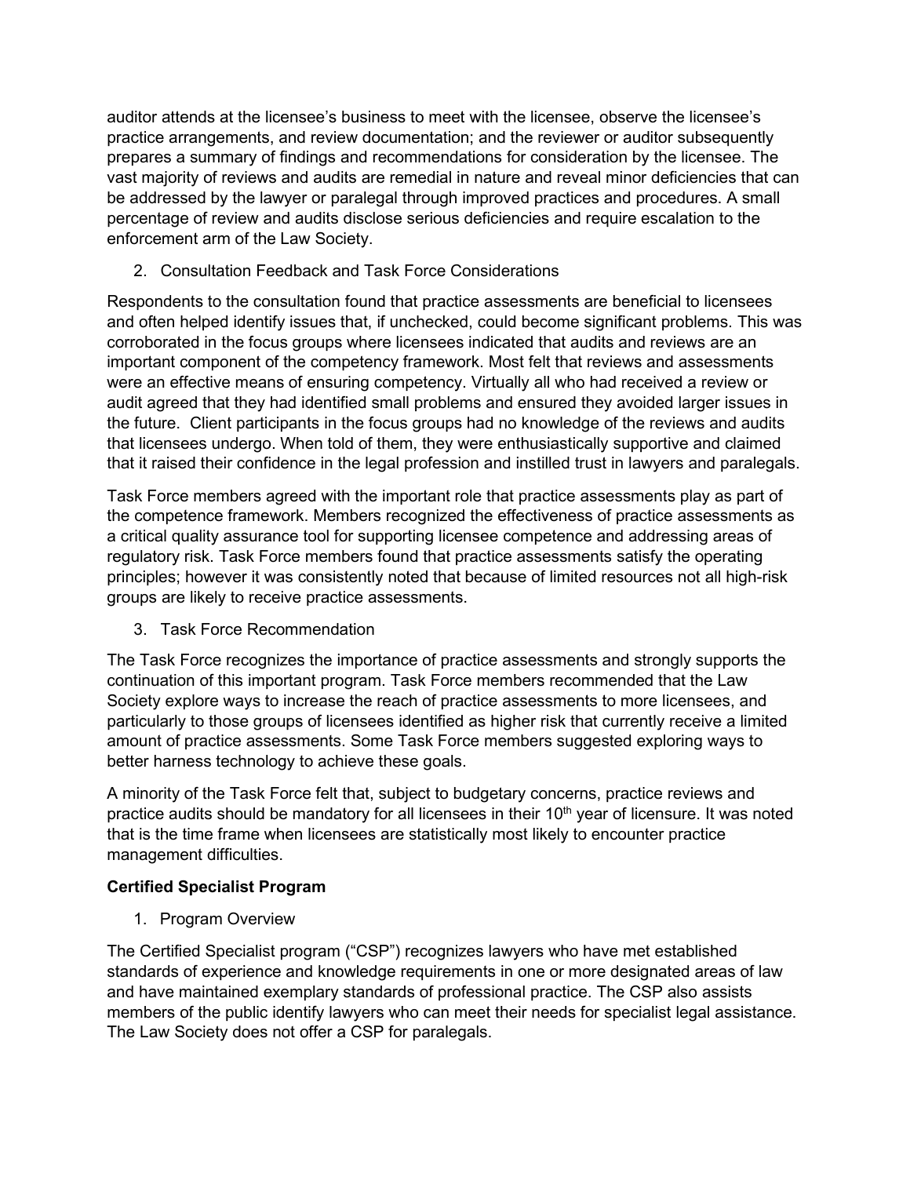auditor attends at the licensee's business to meet with the licensee, observe the licensee's practice arrangements, and review documentation; and the reviewer or auditor subsequently prepares a summary of findings and recommendations for consideration by the licensee. The vast majority of reviews and audits are remedial in nature and reveal minor deficiencies that can be addressed by the lawyer or paralegal through improved practices and procedures. A small percentage of review and audits disclose serious deficiencies and require escalation to the enforcement arm of the Law Society.

2. Consultation Feedback and Task Force Considerations

Respondents to the consultation found that practice assessments are beneficial to licensees and often helped identify issues that, if unchecked, could become significant problems. This was corroborated in the focus groups where licensees indicated that audits and reviews are an important component of the competency framework. Most felt that reviews and assessments were an effective means of ensuring competency. Virtually all who had received a review or audit agreed that they had identified small problems and ensured they avoided larger issues in the future. Client participants in the focus groups had no knowledge of the reviews and audits that licensees undergo. When told of them, they were enthusiastically supportive and claimed that it raised their confidence in the legal profession and instilled trust in lawyers and paralegals.

Task Force members agreed with the important role that practice assessments play as part of the competence framework. Members recognized the effectiveness of practice assessments as a critical quality assurance tool for supporting licensee competence and addressing areas of regulatory risk. Task Force members found that practice assessments satisfy the operating principles; however it was consistently noted that because of limited resources not all high-risk groups are likely to receive practice assessments.

3. Task Force Recommendation

The Task Force recognizes the importance of practice assessments and strongly supports the continuation of this important program. Task Force members recommended that the Law Society explore ways to increase the reach of practice assessments to more licensees, and particularly to those groups of licensees identified as higher risk that currently receive a limited amount of practice assessments. Some Task Force members suggested exploring ways to better harness technology to achieve these goals.

A minority of the Task Force felt that, subject to budgetary concerns, practice reviews and practice audits should be mandatory for all licensees in their 10th year of licensure. It was noted that is the time frame when licensees are statistically most likely to encounter practice management difficulties.

**Certified Specialist Program**

1. Program Overview

The Certified Specialist program ("CSP") recognizes lawyers who have met established standards of experience and knowledge requirements in one or more designated areas of law and have maintained exemplary standards of professional practice. The CSP also assists members of the public identify lawyers who can meet their needs for specialist legal assistance. The Law Society does not offer a CSP for paralegals.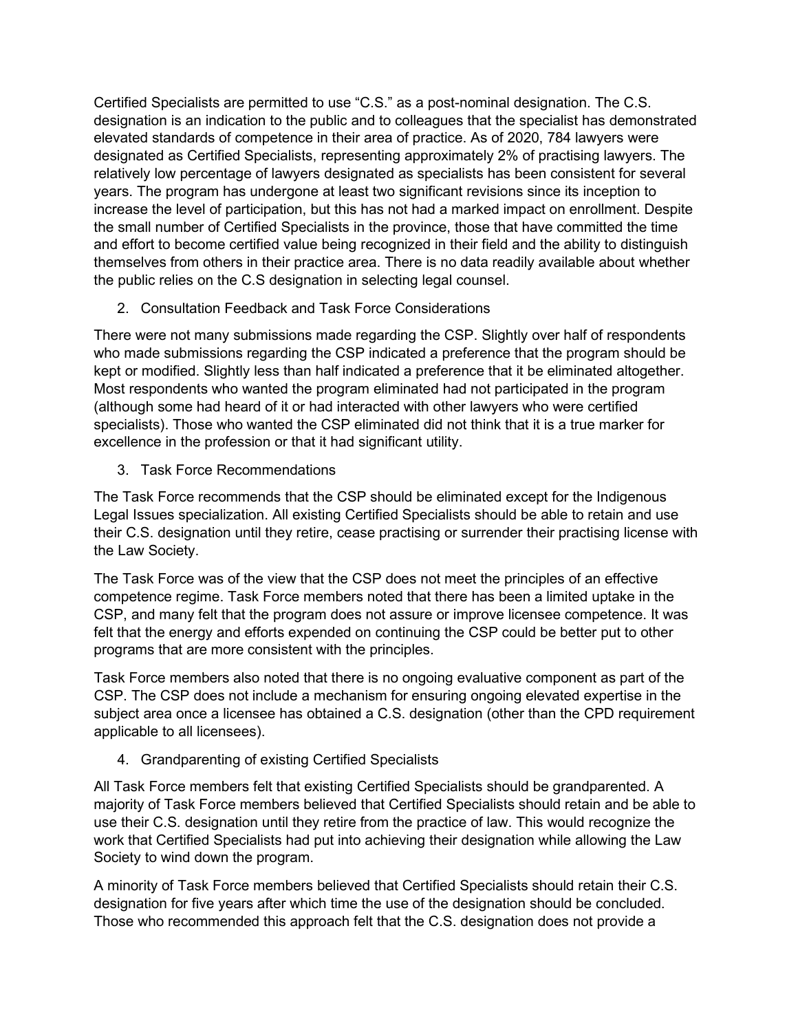Certified Specialists are permitted to use "C.S." as a post-nominal designation. The C.S. designation is an indication to the public and to colleagues that the specialist has demonstrated elevated standards of competence in their area of practice. As of 2020, 784 lawyers were designated as Certified Specialists, representing approximately 2% of practising lawyers. The relatively low percentage of lawyers designated as specialists has been consistent for several years. The program has undergone at least two significant revisions since its inception to increase the level of participation, but this has not had a marked impact on enrollment. Despite the small number of Certified Specialists in the province, those that have committed the time and effort to become certified value being recognized in their field and the ability to distinguish themselves from others in their practice area. There is no data readily available about whether the public relies on the C.S designation in selecting legal counsel.

2. Consultation Feedback and Task Force Considerations

There were not many submissions made regarding the CSP. Slightly over half of respondents who made submissions regarding the CSP indicated a preference that the program should be kept or modified. Slightly less than half indicated a preference that it be eliminated altogether. Most respondents who wanted the program eliminated had not participated in the program (although some had heard of it or had interacted with other lawyers who were certified specialists). Those who wanted the CSP eliminated did not think that it is a true marker for excellence in the profession or that it had significant utility.

3. Task Force Recommendations

The Task Force recommends that the CSP should be eliminated except for the Indigenous Legal Issues specialization. All existing Certified Specialists should be able to retain and use their C.S. designation until they retire, cease practising or surrender their practising license with the Law Society.

The Task Force was of the view that the CSP does not meet the principles of an effective competence regime. Task Force members noted that there has been a limited uptake in the CSP, and many felt that the program does not assure or improve licensee competence. It was felt that the energy and efforts expended on continuing the CSP could be better put to other programs that are more consistent with the principles.

Task Force members also noted that there is no ongoing evaluative component as part of the CSP. The CSP does not include a mechanism for ensuring ongoing elevated expertise in the subject area once a licensee has obtained a C.S. designation (other than the CPD requirement applicable to all licensees).

4. Grandparenting of existing Certified Specialists

All Task Force members felt that existing Certified Specialists should be grandparented. A majority of Task Force members believed that Certified Specialists should retain and be able to use their C.S. designation until they retire from the practice of law. This would recognize the work that Certified Specialists had put into achieving their designation while allowing the Law Society to wind down the program.

A minority of Task Force members believed that Certified Specialists should retain their C.S. designation for five years after which time the use of the designation should be concluded. Those who recommended this approach felt that the C.S. designation does not provide a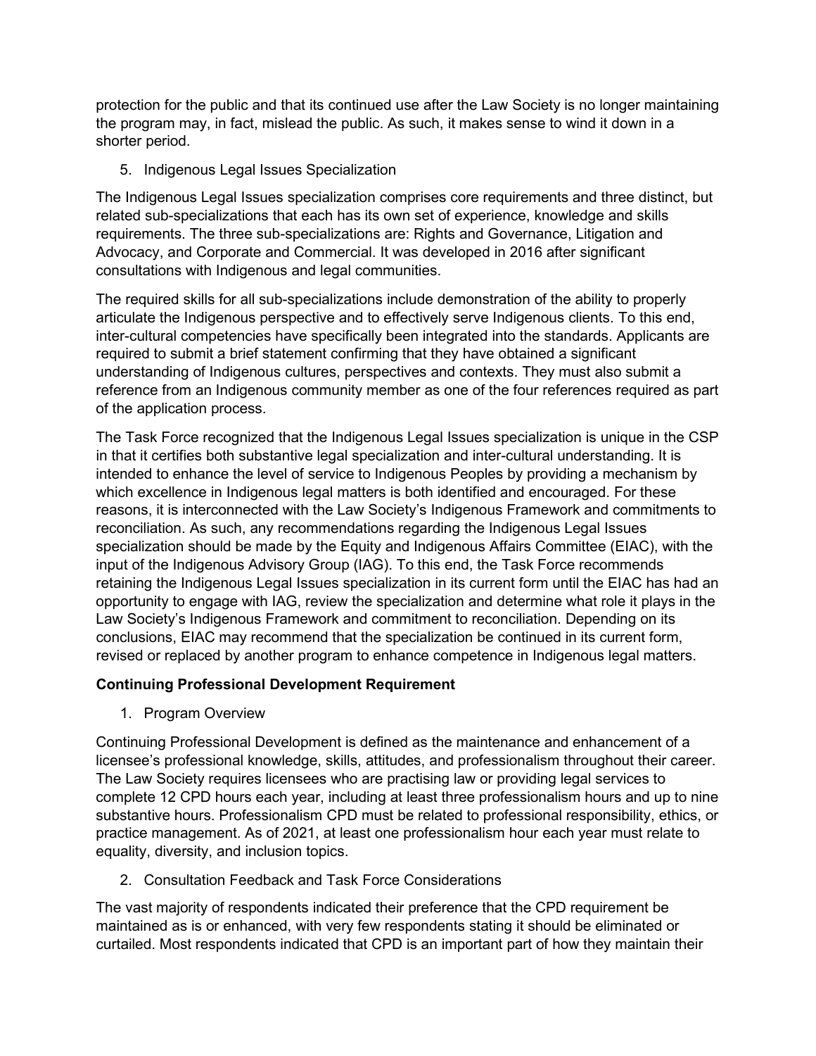protection for the public and that its continued use after the Law Society is no longer maintaining the program may, in fact, mislead the public. As such, it makes sense to wind it down in a shorter period.

5. Indigenous Legal Issues Specialization

The Indigenous Legal Issues specialization comprises core requirements and three distinct, but related sub-specializations that each has its own set of experience, knowledge and skills requirements. The three sub-specializations are: Rights and Governance, Litigation and Advocacy, and Corporate and Commercial. It was developed in 2016 after significant consultations with Indigenous and legal communities.

The required skills for all sub-specializations include demonstration of the ability to properly articulate the Indigenous perspective and to effectively serve Indigenous clients. To this end, inter-cultural competencies have specifically been integrated into the standards. Applicants are required to submit a brief statement confirming that they have obtained a significant understanding of Indigenous cultures, perspectives and contexts. They must also submit a reference from an Indigenous community member as one of the four references required as part of the application process.

The Task Force recognized that the Indigenous Legal Issues specialization is unique in the CSP in that it certifies both substantive legal specialization and inter-cultural understanding. It is intended to enhance the level of service to Indigenous Peoples by providing a mechanism by which excellence in Indigenous legal matters is both identified and encouraged. For these reasons, it is interconnected with the Law Society's Indigenous Framework and commitments to reconciliation. As such, any recommendations regarding the Indigenous Legal Issues specialization should be made by the Equity and Indigenous Affairs Committee (EIAC), with the input of the Indigenous Advisory Group (IAG). To this end, the Task Force recommends retaining the Indigenous Legal Issues specialization in its current form until the EIAC has had an opportunity to engage with IAG, review the specialization and determine what role it plays in the Law Society's Indigenous Framework and commitment to reconciliation. Depending on its conclusions, EIAC may recommend that the specialization be continued in its current form, revised or replaced by another program to enhance competence in Indigenous legal matters.

**Continuing Professional Development Requirement**

1. Program Overview

Continuing Professional Development is defined as the maintenance and enhancement of a licensee's professional knowledge, skills, attitudes, and professionalism throughout their career. The Law Society requires licensees who are practising law or providing legal services to complete 12 CPD hours each year, including at least three professionalism hours and up to nine substantive hours. Professionalism CPD must be related to professional responsibility, ethics, or practice management. As of 2021, at least one professionalism hour each year must relate to equality, diversity, and inclusion topics.

2. Consultation Feedback and Task Force Considerations

The vast majority of respondents indicated their preference that the CPD requirement be maintained as is or enhanced, with very few respondents stating it should be eliminated or curtailed. Most respondents indicated that CPD is an important part of how they maintain their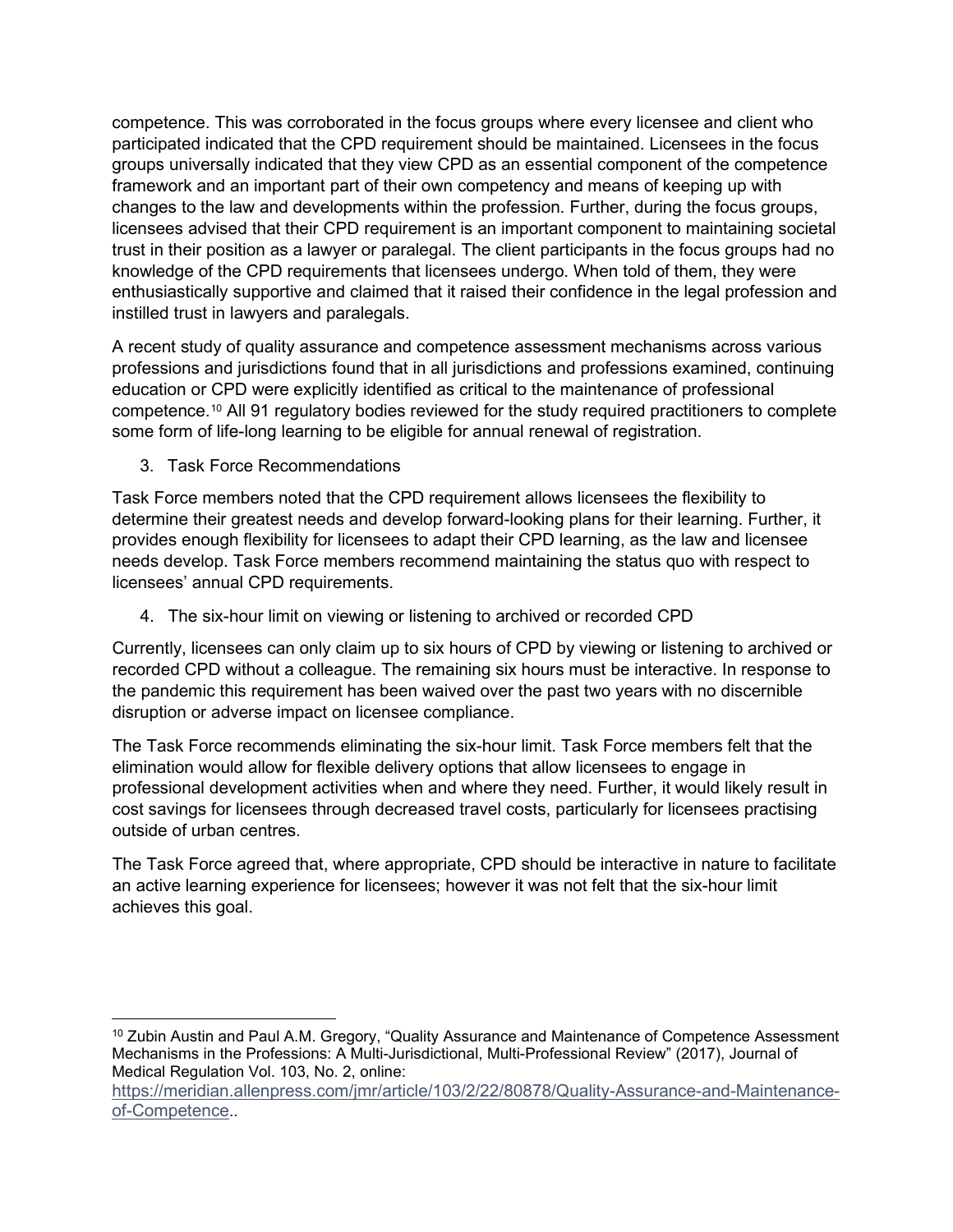competence. This was corroborated in the focus groups where every licensee and client who participated indicated that the CPD requirement should be maintained. Licensees in the focus groups universally indicated that they view CPD as an essential component of the competence framework and an important part of their own competency and means of keeping up with changes to the law and developments within the profession. Further, during the focus groups, licensees advised that their CPD requirement is an important component to maintaining societal trust in their position as a lawyer or paralegal. The client participants in the focus groups had no knowledge of the CPD requirements that licensees undergo. When told of them, they were enthusiastically supportive and claimed that it raised their confidence in the legal profession and instilled trust in lawyers and paralegals.

A recent study of quality assurance and competence assessment mechanisms across various professions and jurisdictions found that in all jurisdictions and professions examined, continuing education or CPD were explicitly identified as critical to the maintenance of professional competence.[10] All 91 regulatory bodies reviewed for the study required practitioners to complete some form of life-long learning to be eligible for annual renewal of registration.

3. Task Force Recommendations

Task Force members noted that the CPD requirement allows licensees the flexibility to determine their greatest needs and develop forward-looking plans for their learning. Further, it provides enough flexibility for licensees to adapt their CPD learning, as the law and licensee needs develop. Task Force members recommend maintaining the status quo with respect to licensees' annual CPD requirements.

4. The six-hour limit on viewing or listening to archived or recorded CPD

Currently, licensees can only claim up to six hours of CPD by viewing or listening to archived or recorded CPD without a colleague. The remaining six hours must be interactive. In response to the pandemic this requirement has been waived over the past two years with no discernible disruption or adverse impact on licensee compliance.

The Task Force recommends eliminating the six-hour limit. Task Force members felt that the elimination would allow for flexible delivery options that allow licensees to engage in professional development activities when and where they need. Further, it would likely result in cost savings for licensees through decreased travel costs, particularly for licensees practising outside of urban centres.

The Task Force agreed that, where appropriate, CPD should be interactive in nature to facilitate an active learning experience for licensees; however it was not felt that the six-hour limit achieves this goal.

---

[10] Zubin Austin and Paul A.M. Gregory, "Quality Assurance and Maintenance of Competence Assessment Mechanisms in the Professions: A Multi-Jurisdictional, Multi-Professional Review" (2017), Journal of Medical Regulation Vol. 103, No. 2, online: https://meridian.allenpress.com/jmr/article/103/2/22/80878/Quality-Assurance-and-Maintenance-of-Competence..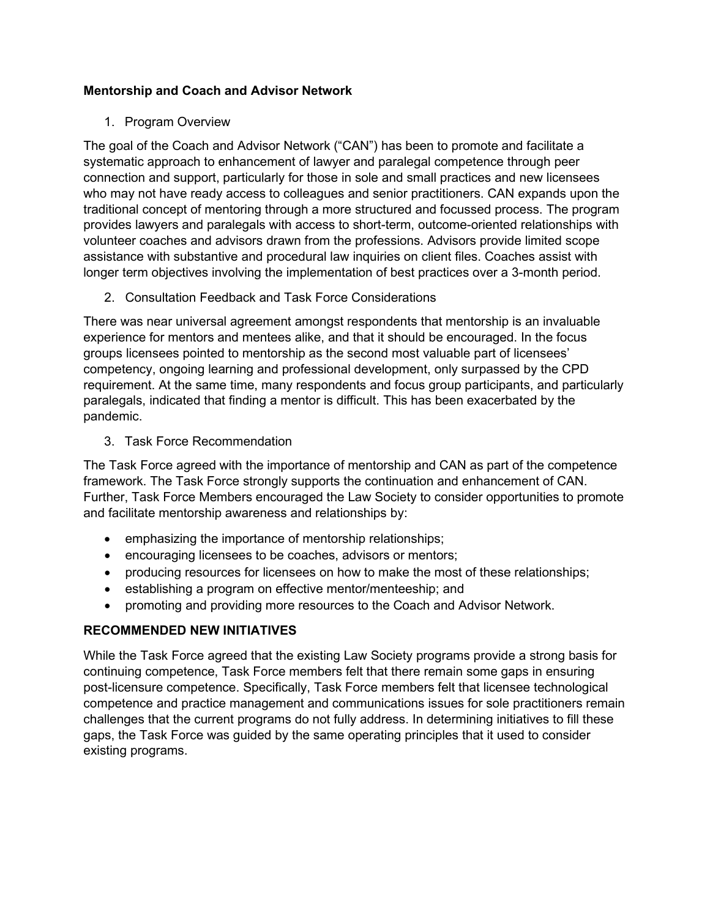### Mentorship and Coach and Advisor Network

1. Program Overview

The goal of the Coach and Advisor Network ("CAN") has been to promote and facilitate a systematic approach to enhancement of lawyer and paralegal competence through peer connection and support, particularly for those in sole and small practices and new licensees who may not have ready access to colleagues and senior practitioners. CAN expands upon the traditional concept of mentoring through a more structured and focussed process. The program provides lawyers and paralegals with access to short-term, outcome-oriented relationships with volunteer coaches and advisors drawn from the professions. Advisors provide limited scope assistance with substantive and procedural law inquiries on client files. Coaches assist with longer term objectives involving the implementation of best practices over a 3-month period.

2. Consultation Feedback and Task Force Considerations

There was near universal agreement amongst respondents that mentorship is an invaluable experience for mentors and mentees alike, and that it should be encouraged. In the focus groups licensees pointed to mentorship as the second most valuable part of licensees' competency, ongoing learning and professional development, only surpassed by the CPD requirement. At the same time, many respondents and focus group participants, and particularly paralegals, indicated that finding a mentor is difficult. This has been exacerbated by the pandemic.

3. Task Force Recommendation

The Task Force agreed with the importance of mentorship and CAN as part of the competence framework. The Task Force strongly supports the continuation and enhancement of CAN. Further, Task Force Members encouraged the Law Society to consider opportunities to promote and facilitate mentorship awareness and relationships by:

- emphasizing the importance of mentorship relationships;
- encouraging licensees to be coaches, advisors or mentors;
- producing resources for licensees on how to make the most of these relationships;
- establishing a program on effective mentor/menteeship; and
- promoting and providing more resources to the Coach and Advisor Network.

## RECOMMENDED NEW INITIATIVES

While the Task Force agreed that the existing Law Society programs provide a strong basis for continuing competence, Task Force members felt that there remain some gaps in ensuring post-licensure competence. Specifically, Task Force members felt that licensee technological competence and practice management and communications issues for sole practitioners remain challenges that the current programs do not fully address. In determining initiatives to fill these gaps, the Task Force was guided by the same operating principles that it used to consider existing programs.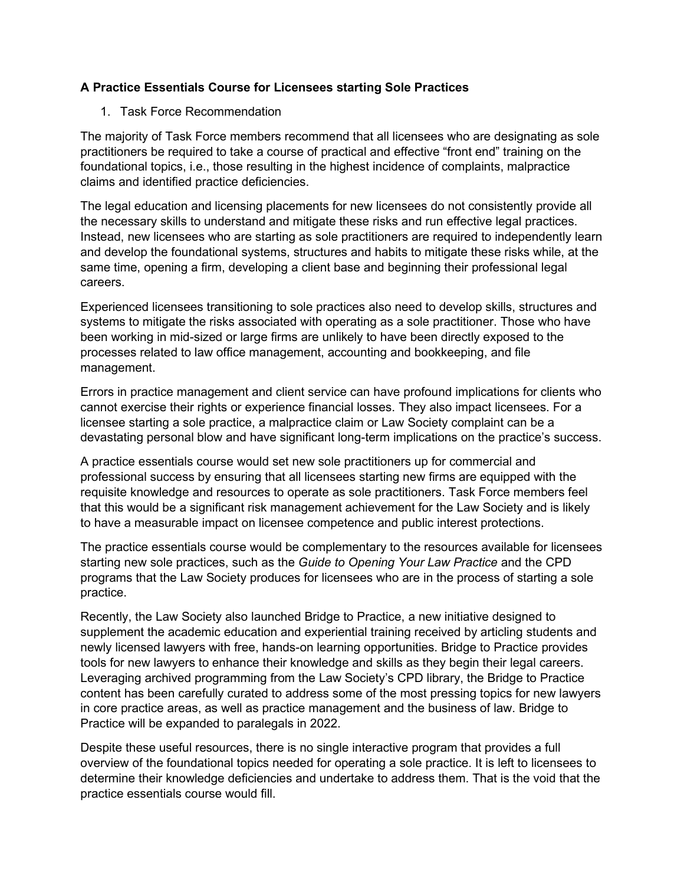### A Practice Essentials Course for Licensees starting Sole Practices

1. Task Force Recommendation

The majority of Task Force members recommend that all licensees who are designating as sole practitioners be required to take a course of practical and effective “front end” training on the foundational topics, i.e., those resulting in the highest incidence of complaints, malpractice claims and identified practice deficiencies.

The legal education and licensing placements for new licensees do not consistently provide all the necessary skills to understand and mitigate these risks and run effective legal practices. Instead, new licensees who are starting as sole practitioners are required to independently learn and develop the foundational systems, structures and habits to mitigate these risks while, at the same time, opening a firm, developing a client base and beginning their professional legal careers.

Experienced licensees transitioning to sole practices also need to develop skills, structures and systems to mitigate the risks associated with operating as a sole practitioner. Those who have been working in mid-sized or large firms are unlikely to have been directly exposed to the processes related to law office management, accounting and bookkeeping, and file management.

Errors in practice management and client service can have profound implications for clients who cannot exercise their rights or experience financial losses. They also impact licensees. For a licensee starting a sole practice, a malpractice claim or Law Society complaint can be a devastating personal blow and have significant long-term implications on the practice’s success.

A practice essentials course would set new sole practitioners up for commercial and professional success by ensuring that all licensees starting new firms are equipped with the requisite knowledge and resources to operate as sole practitioners. Task Force members feel that this would be a significant risk management achievement for the Law Society and is likely to have a measurable impact on licensee competence and public interest protections.

The practice essentials course would be complementary to the resources available for licensees starting new sole practices, such as the *Guide to Opening Your Law Practice* and the CPD programs that the Law Society produces for licensees who are in the process of starting a sole practice.

Recently, the Law Society also launched Bridge to Practice, a new initiative designed to supplement the academic education and experiential training received by articling students and newly licensed lawyers with free, hands-on learning opportunities. Bridge to Practice provides tools for new lawyers to enhance their knowledge and skills as they begin their legal careers. Leveraging archived programming from the Law Society’s CPD library, the Bridge to Practice content has been carefully curated to address some of the most pressing topics for new lawyers in core practice areas, as well as practice management and the business of law. Bridge to Practice will be expanded to paralegals in 2022.

Despite these useful resources, there is no single interactive program that provides a full overview of the foundational topics needed for operating a sole practice. It is left to licensees to determine their knowledge deficiencies and undertake to address them. That is the void that the practice essentials course would fill.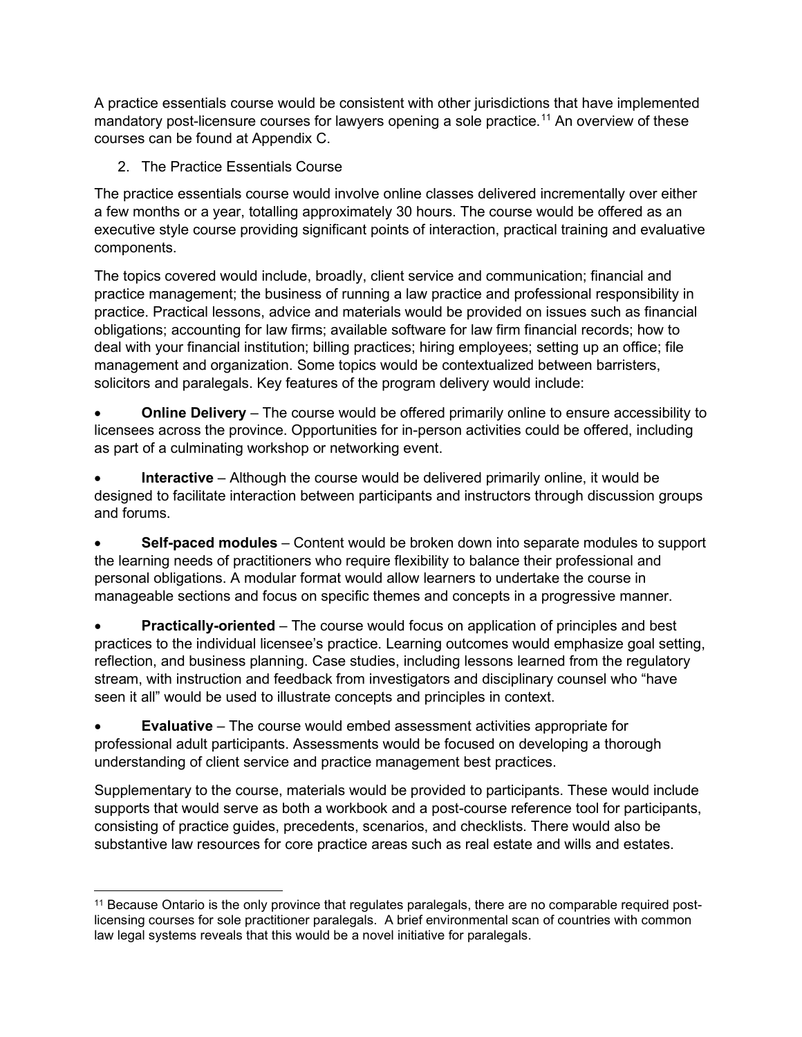A practice essentials course would be consistent with other jurisdictions that have implemented mandatory post-licensure courses for lawyers opening a sole practice.[11] An overview of these courses can be found at Appendix C.

2. The Practice Essentials Course

The practice essentials course would involve online classes delivered incrementally over either a few months or a year, totalling approximately 30 hours. The course would be offered as an executive style course providing significant points of interaction, practical training and evaluative components.

The topics covered would include, broadly, client service and communication; financial and practice management; the business of running a law practice and professional responsibility in practice. Practical lessons, advice and materials would be provided on issues such as financial obligations; accounting for law firms; available software for law firm financial records; how to deal with your financial institution; billing practices; hiring employees; setting up an office; file management and organization. Some topics would be contextualized between barristers, solicitors and paralegals. Key features of the program delivery would include:

- **Online Delivery** – The course would be offered primarily online to ensure accessibility to licensees across the province. Opportunities for in-person activities could be offered, including as part of a culminating workshop or networking event.

- **Interactive** – Although the course would be delivered primarily online, it would be designed to facilitate interaction between participants and instructors through discussion groups and forums.

- **Self-paced modules** – Content would be broken down into separate modules to support the learning needs of practitioners who require flexibility to balance their professional and personal obligations. A modular format would allow learners to undertake the course in manageable sections and focus on specific themes and concepts in a progressive manner.

- **Practically-oriented** – The course would focus on application of principles and best practices to the individual licensee's practice. Learning outcomes would emphasize goal setting, reflection, and business planning. Case studies, including lessons learned from the regulatory stream, with instruction and feedback from investigators and disciplinary counsel who "have seen it all" would be used to illustrate concepts and principles in context.

- **Evaluative** – The course would embed assessment activities appropriate for professional adult participants. Assessments would be focused on developing a thorough understanding of client service and practice management best practices.

Supplementary to the course, materials would be provided to participants. These would include supports that would serve as both a workbook and a post-course reference tool for participants, consisting of practice guides, precedents, scenarios, and checklists. There would also be substantive law resources for core practice areas such as real estate and wills and estates.

[11] Because Ontario is the only province that regulates paralegals, there are no comparable required post-licensing courses for sole practitioner paralegals. A brief environmental scan of countries with common law legal systems reveals that this would be a novel initiative for paralegals.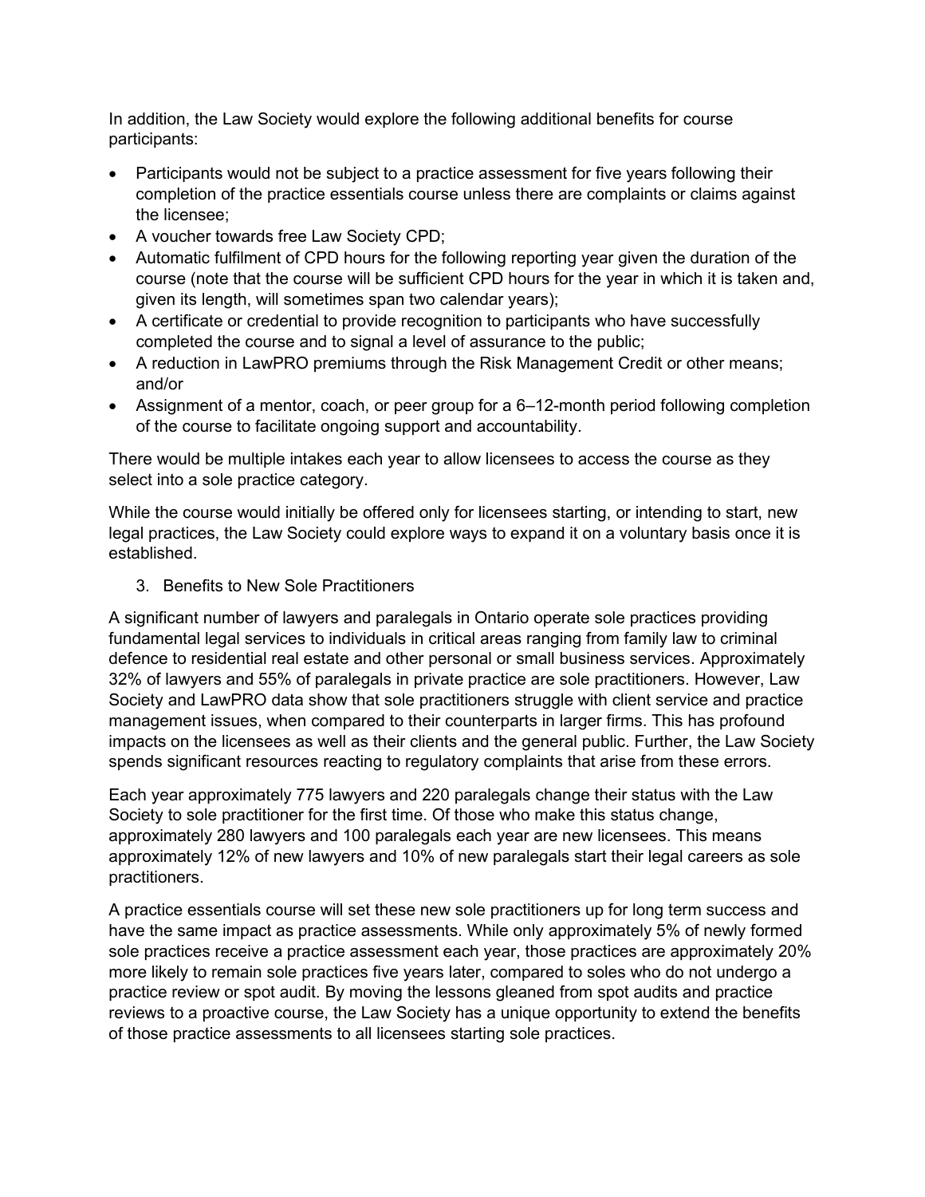In addition, the Law Society would explore the following additional benefits for course participants:

- Participants would not be subject to a practice assessment for five years following their completion of the practice essentials course unless there are complaints or claims against the licensee;
- A voucher towards free Law Society CPD;
- Automatic fulfilment of CPD hours for the following reporting year given the duration of the course (note that the course will be sufficient CPD hours for the year in which it is taken and, given its length, will sometimes span two calendar years);
- A certificate or credential to provide recognition to participants who have successfully completed the course and to signal a level of assurance to the public;
- A reduction in LawPRO premiums through the Risk Management Credit or other means; and/or
- Assignment of a mentor, coach, or peer group for a 6–12-month period following completion of the course to facilitate ongoing support and accountability.

There would be multiple intakes each year to allow licensees to access the course as they select into a sole practice category.

While the course would initially be offered only for licensees starting, or intending to start, new legal practices, the Law Society could explore ways to expand it on a voluntary basis once it is established.

3. Benefits to New Sole Practitioners

A significant number of lawyers and paralegals in Ontario operate sole practices providing fundamental legal services to individuals in critical areas ranging from family law to criminal defence to residential real estate and other personal or small business services. Approximately 32% of lawyers and 55% of paralegals in private practice are sole practitioners. However, Law Society and LawPRO data show that sole practitioners struggle with client service and practice management issues, when compared to their counterparts in larger firms. This has profound impacts on the licensees as well as their clients and the general public. Further, the Law Society spends significant resources reacting to regulatory complaints that arise from these errors.

Each year approximately 775 lawyers and 220 paralegals change their status with the Law Society to sole practitioner for the first time. Of those who make this status change, approximately 280 lawyers and 100 paralegals each year are new licensees. This means approximately 12% of new lawyers and 10% of new paralegals start their legal careers as sole practitioners.

A practice essentials course will set these new sole practitioners up for long term success and have the same impact as practice assessments. While only approximately 5% of newly formed sole practices receive a practice assessment each year, those practices are approximately 20% more likely to remain sole practices five years later, compared to soles who do not undergo a practice review or spot audit. By moving the lessons gleaned from spot audits and practice reviews to a proactive course, the Law Society has a unique opportunity to extend the benefits of those practice assessments to all licensees starting sole practices.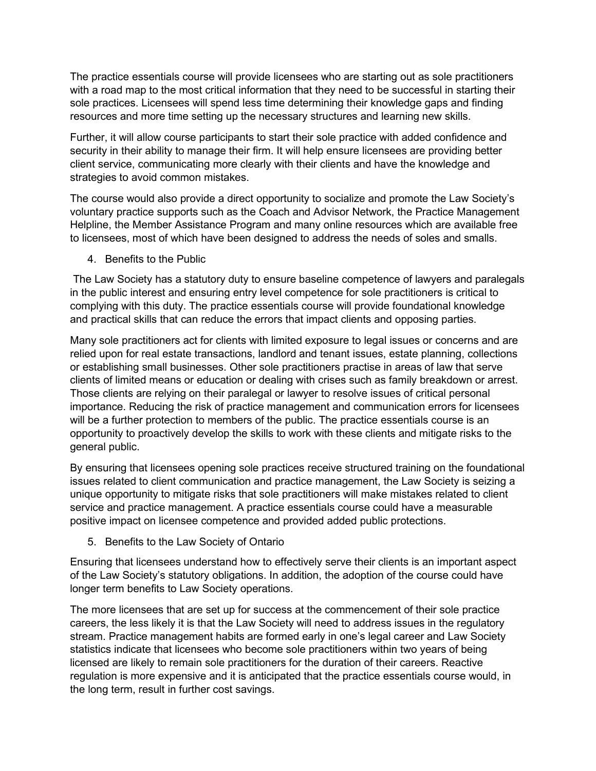The practice essentials course will provide licensees who are starting out as sole practitioners with a road map to the most critical information that they need to be successful in starting their sole practices. Licensees will spend less time determining their knowledge gaps and finding resources and more time setting up the necessary structures and learning new skills.

Further, it will allow course participants to start their sole practice with added confidence and security in their ability to manage their firm. It will help ensure licensees are providing better client service, communicating more clearly with their clients and have the knowledge and strategies to avoid common mistakes.

The course would also provide a direct opportunity to socialize and promote the Law Society's voluntary practice supports such as the Coach and Advisor Network, the Practice Management Helpline, the Member Assistance Program and many online resources which are available free to licensees, most of which have been designed to address the needs of soles and smalls.

4. Benefits to the Public

The Law Society has a statutory duty to ensure baseline competence of lawyers and paralegals in the public interest and ensuring entry level competence for sole practitioners is critical to complying with this duty. The practice essentials course will provide foundational knowledge and practical skills that can reduce the errors that impact clients and opposing parties.

Many sole practitioners act for clients with limited exposure to legal issues or concerns and are relied upon for real estate transactions, landlord and tenant issues, estate planning, collections or establishing small businesses. Other sole practitioners practise in areas of law that serve clients of limited means or education or dealing with crises such as family breakdown or arrest. Those clients are relying on their paralegal or lawyer to resolve issues of critical personal importance. Reducing the risk of practice management and communication errors for licensees will be a further protection to members of the public. The practice essentials course is an opportunity to proactively develop the skills to work with these clients and mitigate risks to the general public.

By ensuring that licensees opening sole practices receive structured training on the foundational issues related to client communication and practice management, the Law Society is seizing a unique opportunity to mitigate risks that sole practitioners will make mistakes related to client service and practice management. A practice essentials course could have a measurable positive impact on licensee competence and provided added public protections.

5. Benefits to the Law Society of Ontario

Ensuring that licensees understand how to effectively serve their clients is an important aspect of the Law Society's statutory obligations. In addition, the adoption of the course could have longer term benefits to Law Society operations.

The more licensees that are set up for success at the commencement of their sole practice careers, the less likely it is that the Law Society will need to address issues in the regulatory stream. Practice management habits are formed early in one's legal career and Law Society statistics indicate that licensees who become sole practitioners within two years of being licensed are likely to remain sole practitioners for the duration of their careers. Reactive regulation is more expensive and it is anticipated that the practice essentials course would, in the long term, result in further cost savings.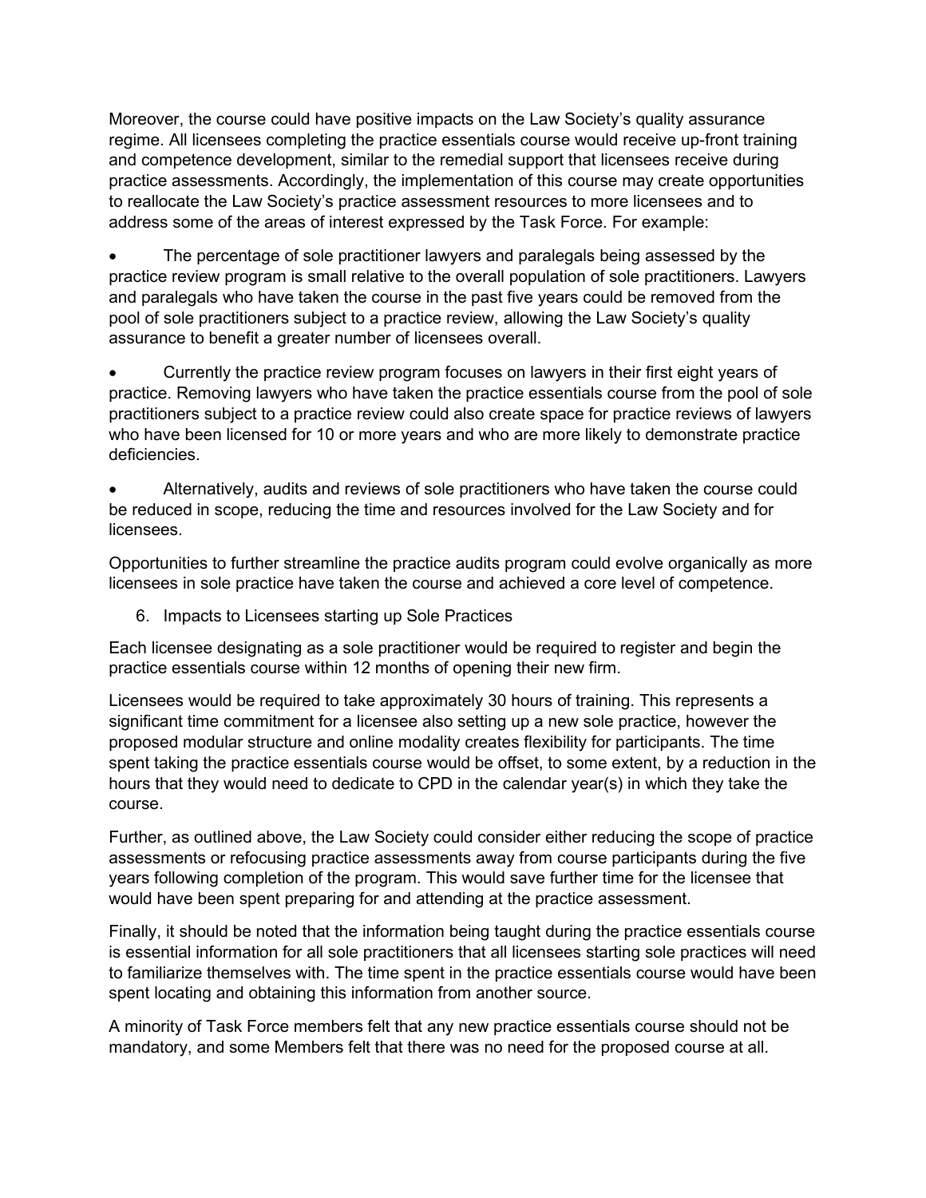Moreover, the course could have positive impacts on the Law Society's quality assurance regime. All licensees completing the practice essentials course would receive up-front training and competence development, similar to the remedial support that licensees receive during practice assessments. Accordingly, the implementation of this course may create opportunities to reallocate the Law Society's practice assessment resources to more licensees and to address some of the areas of interest expressed by the Task Force. For example:

- The percentage of sole practitioner lawyers and paralegals being assessed by the practice review program is small relative to the overall population of sole practitioners. Lawyers and paralegals who have taken the course in the past five years could be removed from the pool of sole practitioners subject to a practice review, allowing the Law Society's quality assurance to benefit a greater number of licensees overall.

- Currently the practice review program focuses on lawyers in their first eight years of practice. Removing lawyers who have taken the practice essentials course from the pool of sole practitioners subject to a practice review could also create space for practice reviews of lawyers who have been licensed for 10 or more years and who are more likely to demonstrate practice deficiencies.

- Alternatively, audits and reviews of sole practitioners who have taken the course could be reduced in scope, reducing the time and resources involved for the Law Society and for licensees.

Opportunities to further streamline the practice audits program could evolve organically as more licensees in sole practice have taken the course and achieved a core level of competence.

6. Impacts to Licensees starting up Sole Practices

Each licensee designating as a sole practitioner would be required to register and begin the practice essentials course within 12 months of opening their new firm.

Licensees would be required to take approximately 30 hours of training. This represents a significant time commitment for a licensee also setting up a new sole practice, however the proposed modular structure and online modality creates flexibility for participants. The time spent taking the practice essentials course would be offset, to some extent, by a reduction in the hours that they would need to dedicate to CPD in the calendar year(s) in which they take the course.

Further, as outlined above, the Law Society could consider either reducing the scope of practice assessments or refocusing practice assessments away from course participants during the five years following completion of the program. This would save further time for the licensee that would have been spent preparing for and attending at the practice assessment.

Finally, it should be noted that the information being taught during the practice essentials course is essential information for all sole practitioners that all licensees starting sole practices will need to familiarize themselves with. The time spent in the practice essentials course would have been spent locating and obtaining this information from another source.

A minority of Task Force members felt that any new practice essentials course should not be mandatory, and some Members felt that there was no need for the proposed course at all.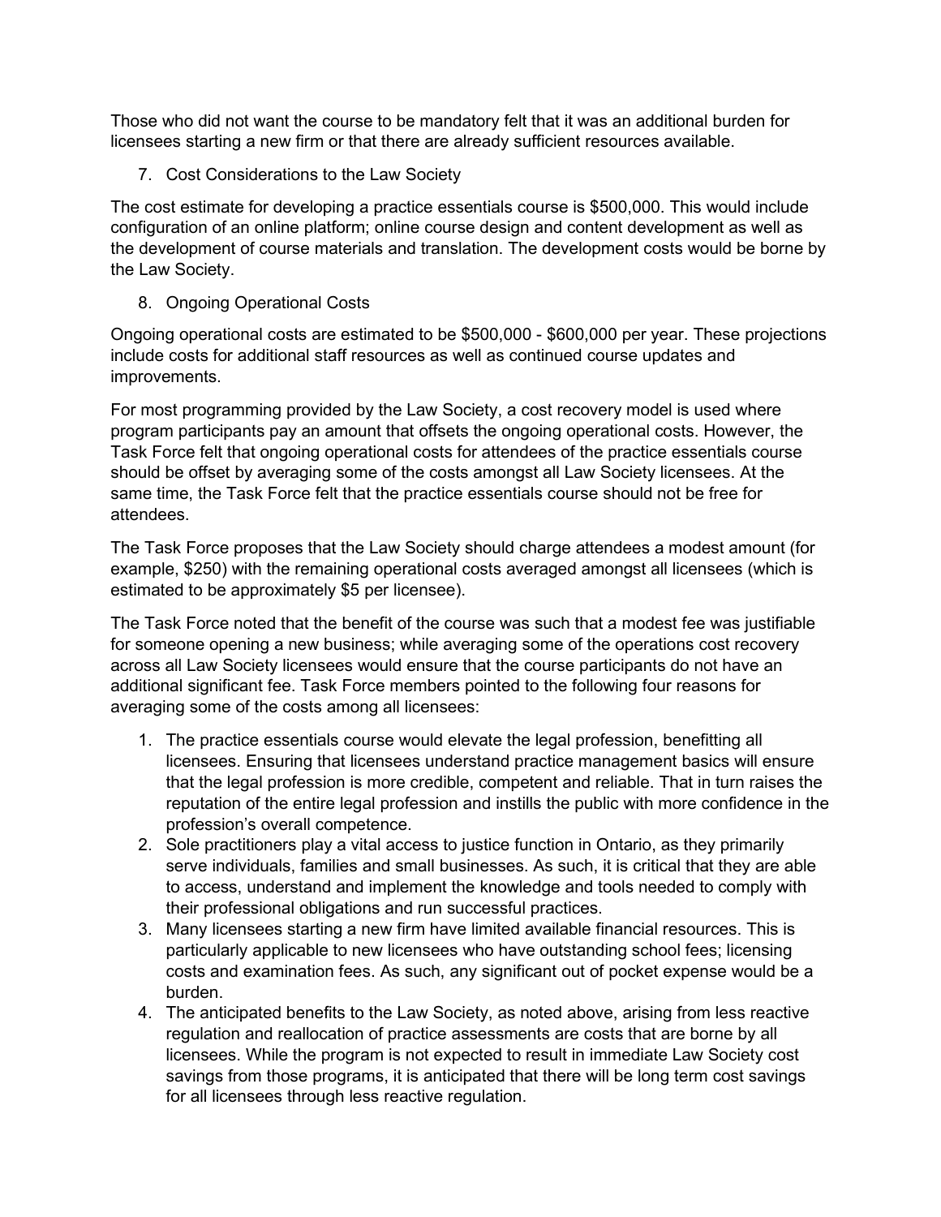Those who did not want the course to be mandatory felt that it was an additional burden for licensees starting a new firm or that there are already sufficient resources available.

7. Cost Considerations to the Law Society

The cost estimate for developing a practice essentials course is $500,000. This would include configuration of an online platform; online course design and content development as well as the development of course materials and translation. The development costs would be borne by the Law Society.

8. Ongoing Operational Costs

Ongoing operational costs are estimated to be $500,000 - $600,000 per year. These projections include costs for additional staff resources as well as continued course updates and improvements.

For most programming provided by the Law Society, a cost recovery model is used where program participants pay an amount that offsets the ongoing operational costs. However, the Task Force felt that ongoing operational costs for attendees of the practice essentials course should be offset by averaging some of the costs amongst all Law Society licensees. At the same time, the Task Force felt that the practice essentials course should not be free for attendees.

The Task Force proposes that the Law Society should charge attendees a modest amount (for example, $250) with the remaining operational costs averaged amongst all licensees (which is estimated to be approximately $5 per licensee).

The Task Force noted that the benefit of the course was such that a modest fee was justifiable for someone opening a new business; while averaging some of the operations cost recovery across all Law Society licensees would ensure that the course participants do not have an additional significant fee. Task Force members pointed to the following four reasons for averaging some of the costs among all licensees:

1. The practice essentials course would elevate the legal profession, benefitting all licensees. Ensuring that licensees understand practice management basics will ensure that the legal profession is more credible, competent and reliable. That in turn raises the reputation of the entire legal profession and instills the public with more confidence in the profession's overall competence.
2. Sole practitioners play a vital access to justice function in Ontario, as they primarily serve individuals, families and small businesses. As such, it is critical that they are able to access, understand and implement the knowledge and tools needed to comply with their professional obligations and run successful practices.
3. Many licensees starting a new firm have limited available financial resources. This is particularly applicable to new licensees who have outstanding school fees; licensing costs and examination fees. As such, any significant out of pocket expense would be a burden.
4. The anticipated benefits to the Law Society, as noted above, arising from less reactive regulation and reallocation of practice assessments are costs that are borne by all licensees. While the program is not expected to result in immediate Law Society cost savings from those programs, it is anticipated that there will be long term cost savings for all licensees through less reactive regulation.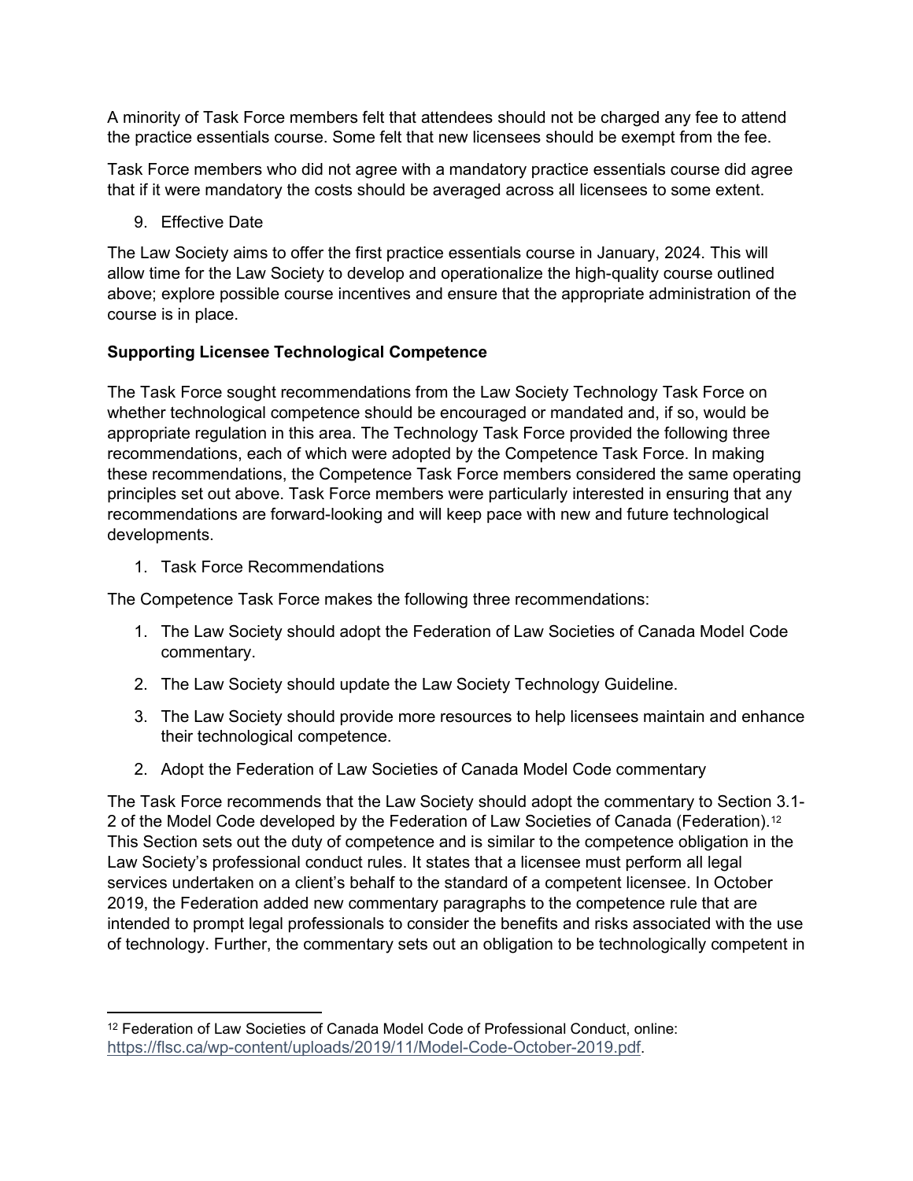A minority of Task Force members felt that attendees should not be charged any fee to attend the practice essentials course. Some felt that new licensees should be exempt from the fee.

Task Force members who did not agree with a mandatory practice essentials course did agree that if it were mandatory the costs should be averaged across all licensees to some extent.

9. Effective Date

The Law Society aims to offer the first practice essentials course in January, 2024. This will allow time for the Law Society to develop and operationalize the high-quality course outlined above; explore possible course incentives and ensure that the appropriate administration of the course is in place.

**Supporting Licensee Technological Competence**

The Task Force sought recommendations from the Law Society Technology Task Force on whether technological competence should be encouraged or mandated and, if so, would be appropriate regulation in this area. The Technology Task Force provided the following three recommendations, each of which were adopted by the Competence Task Force. In making these recommendations, the Competence Task Force members considered the same operating principles set out above. Task Force members were particularly interested in ensuring that any recommendations are forward-looking and will keep pace with new and future technological developments.

1. Task Force Recommendations

The Competence Task Force makes the following three recommendations:

1. The Law Society should adopt the Federation of Law Societies of Canada Model Code commentary.
2. The Law Society should update the Law Society Technology Guideline.
3. The Law Society should provide more resources to help licensees maintain and enhance their technological competence.

2. Adopt the Federation of Law Societies of Canada Model Code commentary

The Task Force recommends that the Law Society should adopt the commentary to Section 3.1-2 of the Model Code developed by the Federation of Law Societies of Canada (Federation).[12] This Section sets out the duty of competence and is similar to the competence obligation in the Law Society's professional conduct rules. It states that a licensee must perform all legal services undertaken on a client's behalf to the standard of a competent licensee. In October 2019, the Federation added new commentary paragraphs to the competence rule that are intended to prompt legal professionals to consider the benefits and risks associated with the use of technology. Further, the commentary sets out an obligation to be technologically competent in

[12] Federation of Law Societies of Canada Model Code of Professional Conduct, online: https://flsc.ca/wp-content/uploads/2019/11/Model-Code-October-2019.pdf.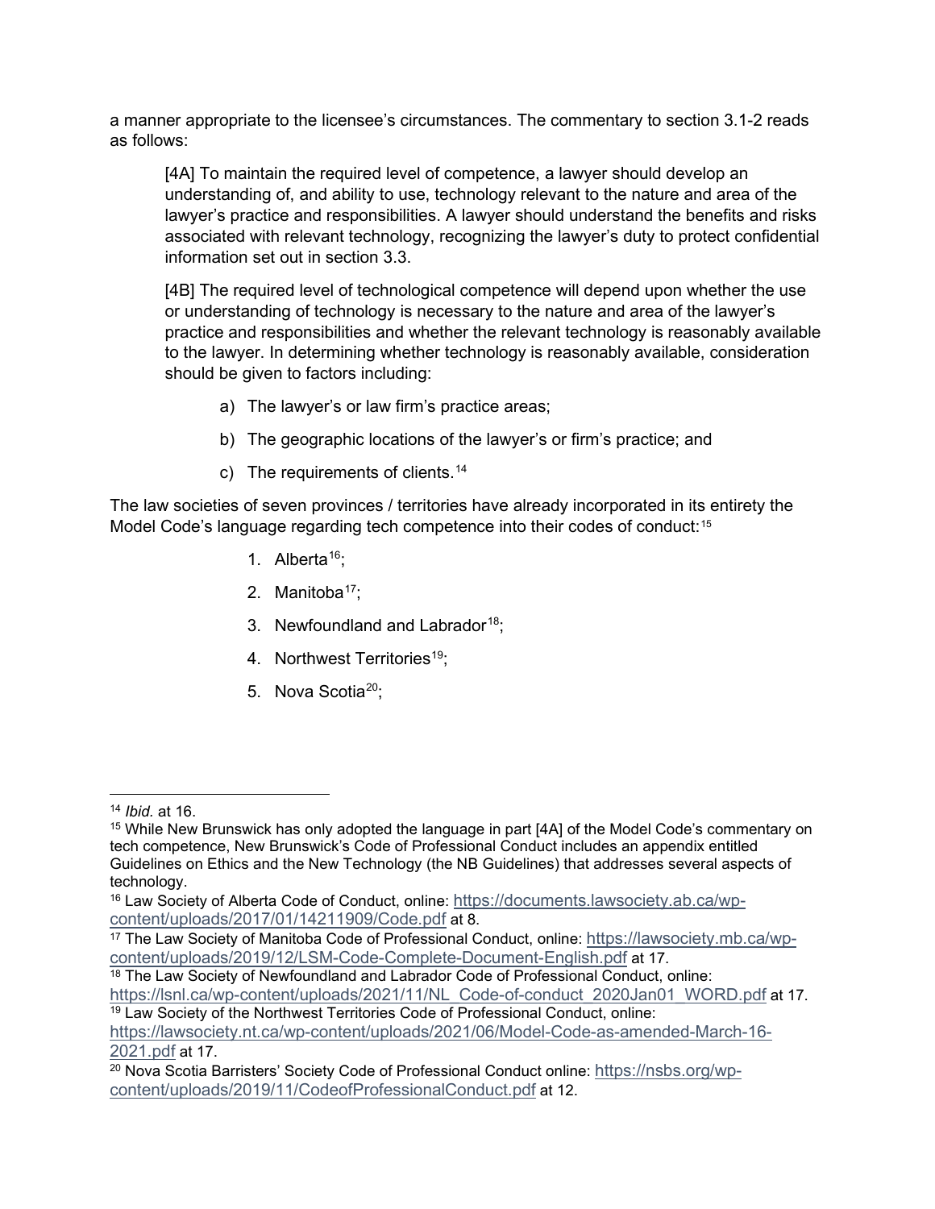a manner appropriate to the licensee's circumstances. The commentary to section 3.1-2 reads as follows:

> [4A] To maintain the required level of competence, a lawyer should develop an understanding of, and ability to use, technology relevant to the nature and area of the lawyer's practice and responsibilities. A lawyer should understand the benefits and risks associated with relevant technology, recognizing the lawyer's duty to protect confidential information set out in section 3.3.
>
> [4B] The required level of technological competence will depend upon whether the use or understanding of technology is necessary to the nature and area of the lawyer's practice and responsibilities and whether the relevant technology is reasonably available to the lawyer. In determining whether technology is reasonably available, consideration should be given to factors including:
>
> a) The lawyer's or law firm's practice areas;
>
> b) The geographic locations of the lawyer's or firm's practice; and
>
> c) The requirements of clients.[14]

The law societies of seven provinces / territories have already incorporated in its entirety the Model Code's language regarding tech competence into their codes of conduct:[15]

1. Alberta[16];
2. Manitoba[17];
3. Newfoundland and Labrador[18];
4. Northwest Territories[19];
5. Nova Scotia[20];

---

[14] *Ibid.* at 16.

[15] While New Brunswick has only adopted the language in part [4A] of the Model Code's commentary on tech competence, New Brunswick's Code of Professional Conduct includes an appendix entitled Guidelines on Ethics and the New Technology (the NB Guidelines) that addresses several aspects of technology.

[16] Law Society of Alberta Code of Conduct, online: https://documents.lawsociety.ab.ca/wp-content/uploads/2017/01/14211909/Code.pdf at 8.

[17] The Law Society of Manitoba Code of Professional Conduct, online: https://lawsociety.mb.ca/wp-content/uploads/2019/12/LSM-Code-Complete-Document-English.pdf at 17.

[18] The Law Society of Newfoundland and Labrador Code of Professional Conduct, online: https://lsnl.ca/wp-content/uploads/2021/11/NL_Code-of-conduct_2020Jan01_WORD.pdf at 17.

[19] Law Society of the Northwest Territories Code of Professional Conduct, online: https://lawsociety.nt.ca/wp-content/uploads/2021/06/Model-Code-as-amended-March-16-2021.pdf at 17.

[20] Nova Scotia Barristers' Society Code of Professional Conduct online: https://nsbs.org/wp-content/uploads/2019/11/CodeofProfessionalConduct.pdf at 12.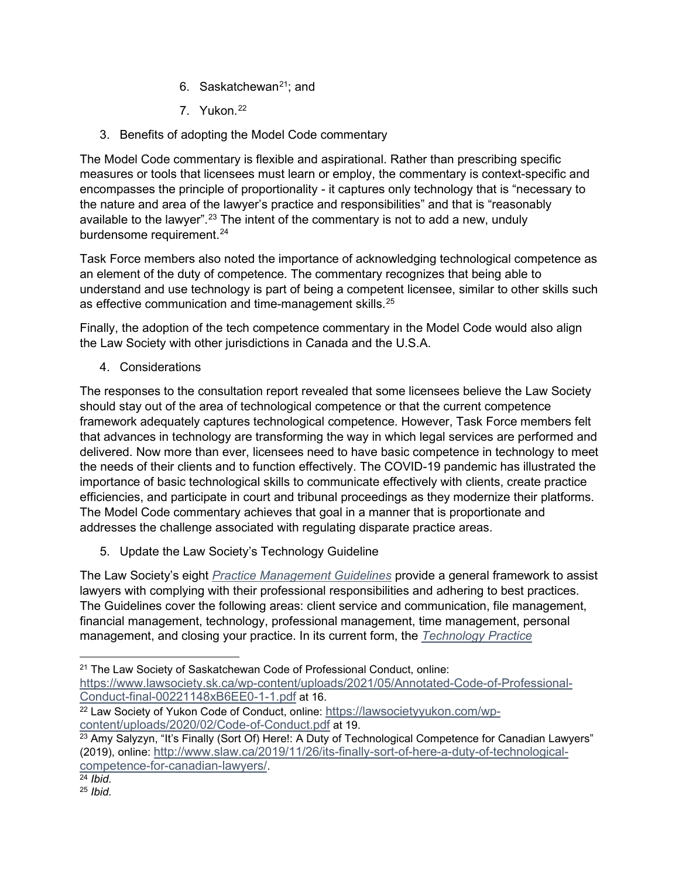6. Saskatchewan[21]; and
7. Yukon.[22]

3. Benefits of adopting the Model Code commentary

The Model Code commentary is flexible and aspirational. Rather than prescribing specific measures or tools that licensees must learn or employ, the commentary is context-specific and encompasses the principle of proportionality - it captures only technology that is "necessary to the nature and area of the lawyer's practice and responsibilities" and that is "reasonably available to the lawyer".[23] The intent of the commentary is not to add a new, unduly burdensome requirement.[24]

Task Force members also noted the importance of acknowledging technological competence as an element of the duty of competence. The commentary recognizes that being able to understand and use technology is part of being a competent licensee, similar to other skills such as effective communication and time-management skills.[25]

Finally, the adoption of the tech competence commentary in the Model Code would also align the Law Society with other jurisdictions in Canada and the U.S.A.

4. Considerations

The responses to the consultation report revealed that some licensees believe the Law Society should stay out of the area of technological competence or that the current competence framework adequately captures technological competence. However, Task Force members felt that advances in technology are transforming the way in which legal services are performed and delivered. Now more than ever, licensees need to have basic competence in technology to meet the needs of their clients and to function effectively. The COVID-19 pandemic has illustrated the importance of basic technological skills to communicate effectively with clients, create practice efficiencies, and participate in court and tribunal proceedings as they modernize their platforms. The Model Code commentary achieves that goal in a manner that is proportionate and addresses the challenge associated with regulating disparate practice areas.

5. Update the Law Society's Technology Guideline

The Law Society's eight *Practice Management Guidelines* provide a general framework to assist lawyers with complying with their professional responsibilities and adhering to best practices. The Guidelines cover the following areas: client service and communication, file management, financial management, technology, professional management, time management, personal management, and closing your practice. In its current form, the *Technology Practice*

---

[21] The Law Society of Saskatchewan Code of Professional Conduct, online: https://www.lawsociety.sk.ca/wp-content/uploads/2021/05/Annotated-Code-of-Professional-Conduct-final-00221148xB6EE0-1-1.pdf at 16.

[22] Law Society of Yukon Code of Conduct, online: https://lawsocietyyukon.com/wp-content/uploads/2020/02/Code-of-Conduct.pdf at 19.

[23] Amy Salyzyn, "It's Finally (Sort Of) Here!: A Duty of Technological Competence for Canadian Lawyers" (2019), online: http://www.slaw.ca/2019/11/26/its-finally-sort-of-here-a-duty-of-technological-competence-for-canadian-lawyers/.

[24] *Ibid.*

[25] *Ibid.*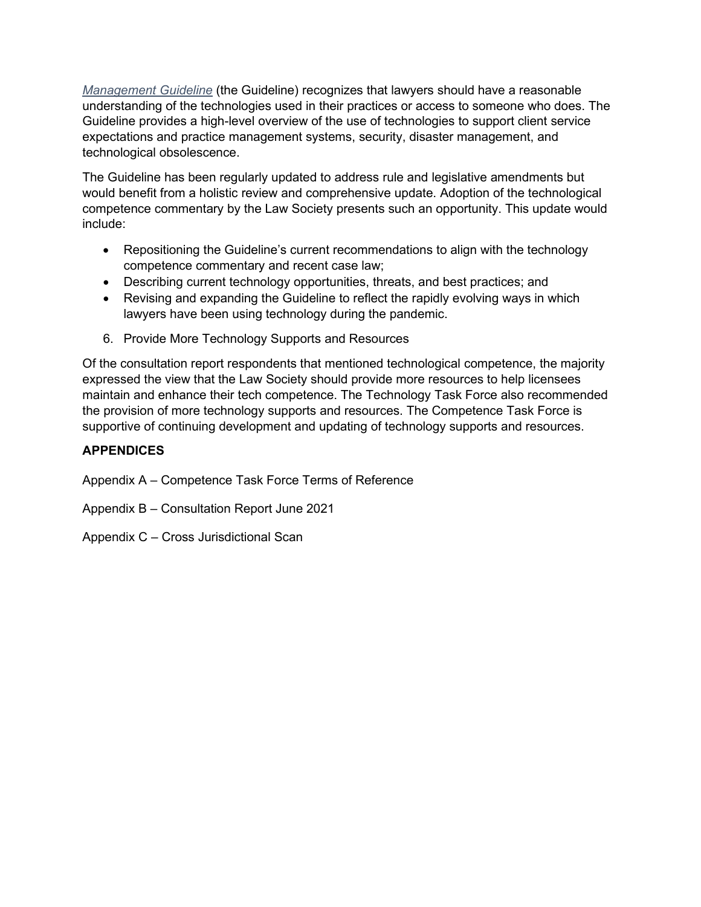*Management Guideline* (the Guideline) recognizes that lawyers should have a reasonable understanding of the technologies used in their practices or access to someone who does. The Guideline provides a high-level overview of the use of technologies to support client service expectations and practice management systems, security, disaster management, and technological obsolescence.

The Guideline has been regularly updated to address rule and legislative amendments but would benefit from a holistic review and comprehensive update. Adoption of the technological competence commentary by the Law Society presents such an opportunity. This update would include:

- Repositioning the Guideline's current recommendations to align with the technology competence commentary and recent case law;
- Describing current technology opportunities, threats, and best practices; and
- Revising and expanding the Guideline to reflect the rapidly evolving ways in which lawyers have been using technology during the pandemic.

6. Provide More Technology Supports and Resources

Of the consultation report respondents that mentioned technological competence, the majority expressed the view that the Law Society should provide more resources to help licensees maintain and enhance their tech competence. The Technology Task Force also recommended the provision of more technology supports and resources. The Competence Task Force is supportive of continuing development and updating of technology supports and resources.

**APPENDICES**

Appendix A – Competence Task Force Terms of Reference

Appendix B – Consultation Report June 2021

Appendix C – Cross Jurisdictional Scan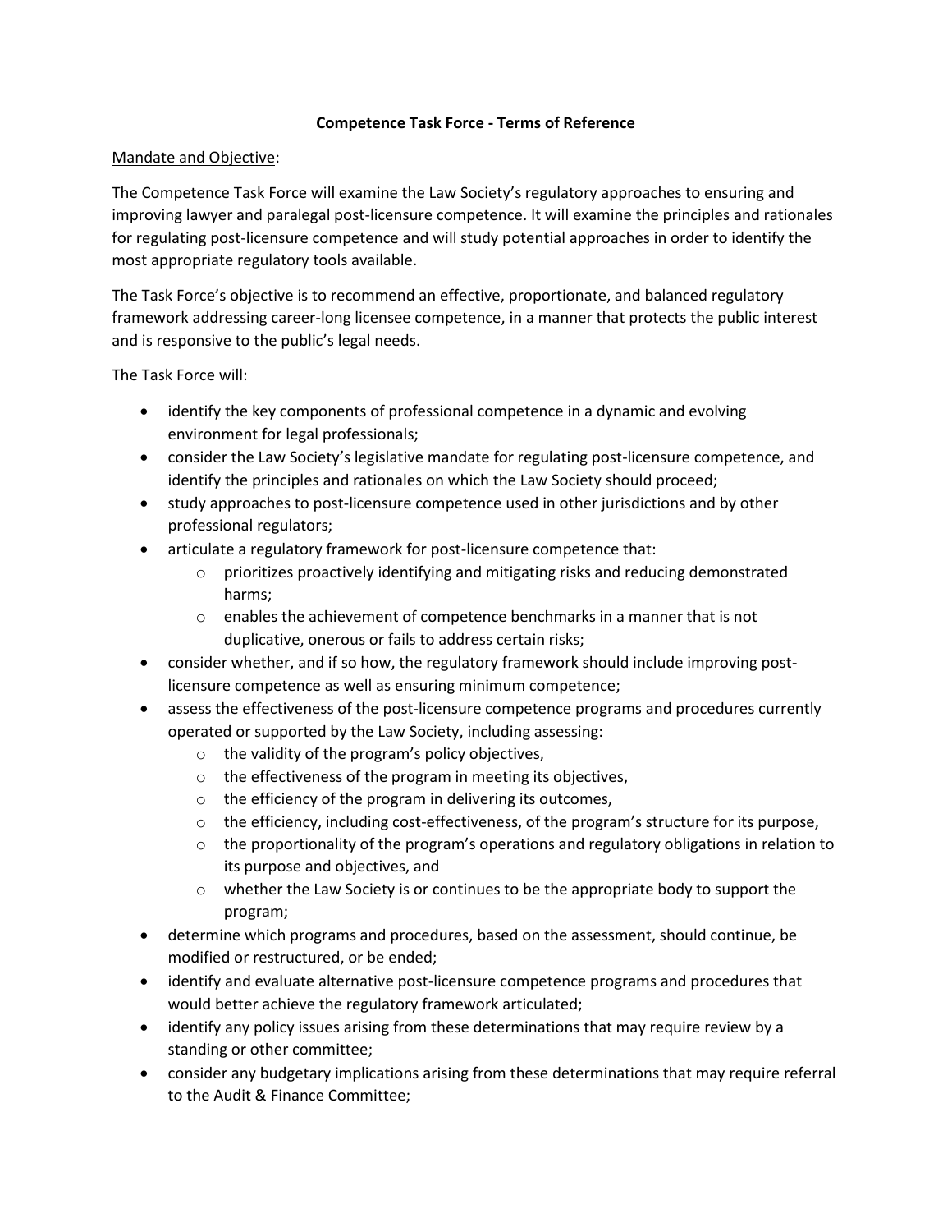**Competence Task Force - Terms of Reference**

Mandate and Objective:

The Competence Task Force will examine the Law Society's regulatory approaches to ensuring and improving lawyer and paralegal post-licensure competence. It will examine the principles and rationales for regulating post-licensure competence and will study potential approaches in order to identify the most appropriate regulatory tools available.

The Task Force's objective is to recommend an effective, proportionate, and balanced regulatory framework addressing career-long licensee competence, in a manner that protects the public interest and is responsive to the public's legal needs.

The Task Force will:

- identify the key components of professional competence in a dynamic and evolving environment for legal professionals;
- consider the Law Society's legislative mandate for regulating post-licensure competence, and identify the principles and rationales on which the Law Society should proceed;
- study approaches to post-licensure competence used in other jurisdictions and by other professional regulators;
- articulate a regulatory framework for post-licensure competence that:
    - prioritizes proactively identifying and mitigating risks and reducing demonstrated harms;
    - enables the achievement of competence benchmarks in a manner that is not duplicative, onerous or fails to address certain risks;
- consider whether, and if so how, the regulatory framework should include improving post-licensure competence as well as ensuring minimum competence;
- assess the effectiveness of the post-licensure competence programs and procedures currently operated or supported by the Law Society, including assessing:
    - the validity of the program's policy objectives,
    - the effectiveness of the program in meeting its objectives,
    - the efficiency of the program in delivering its outcomes,
    - the efficiency, including cost-effectiveness, of the program's structure for its purpose,
    - the proportionality of the program's operations and regulatory obligations in relation to its purpose and objectives, and
    - whether the Law Society is or continues to be the appropriate body to support the program;
- determine which programs and procedures, based on the assessment, should continue, be modified or restructured, or be ended;
- identify and evaluate alternative post-licensure competence programs and procedures that would better achieve the regulatory framework articulated;
- identify any policy issues arising from these determinations that may require review by a standing or other committee;
- consider any budgetary implications arising from these determinations that may require referral to the Audit & Finance Committee;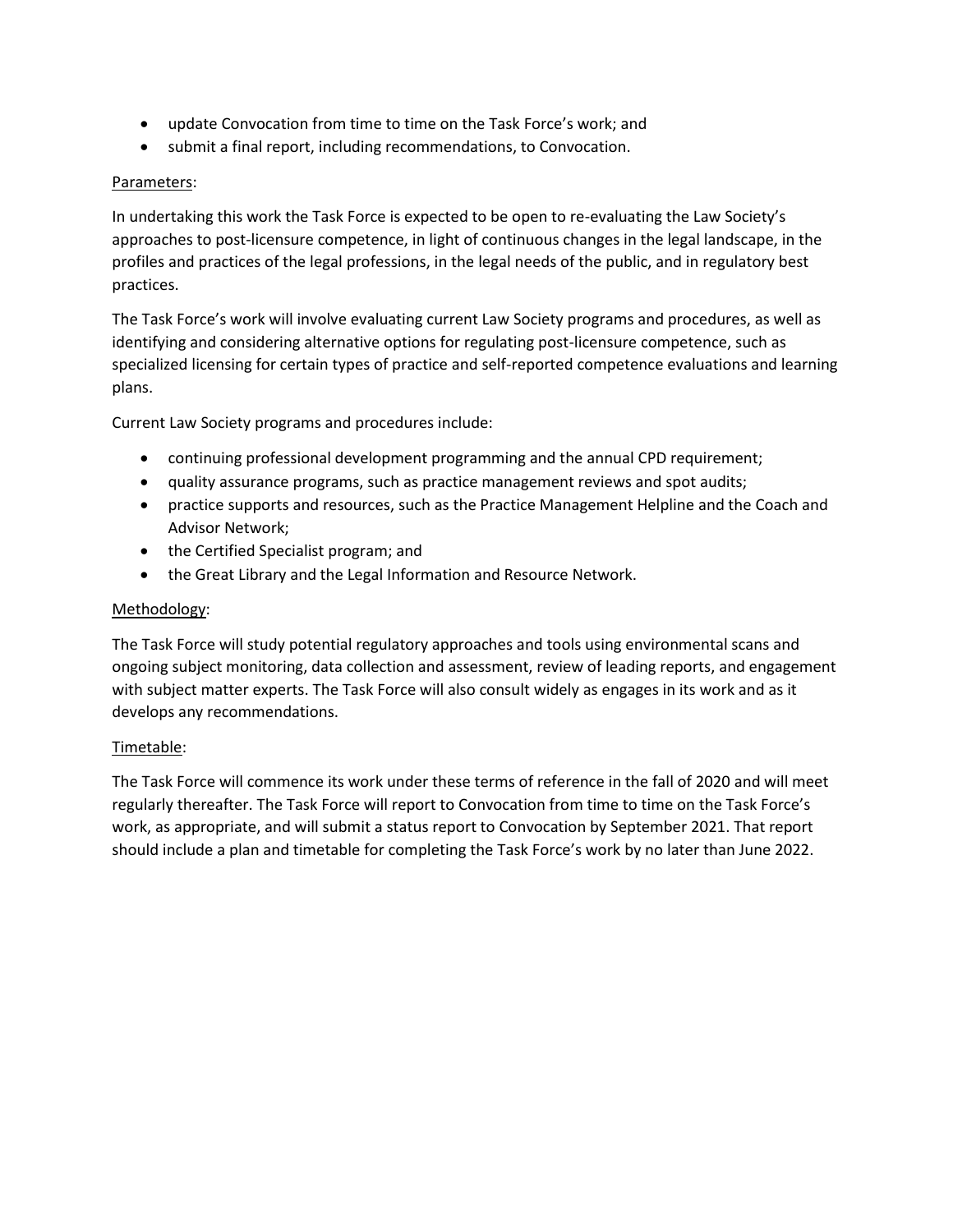- update Convocation from time to time on the Task Force's work; and
- submit a final report, including recommendations, to Convocation.

<u>Parameters</u>:

In undertaking this work the Task Force is expected to be open to re-evaluating the Law Society's approaches to post-licensure competence, in light of continuous changes in the legal landscape, in the profiles and practices of the legal professions, in the legal needs of the public, and in regulatory best practices.

The Task Force's work will involve evaluating current Law Society programs and procedures, as well as identifying and considering alternative options for regulating post-licensure competence, such as specialized licensing for certain types of practice and self-reported competence evaluations and learning plans.

Current Law Society programs and procedures include:

- continuing professional development programming and the annual CPD requirement;
- quality assurance programs, such as practice management reviews and spot audits;
- practice supports and resources, such as the Practice Management Helpline and the Coach and Advisor Network;
- the Certified Specialist program; and
- the Great Library and the Legal Information and Resource Network.

<u>Methodology</u>:

The Task Force will study potential regulatory approaches and tools using environmental scans and ongoing subject monitoring, data collection and assessment, review of leading reports, and engagement with subject matter experts. The Task Force will also consult widely as engages in its work and as it develops any recommendations.

<u>Timetable</u>:

The Task Force will commence its work under these terms of reference in the fall of 2020 and will meet regularly thereafter. The Task Force will report to Convocation from time to time on the Task Force's work, as appropriate, and will submit a status report to Convocation by September 2021. That report should include a plan and timetable for completing the Task Force's work by no later than June 2022.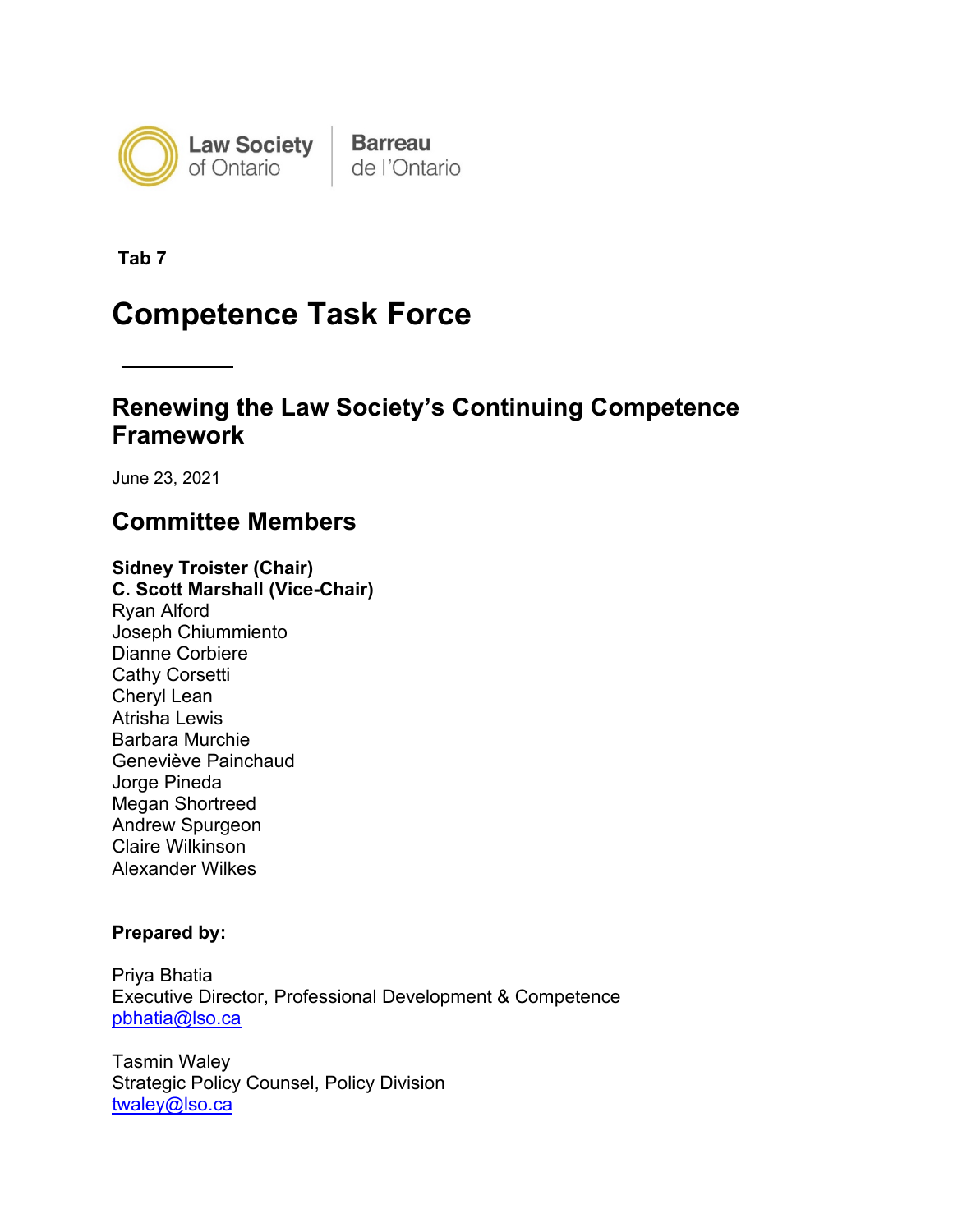Law Society of Ontario | Barreau de l'Ontario

**Tab 7**

# Competence Task Force

---

## Renewing the Law Society's Continuing Competence Framework

June 23, 2021

## Committee Members

**Sidney Troister (Chair)**
**C. Scott Marshall (Vice-Chair)**
Ryan Alford
Joseph Chiummiento
Dianne Corbiere
Cathy Corsetti
Cheryl Lean
Atrisha Lewis
Barbara Murchie
Geneviève Painchaud
Jorge Pineda
Megan Shortreed
Andrew Spurgeon
Claire Wilkinson
Alexander Wilkes

**Prepared by:**

Priya Bhatia
Executive Director, Professional Development & Competence
pbhatia@lso.ca

Tasmin Waley
Strategic Policy Counsel, Policy Division
twaley@lso.ca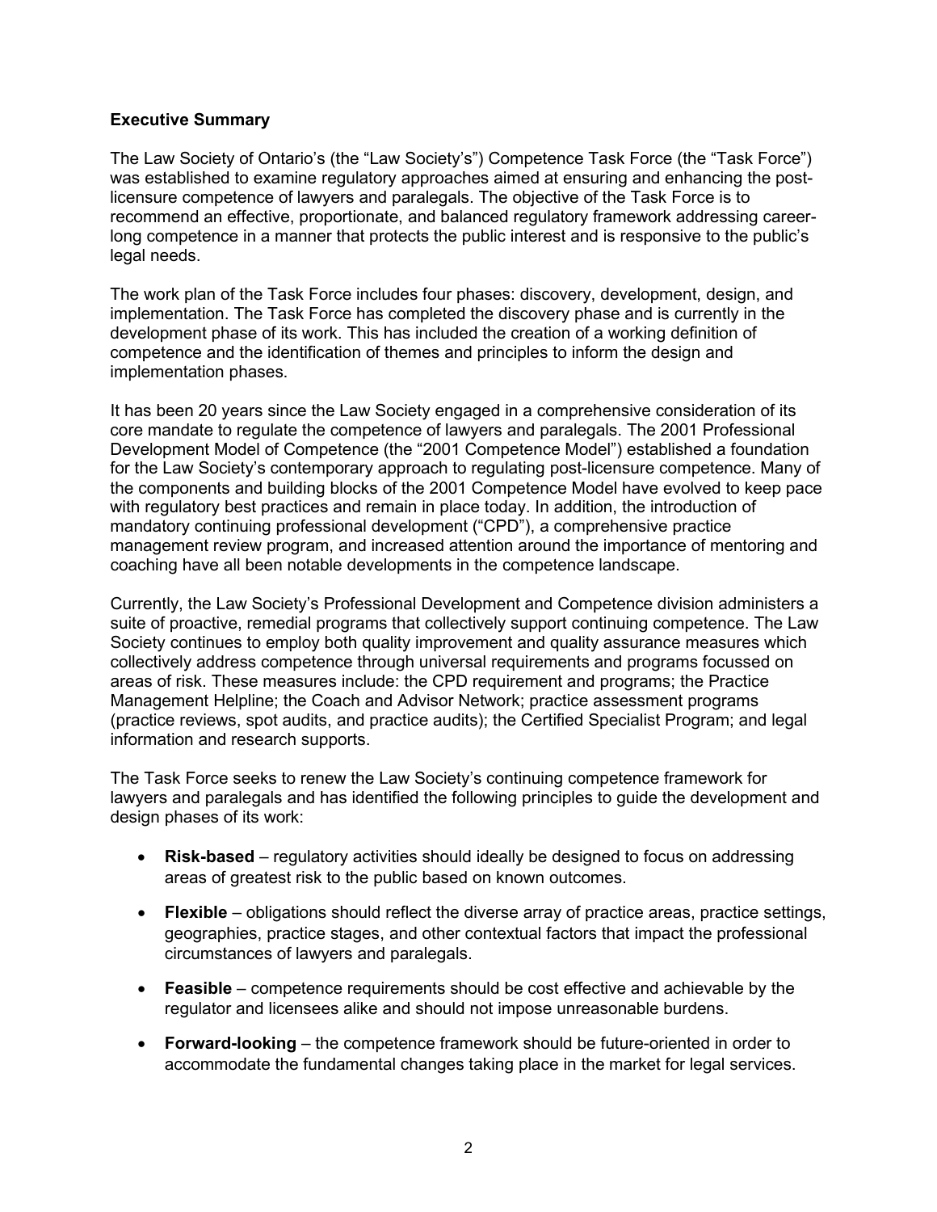## Executive Summary

The Law Society of Ontario's (the "Law Society's") Competence Task Force (the "Task Force") was established to examine regulatory approaches aimed at ensuring and enhancing the post-licensure competence of lawyers and paralegals. The objective of the Task Force is to recommend an effective, proportionate, and balanced regulatory framework addressing career-long competence in a manner that protects the public interest and is responsive to the public's legal needs.

The work plan of the Task Force includes four phases: discovery, development, design, and implementation. The Task Force has completed the discovery phase and is currently in the development phase of its work. This has included the creation of a working definition of competence and the identification of themes and principles to inform the design and implementation phases.

It has been 20 years since the Law Society engaged in a comprehensive consideration of its core mandate to regulate the competence of lawyers and paralegals. The 2001 Professional Development Model of Competence (the "2001 Competence Model") established a foundation for the Law Society's contemporary approach to regulating post-licensure competence. Many of the components and building blocks of the 2001 Competence Model have evolved to keep pace with regulatory best practices and remain in place today. In addition, the introduction of mandatory continuing professional development ("CPD"), a comprehensive practice management review program, and increased attention around the importance of mentoring and coaching have all been notable developments in the competence landscape.

Currently, the Law Society's Professional Development and Competence division administers a suite of proactive, remedial programs that collectively support continuing competence. The Law Society continues to employ both quality improvement and quality assurance measures which collectively address competence through universal requirements and programs focussed on areas of risk. These measures include: the CPD requirement and programs; the Practice Management Helpline; the Coach and Advisor Network; practice assessment programs (practice reviews, spot audits, and practice audits); the Certified Specialist Program; and legal information and research supports.

The Task Force seeks to renew the Law Society's continuing competence framework for lawyers and paralegals and has identified the following principles to guide the development and design phases of its work:

- **Risk-based** – regulatory activities should ideally be designed to focus on addressing areas of greatest risk to the public based on known outcomes.
- **Flexible** – obligations should reflect the diverse array of practice areas, practice settings, geographies, practice stages, and other contextual factors that impact the professional circumstances of lawyers and paralegals.
- **Feasible** – competence requirements should be cost effective and achievable by the regulator and licensees alike and should not impose unreasonable burdens.
- **Forward-looking** – the competence framework should be future-oriented in order to accommodate the fundamental changes taking place in the market for legal services.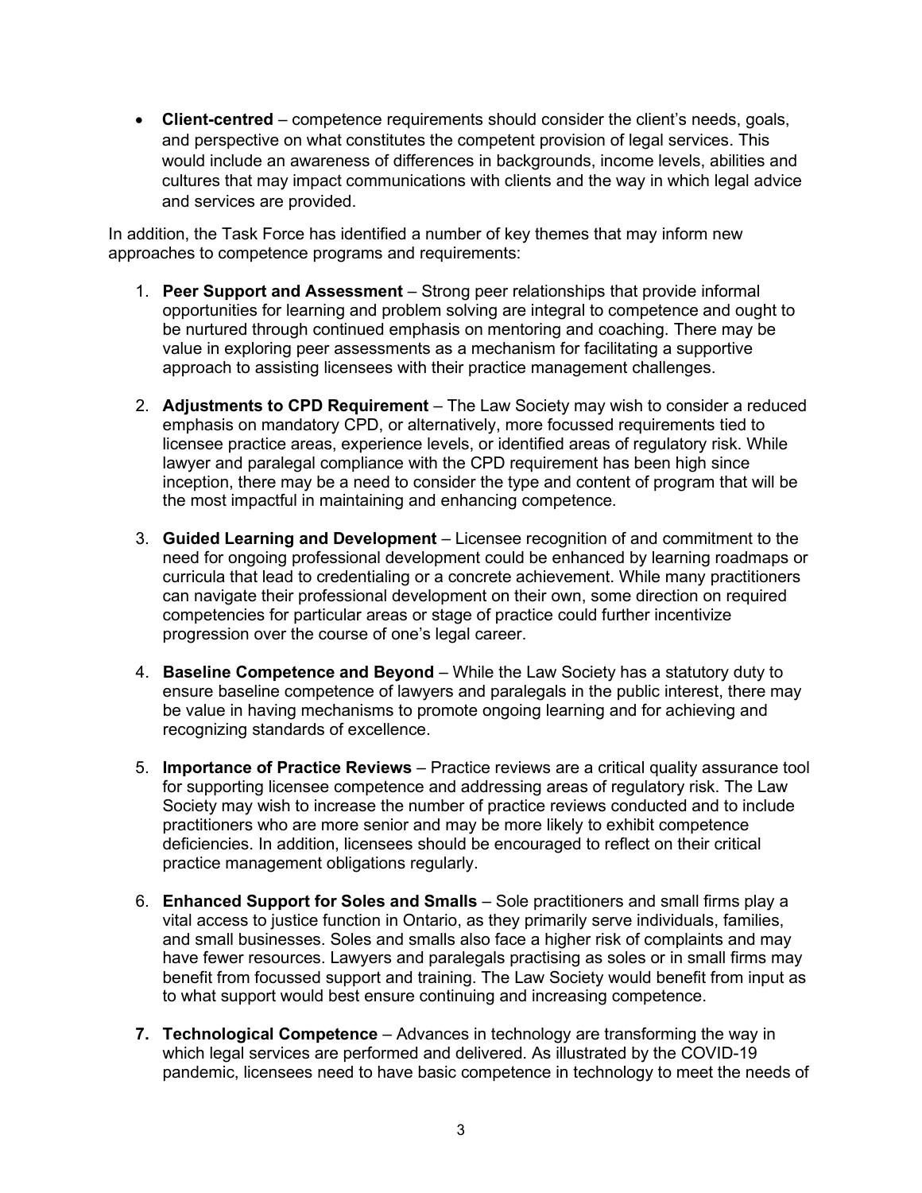- **Client-centred** – competence requirements should consider the client's needs, goals, and perspective on what constitutes the competent provision of legal services. This would include an awareness of differences in backgrounds, income levels, abilities and cultures that may impact communications with clients and the way in which legal advice and services are provided.

In addition, the Task Force has identified a number of key themes that may inform new approaches to competence programs and requirements:

1. **Peer Support and Assessment** – Strong peer relationships that provide informal opportunities for learning and problem solving are integral to competence and ought to be nurtured through continued emphasis on mentoring and coaching. There may be value in exploring peer assessments as a mechanism for facilitating a supportive approach to assisting licensees with their practice management challenges.

2. **Adjustments to CPD Requirement** – The Law Society may wish to consider a reduced emphasis on mandatory CPD, or alternatively, more focussed requirements tied to licensee practice areas, experience levels, or identified areas of regulatory risk. While lawyer and paralegal compliance with the CPD requirement has been high since inception, there may be a need to consider the type and content of program that will be the most impactful in maintaining and enhancing competence.

3. **Guided Learning and Development** – Licensee recognition of and commitment to the need for ongoing professional development could be enhanced by learning roadmaps or curricula that lead to credentialing or a concrete achievement. While many practitioners can navigate their professional development on their own, some direction on required competencies for particular areas or stage of practice could further incentivize progression over the course of one's legal career.

4. **Baseline Competence and Beyond** – While the Law Society has a statutory duty to ensure baseline competence of lawyers and paralegals in the public interest, there may be value in having mechanisms to promote ongoing learning and for achieving and recognizing standards of excellence.

5. **Importance of Practice Reviews** – Practice reviews are a critical quality assurance tool for supporting licensee competence and addressing areas of regulatory risk. The Law Society may wish to increase the number of practice reviews conducted and to include practitioners who are more senior and may be more likely to exhibit competence deficiencies. In addition, licensees should be encouraged to reflect on their critical practice management obligations regularly.

6. **Enhanced Support for Soles and Smalls** – Sole practitioners and small firms play a vital access to justice function in Ontario, as they primarily serve individuals, families, and small businesses. Soles and smalls also face a higher risk of complaints and may have fewer resources. Lawyers and paralegals practising as soles or in small firms may benefit from focussed support and training. The Law Society would benefit from input as to what support would best ensure continuing and increasing competence.

7. **Technological Competence** – Advances in technology are transforming the way in which legal services are performed and delivered. As illustrated by the COVID-19 pandemic, licensees need to have basic competence in technology to meet the needs of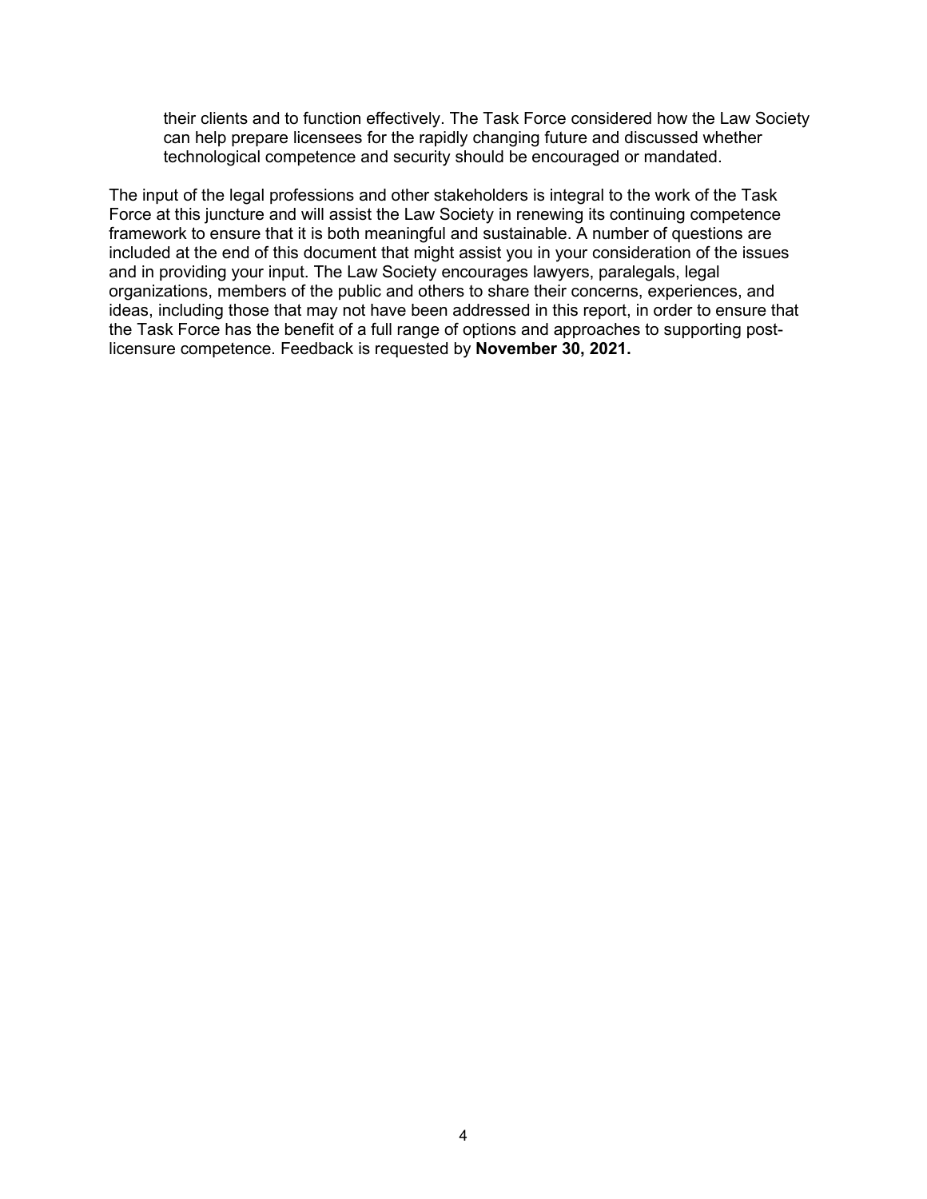their clients and to function effectively. The Task Force considered how the Law Society can help prepare licensees for the rapidly changing future and discussed whether technological competence and security should be encouraged or mandated.

The input of the legal professions and other stakeholders is integral to the work of the Task Force at this juncture and will assist the Law Society in renewing its continuing competence framework to ensure that it is both meaningful and sustainable. A number of questions are included at the end of this document that might assist you in your consideration of the issues and in providing your input. The Law Society encourages lawyers, paralegals, legal organizations, members of the public and others to share their concerns, experiences, and ideas, including those that may not have been addressed in this report, in order to ensure that the Task Force has the benefit of a full range of options and approaches to supporting post-licensure competence. Feedback is requested by **November 30, 2021.**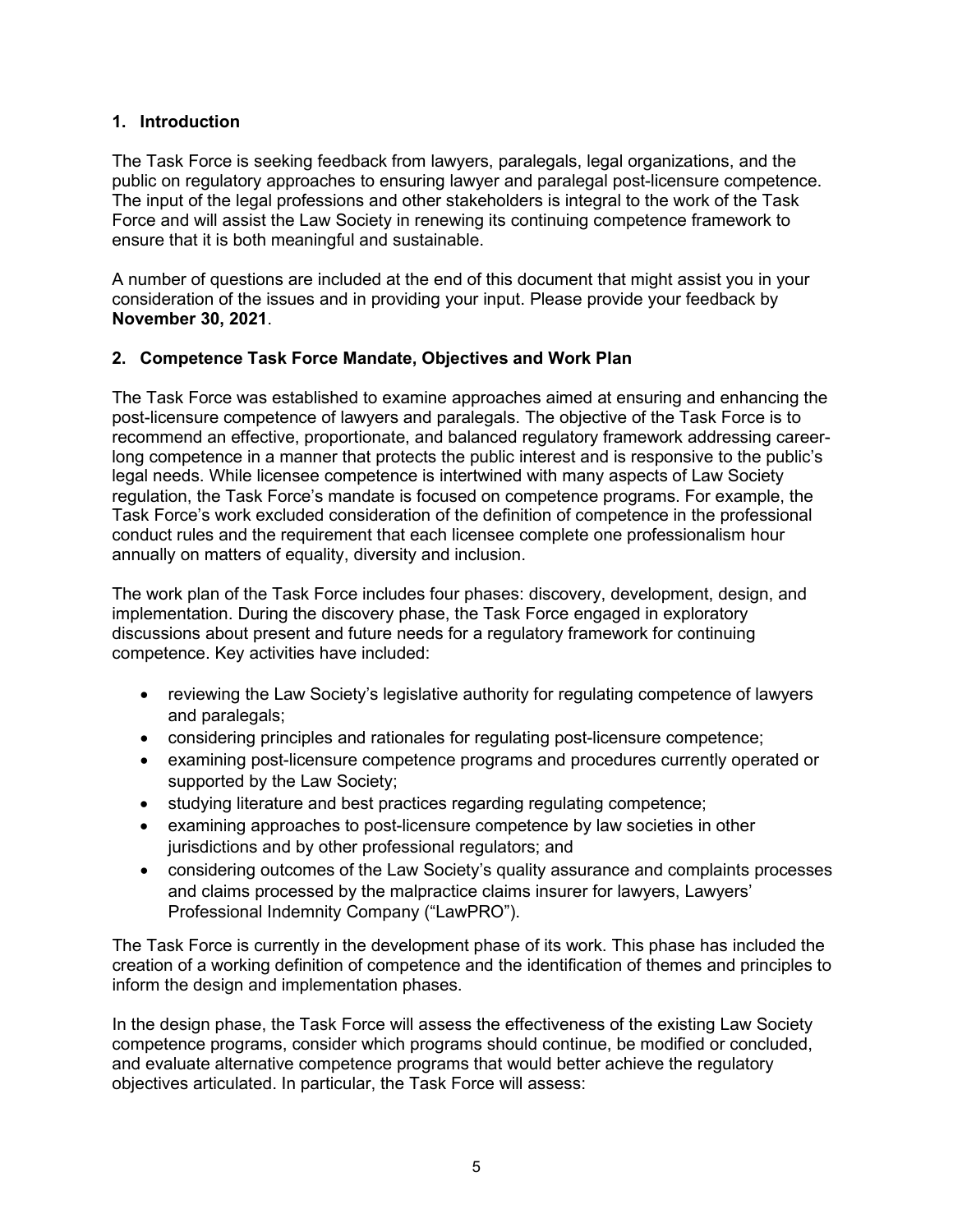## 1. Introduction

The Task Force is seeking feedback from lawyers, paralegals, legal organizations, and the public on regulatory approaches to ensuring lawyer and paralegal post-licensure competence. The input of the legal professions and other stakeholders is integral to the work of the Task Force and will assist the Law Society in renewing its continuing competence framework to ensure that it is both meaningful and sustainable.

A number of questions are included at the end of this document that might assist you in your consideration of the issues and in providing your input. Please provide your feedback by **November 30, 2021**.

## 2. Competence Task Force Mandate, Objectives and Work Plan

The Task Force was established to examine approaches aimed at ensuring and enhancing the post-licensure competence of lawyers and paralegals. The objective of the Task Force is to recommend an effective, proportionate, and balanced regulatory framework addressing career-long competence in a manner that protects the public interest and is responsive to the public's legal needs. While licensee competence is intertwined with many aspects of Law Society regulation, the Task Force's mandate is focused on competence programs. For example, the Task Force's work excluded consideration of the definition of competence in the professional conduct rules and the requirement that each licensee complete one professionalism hour annually on matters of equality, diversity and inclusion.

The work plan of the Task Force includes four phases: discovery, development, design, and implementation. During the discovery phase, the Task Force engaged in exploratory discussions about present and future needs for a regulatory framework for continuing competence. Key activities have included:

- reviewing the Law Society's legislative authority for regulating competence of lawyers and paralegals;
- considering principles and rationales for regulating post-licensure competence;
- examining post-licensure competence programs and procedures currently operated or supported by the Law Society;
- studying literature and best practices regarding regulating competence;
- examining approaches to post-licensure competence by law societies in other jurisdictions and by other professional regulators; and
- considering outcomes of the Law Society's quality assurance and complaints processes and claims processed by the malpractice claims insurer for lawyers, Lawyers' Professional Indemnity Company ("LawPRO").

The Task Force is currently in the development phase of its work. This phase has included the creation of a working definition of competence and the identification of themes and principles to inform the design and implementation phases.

In the design phase, the Task Force will assess the effectiveness of the existing Law Society competence programs, consider which programs should continue, be modified or concluded, and evaluate alternative competence programs that would better achieve the regulatory objectives articulated. In particular, the Task Force will assess: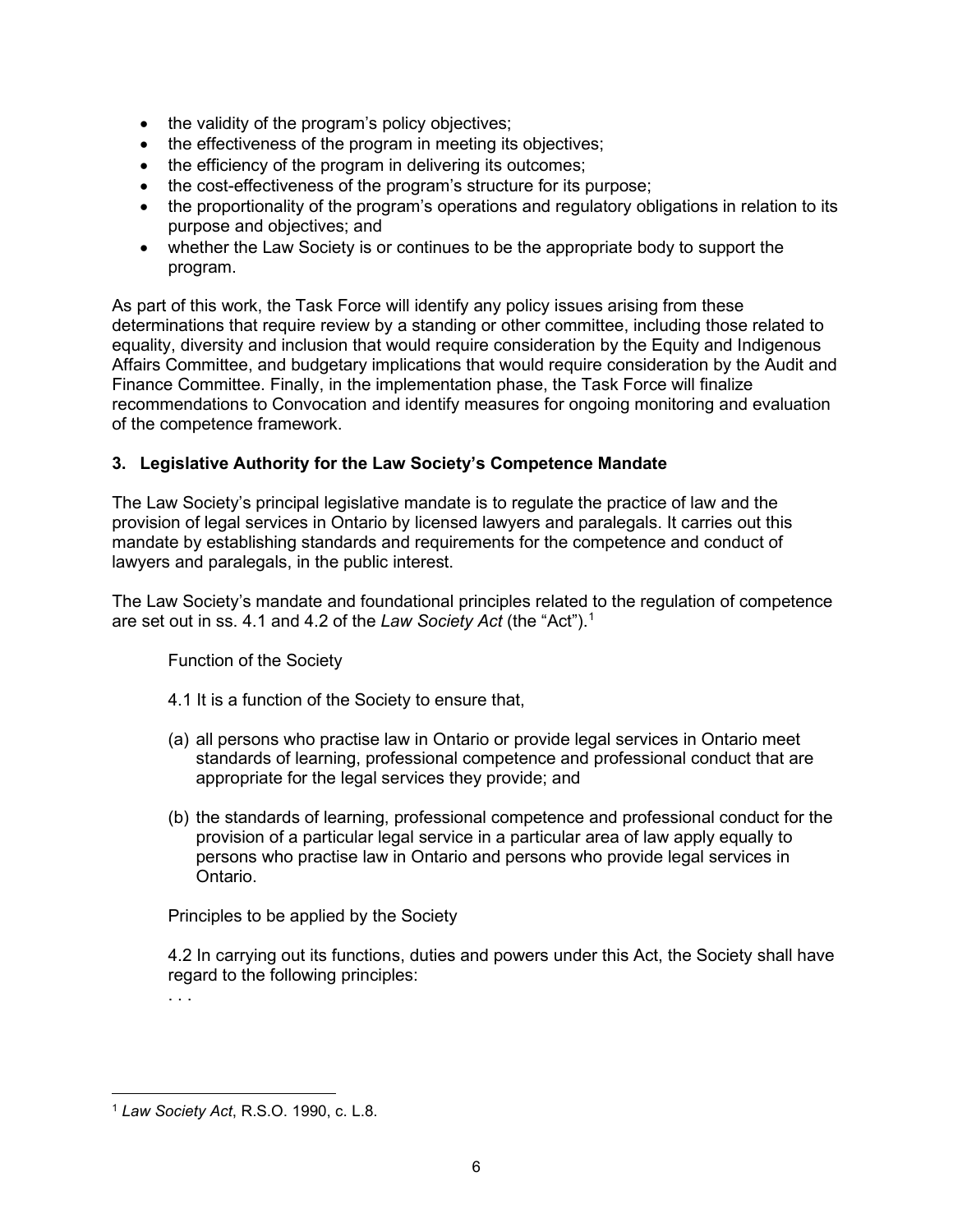- the validity of the program's policy objectives;
- the effectiveness of the program in meeting its objectives;
- the efficiency of the program in delivering its outcomes;
- the cost-effectiveness of the program's structure for its purpose;
- the proportionality of the program's operations and regulatory obligations in relation to its purpose and objectives; and
- whether the Law Society is or continues to be the appropriate body to support the program.

As part of this work, the Task Force will identify any policy issues arising from these determinations that require review by a standing or other committee, including those related to equality, diversity and inclusion that would require consideration by the Equity and Indigenous Affairs Committee, and budgetary implications that would require consideration by the Audit and Finance Committee. Finally, in the implementation phase, the Task Force will finalize recommendations to Convocation and identify measures for ongoing monitoring and evaluation of the competence framework.

### 3. Legislative Authority for the Law Society's Competence Mandate

The Law Society's principal legislative mandate is to regulate the practice of law and the provision of legal services in Ontario by licensed lawyers and paralegals. It carries out this mandate by establishing standards and requirements for the competence and conduct of lawyers and paralegals, in the public interest.

The Law Society's mandate and foundational principles related to the regulation of competence are set out in ss. 4.1 and 4.2 of the *Law Society Act* (the "Act").[1]

> Function of the Society
>
> 4.1 It is a function of the Society to ensure that,
>
> (a) all persons who practise law in Ontario or provide legal services in Ontario meet standards of learning, professional competence and professional conduct that are appropriate for the legal services they provide; and
>
> (b) the standards of learning, professional competence and professional conduct for the provision of a particular legal service in a particular area of law apply equally to persons who practise law in Ontario and persons who provide legal services in Ontario.
>
> Principles to be applied by the Society
>
> 4.2 In carrying out its functions, duties and powers under this Act, the Society shall have regard to the following principles:
>
> . . .

[1] *Law Society Act*, R.S.O. 1990, c. L.8.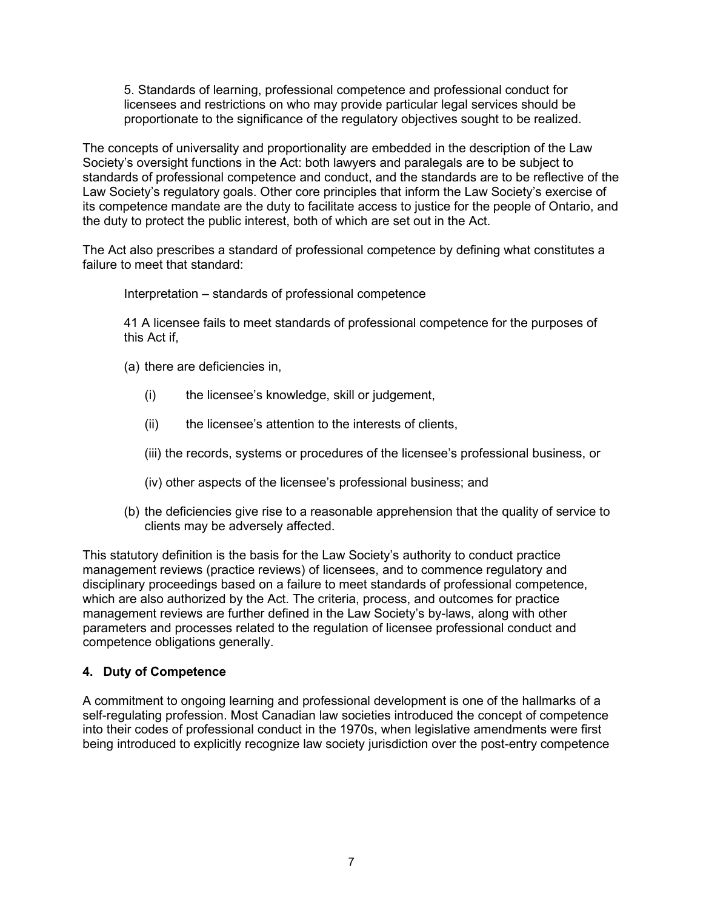> 5. Standards of learning, professional competence and professional conduct for licensees and restrictions on who may provide particular legal services should be proportionate to the significance of the regulatory objectives sought to be realized.

The concepts of universality and proportionality are embedded in the description of the Law Society's oversight functions in the Act: both lawyers and paralegals are to be subject to standards of professional competence and conduct, and the standards are to be reflective of the Law Society's regulatory goals. Other core principles that inform the Law Society's exercise of its competence mandate are the duty to facilitate access to justice for the people of Ontario, and the duty to protect the public interest, both of which are set out in the Act.

The Act also prescribes a standard of professional competence by defining what constitutes a failure to meet that standard:

> Interpretation – standards of professional competence
>
> 41 A licensee fails to meet standards of professional competence for the purposes of this Act if,
>
> (a) there are deficiencies in,
>
> (i) the licensee's knowledge, skill or judgement,
>
> (ii) the licensee's attention to the interests of clients,
>
> (iii) the records, systems or procedures of the licensee's professional business, or
>
> (iv) other aspects of the licensee's professional business; and
>
> (b) the deficiencies give rise to a reasonable apprehension that the quality of service to clients may be adversely affected.

This statutory definition is the basis for the Law Society's authority to conduct practice management reviews (practice reviews) of licensees, and to commence regulatory and disciplinary proceedings based on a failure to meet standards of professional competence, which are also authorized by the Act. The criteria, process, and outcomes for practice management reviews are further defined in the Law Society's by-laws, along with other parameters and processes related to the regulation of licensee professional conduct and competence obligations generally.

## 4. Duty of Competence

A commitment to ongoing learning and professional development is one of the hallmarks of a self-regulating profession. Most Canadian law societies introduced the concept of competence into their codes of professional conduct in the 1970s, when legislative amendments were first being introduced to explicitly recognize law society jurisdiction over the post-entry competence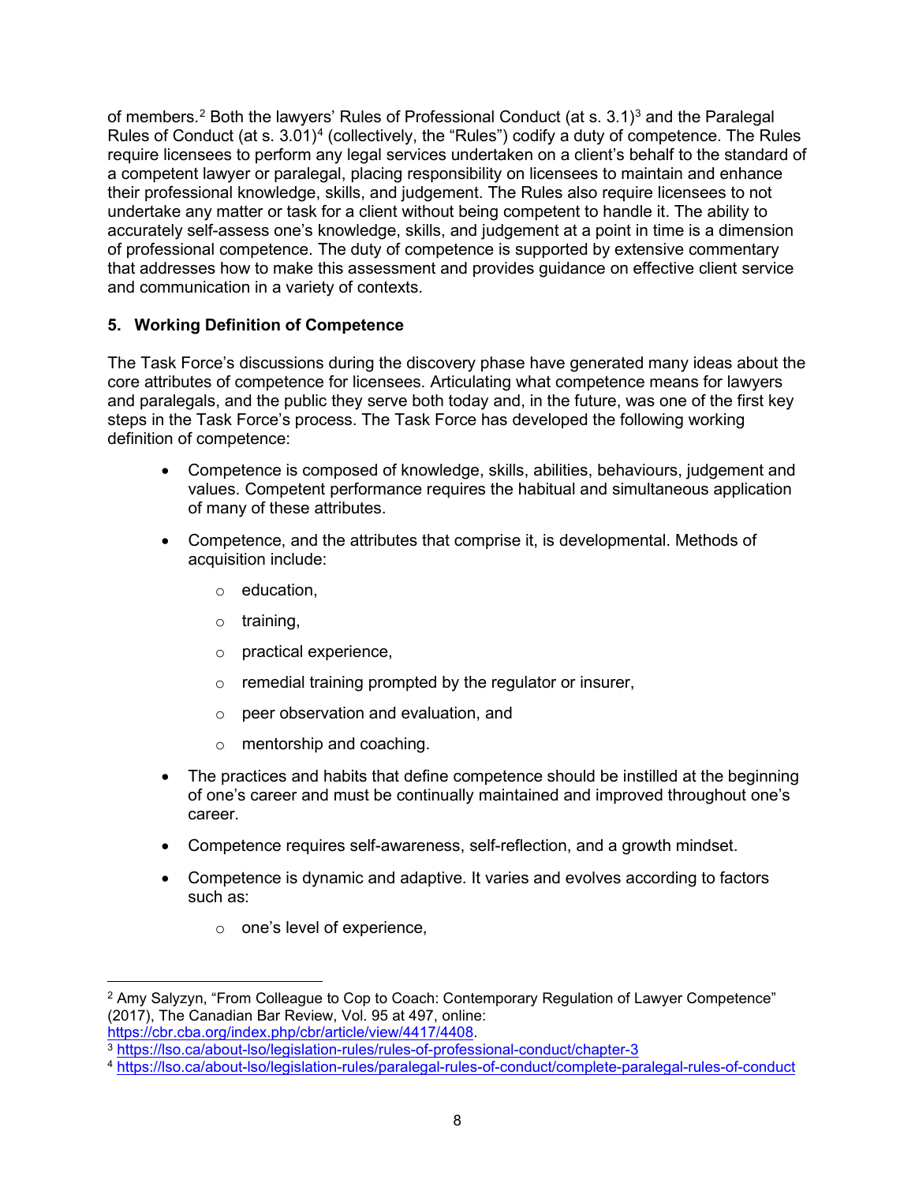of members.[2] Both the lawyers' Rules of Professional Conduct (at s. 3.1)[3] and the Paralegal Rules of Conduct (at s. 3.01)[4] (collectively, the "Rules") codify a duty of competence. The Rules require licensees to perform any legal services undertaken on a client's behalf to the standard of a competent lawyer or paralegal, placing responsibility on licensees to maintain and enhance their professional knowledge, skills, and judgement. The Rules also require licensees to not undertake any matter or task for a client without being competent to handle it. The ability to accurately self-assess one's knowledge, skills, and judgement at a point in time is a dimension of professional competence. The duty of competence is supported by extensive commentary that addresses how to make this assessment and provides guidance on effective client service and communication in a variety of contexts.

**5. Working Definition of Competence**

The Task Force's discussions during the discovery phase have generated many ideas about the core attributes of competence for licensees. Articulating what competence means for lawyers and paralegals, and the public they serve both today and, in the future, was one of the first key steps in the Task Force's process. The Task Force has developed the following working definition of competence:

- Competence is composed of knowledge, skills, abilities, behaviours, judgement and values. Competent performance requires the habitual and simultaneous application of many of these attributes.
- Competence, and the attributes that comprise it, is developmental. Methods of acquisition include:
  - education,
  - training,
  - practical experience,
  - remedial training prompted by the regulator or insurer,
  - peer observation and evaluation, and
  - mentorship and coaching.
- The practices and habits that define competence should be instilled at the beginning of one's career and must be continually maintained and improved throughout one's career.
- Competence requires self-awareness, self-reflection, and a growth mindset.
- Competence is dynamic and adaptive. It varies and evolves according to factors such as:
  - one's level of experience,

---

[2] Amy Salyzyn, "From Colleague to Cop to Coach: Contemporary Regulation of Lawyer Competence" (2017), The Canadian Bar Review, Vol. 95 at 497, online: https://cbr.cba.org/index.php/cbr/article/view/4417/4408.

[3] https://lso.ca/about-lso/legislation-rules/rules-of-professional-conduct/chapter-3

[4] https://lso.ca/about-lso/legislation-rules/paralegal-rules-of-conduct/complete-paralegal-rules-of-conduct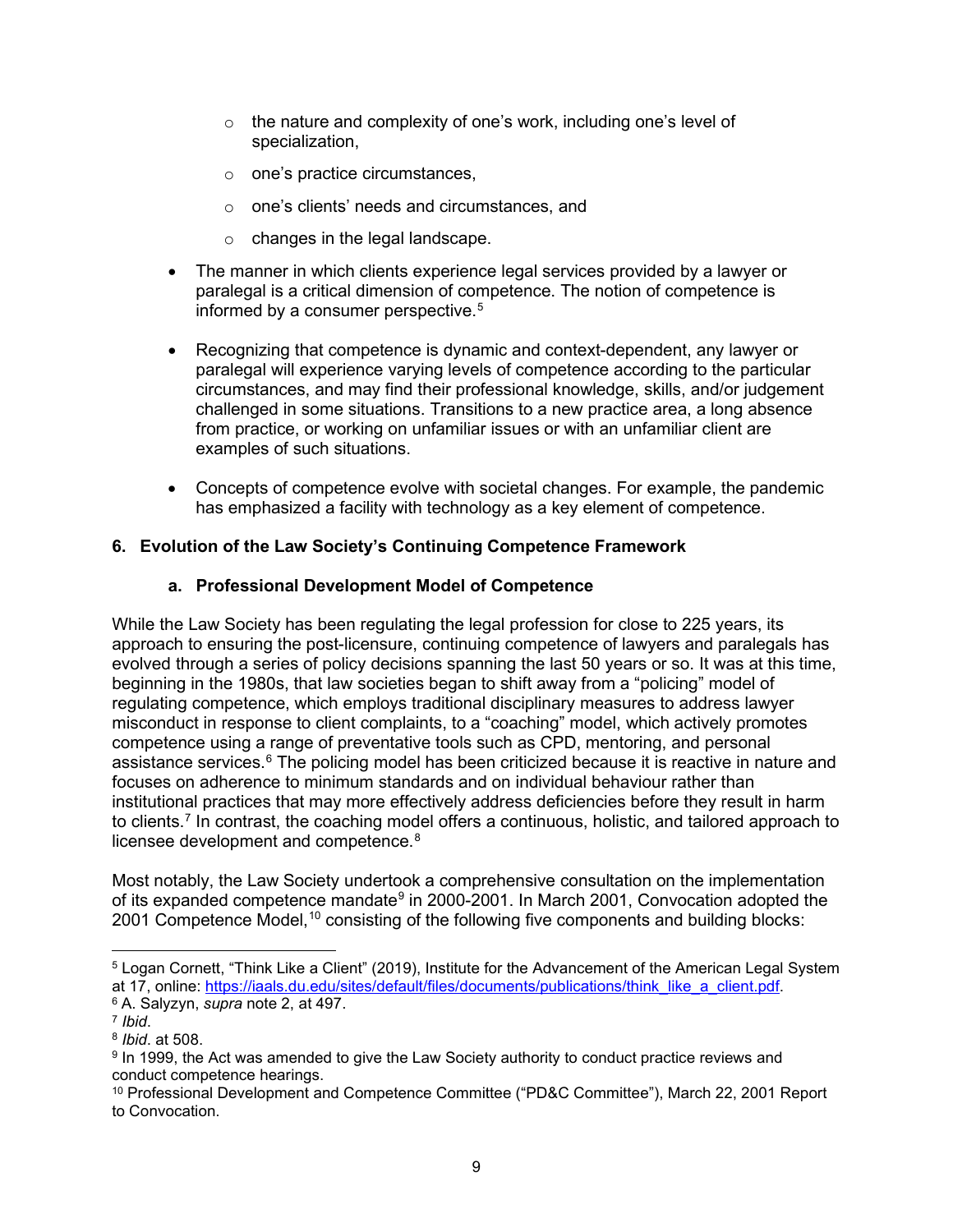- the nature and complexity of one's work, including one's level of specialization,
    - one's practice circumstances,
    - one's clients' needs and circumstances, and
    - changes in the legal landscape.

- The manner in which clients experience legal services provided by a lawyer or paralegal is a critical dimension of competence. The notion of competence is informed by a consumer perspective.[5]

- Recognizing that competence is dynamic and context-dependent, any lawyer or paralegal will experience varying levels of competence according to the particular circumstances, and may find their professional knowledge, skills, and/or judgement challenged in some situations. Transitions to a new practice area, a long absence from practice, or working on unfamiliar issues or with an unfamiliar client are examples of such situations.

- Concepts of competence evolve with societal changes. For example, the pandemic has emphasized a facility with technology as a key element of competence.

## 6. Evolution of the Law Society's Continuing Competence Framework

### a. Professional Development Model of Competence

While the Law Society has been regulating the legal profession for close to 225 years, its approach to ensuring the post-licensure, continuing competence of lawyers and paralegals has evolved through a series of policy decisions spanning the last 50 years or so. It was at this time, beginning in the 1980s, that law societies began to shift away from a "policing" model of regulating competence, which employs traditional disciplinary measures to address lawyer misconduct in response to client complaints, to a "coaching" model, which actively promotes competence using a range of preventative tools such as CPD, mentoring, and personal assistance services.[6] The policing model has been criticized because it is reactive in nature and focuses on adherence to minimum standards and on individual behaviour rather than institutional practices that may more effectively address deficiencies before they result in harm to clients.[7] In contrast, the coaching model offers a continuous, holistic, and tailored approach to licensee development and competence.[8]

Most notably, the Law Society undertook a comprehensive consultation on the implementation of its expanded competence mandate[9] in 2000-2001. In March 2001, Convocation adopted the 2001 Competence Model,[10] consisting of the following five components and building blocks:

---

[5] Logan Cornett, "Think Like a Client" (2019), Institute for the Advancement of the American Legal System at 17, online: https://iaals.du.edu/sites/default/files/documents/publications/think_like_a_client.pdf.

[6] A. Salyzyn, *supra* note 2, at 497.

[7] *Ibid*.

[8] *Ibid*. at 508.

[9] In 1999, the Act was amended to give the Law Society authority to conduct practice reviews and conduct competence hearings.

[10] Professional Development and Competence Committee ("PD&C Committee"), March 22, 2001 Report to Convocation.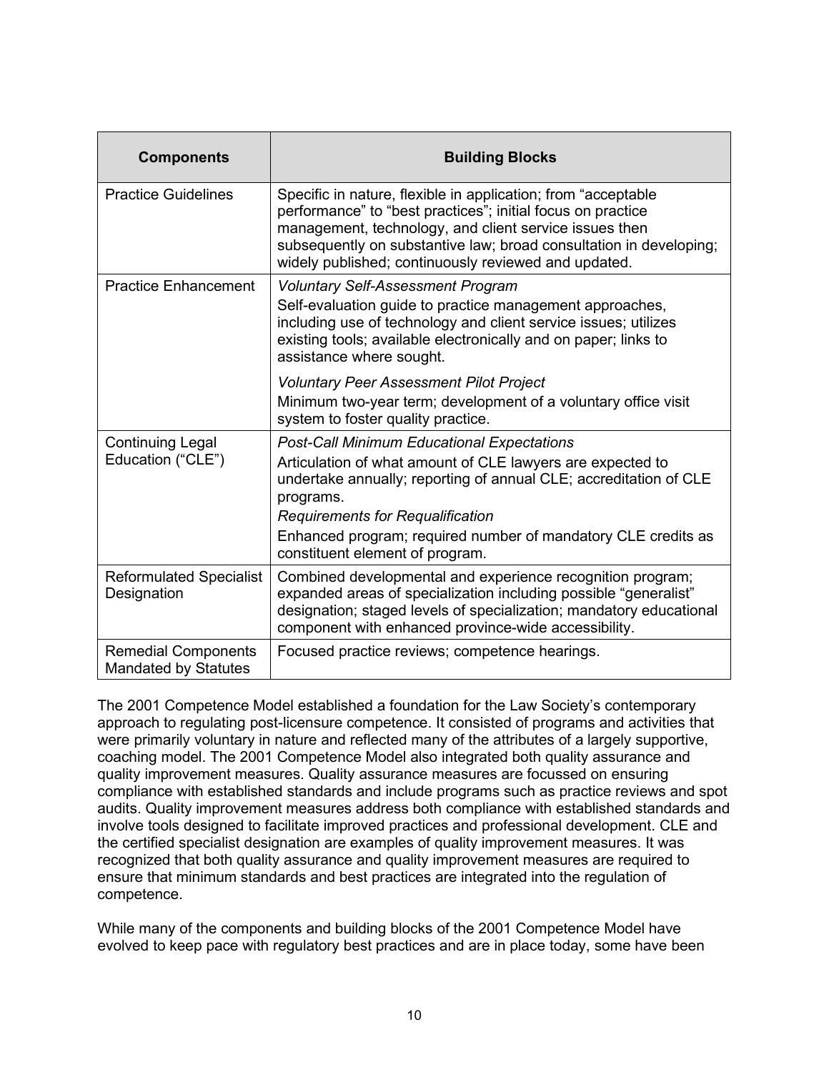| Components | Building Blocks |
|---|---|
| Practice Guidelines | Specific in nature, flexible in application; from "acceptable performance" to "best practices"; initial focus on practice management, technology, and client service issues then subsequently on substantive law; broad consultation in developing; widely published; continuously reviewed and updated. |
| Practice Enhancement | *Voluntary Self-Assessment Program*<br>Self-evaluation guide to practice management approaches, including use of technology and client service issues; utilizes existing tools; available electronically and on paper; links to assistance where sought.<br><br>*Voluntary Peer Assessment Pilot Project*<br>Minimum two-year term; development of a voluntary office visit system to foster quality practice. |
| Continuing Legal Education ("CLE") | *Post-Call Minimum Educational Expectations*<br>Articulation of what amount of CLE lawyers are expected to undertake annually; reporting of annual CLE; accreditation of CLE programs.<br>*Requirements for Requalification*<br>Enhanced program; required number of mandatory CLE credits as constituent element of program. |
| Reformulated Specialist Designation | Combined developmental and experience recognition program; expanded areas of specialization including possible "generalist" designation; staged levels of specialization; mandatory educational component with enhanced province-wide accessibility. |
| Remedial Components Mandated by Statutes | Focused practice reviews; competence hearings. |

The 2001 Competence Model established a foundation for the Law Society's contemporary approach to regulating post-licensure competence. It consisted of programs and activities that were primarily voluntary in nature and reflected many of the attributes of a largely supportive, coaching model. The 2001 Competence Model also integrated both quality assurance and quality improvement measures. Quality assurance measures are focussed on ensuring compliance with established standards and include programs such as practice reviews and spot audits. Quality improvement measures address both compliance with established standards and involve tools designed to facilitate improved practices and professional development. CLE and the certified specialist designation are examples of quality improvement measures. It was recognized that both quality assurance and quality improvement measures are required to ensure that minimum standards and best practices are integrated into the regulation of competence.

While many of the components and building blocks of the 2001 Competence Model have evolved to keep pace with regulatory best practices and are in place today, some have been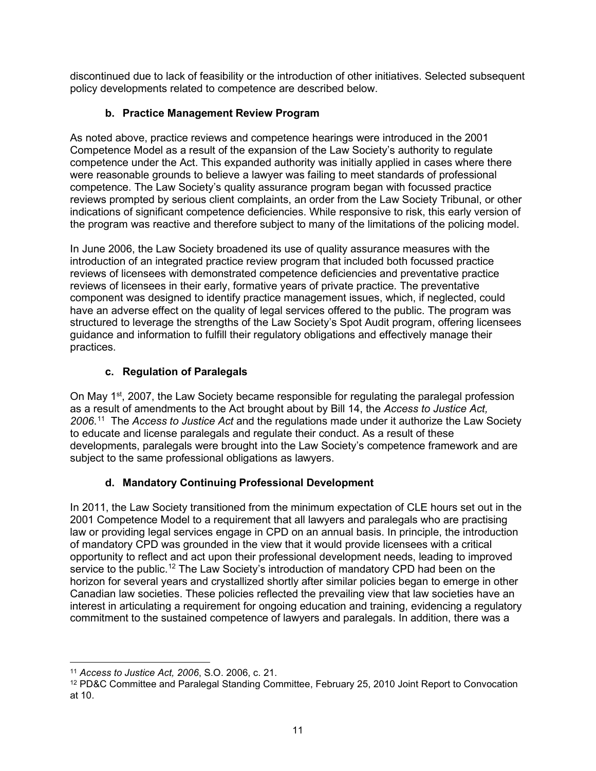discontinued due to lack of feasibility or the introduction of other initiatives. Selected subsequent policy developments related to competence are described below.

### b. Practice Management Review Program

As noted above, practice reviews and competence hearings were introduced in the 2001 Competence Model as a result of the expansion of the Law Society's authority to regulate competence under the Act. This expanded authority was initially applied in cases where there were reasonable grounds to believe a lawyer was failing to meet standards of professional competence. The Law Society's quality assurance program began with focussed practice reviews prompted by serious client complaints, an order from the Law Society Tribunal, or other indications of significant competence deficiencies. While responsive to risk, this early version of the program was reactive and therefore subject to many of the limitations of the policing model.

In June 2006, the Law Society broadened its use of quality assurance measures with the introduction of an integrated practice review program that included both focussed practice reviews of licensees with demonstrated competence deficiencies and preventative practice reviews of licensees in their early, formative years of private practice. The preventative component was designed to identify practice management issues, which, if neglected, could have an adverse effect on the quality of legal services offered to the public. The program was structured to leverage the strengths of the Law Society's Spot Audit program, offering licensees guidance and information to fulfill their regulatory obligations and effectively manage their practices.

### c. Regulation of Paralegals

On May 1st, 2007, the Law Society became responsible for regulating the paralegal profession as a result of amendments to the Act brought about by Bill 14, the *Access to Justice Act, 2006*.[11] The *Access to Justice Act* and the regulations made under it authorize the Law Society to educate and license paralegals and regulate their conduct. As a result of these developments, paralegals were brought into the Law Society's competence framework and are subject to the same professional obligations as lawyers.

### d. Mandatory Continuing Professional Development

In 2011, the Law Society transitioned from the minimum expectation of CLE hours set out in the 2001 Competence Model to a requirement that all lawyers and paralegals who are practising law or providing legal services engage in CPD on an annual basis. In principle, the introduction of mandatory CPD was grounded in the view that it would provide licensees with a critical opportunity to reflect and act upon their professional development needs, leading to improved service to the public.[12] The Law Society's introduction of mandatory CPD had been on the horizon for several years and crystallized shortly after similar policies began to emerge in other Canadian law societies. These policies reflected the prevailing view that law societies have an interest in articulating a requirement for ongoing education and training, evidencing a regulatory commitment to the sustained competence of lawyers and paralegals. In addition, there was a

---

[11] *Access to Justice Act, 2006*, S.O. 2006, c. 21.

[12] PD&C Committee and Paralegal Standing Committee, February 25, 2010 Joint Report to Convocation at 10.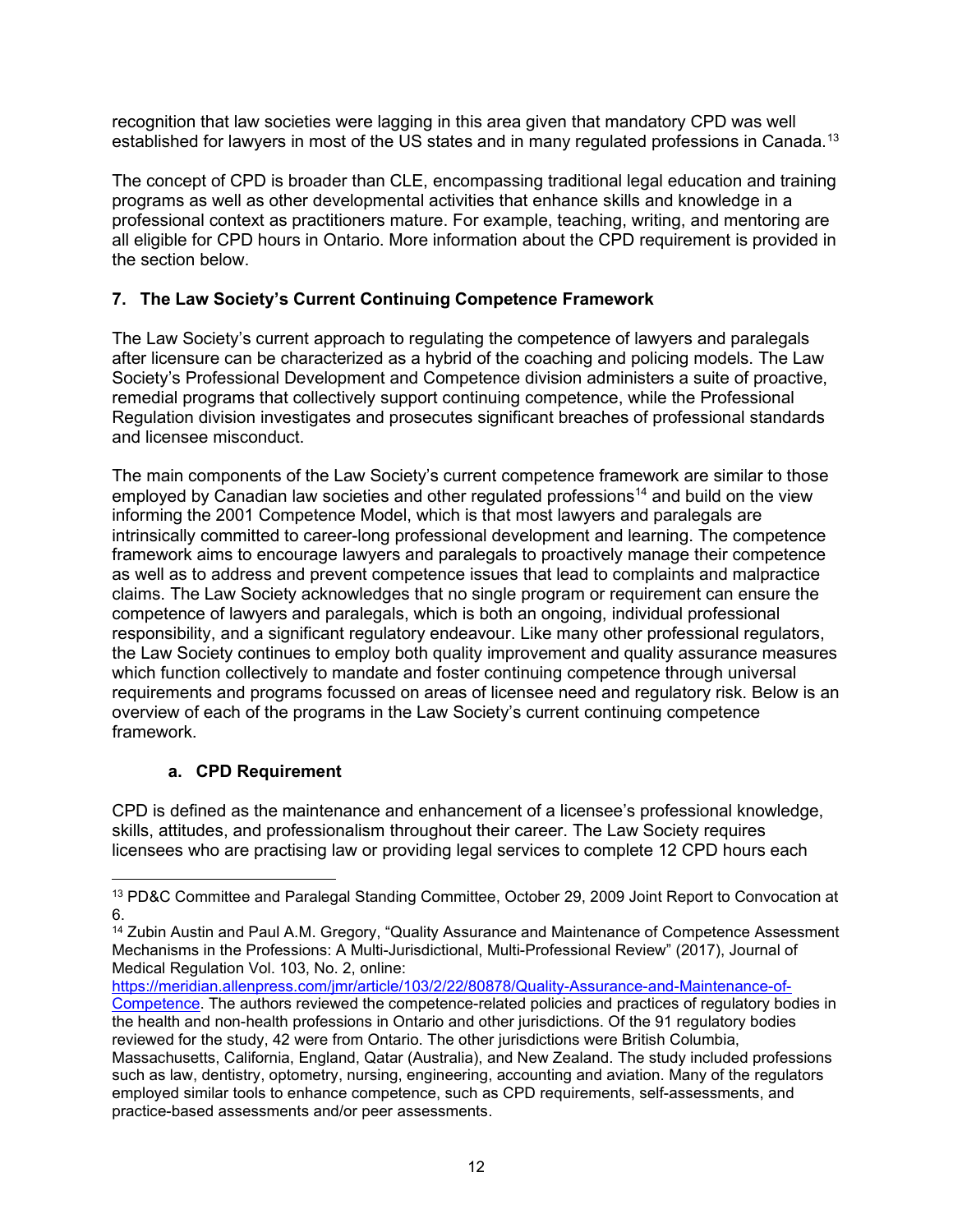recognition that law societies were lagging in this area given that mandatory CPD was well established for lawyers in most of the US states and in many regulated professions in Canada.[13]

The concept of CPD is broader than CLE, encompassing traditional legal education and training programs as well as other developmental activities that enhance skills and knowledge in a professional context as practitioners mature. For example, teaching, writing, and mentoring are all eligible for CPD hours in Ontario. More information about the CPD requirement is provided in the section below.

## 7. The Law Society's Current Continuing Competence Framework

The Law Society's current approach to regulating the competence of lawyers and paralegals after licensure can be characterized as a hybrid of the coaching and policing models. The Law Society's Professional Development and Competence division administers a suite of proactive, remedial programs that collectively support continuing competence, while the Professional Regulation division investigates and prosecutes significant breaches of professional standards and licensee misconduct.

The main components of the Law Society's current competence framework are similar to those employed by Canadian law societies and other regulated professions[14] and build on the view informing the 2001 Competence Model, which is that most lawyers and paralegals are intrinsically committed to career-long professional development and learning. The competence framework aims to encourage lawyers and paralegals to proactively manage their competence as well as to address and prevent competence issues that lead to complaints and malpractice claims. The Law Society acknowledges that no single program or requirement can ensure the competence of lawyers and paralegals, which is both an ongoing, individual professional responsibility, and a significant regulatory endeavour. Like many other professional regulators, the Law Society continues to employ both quality improvement and quality assurance measures which function collectively to mandate and foster continuing competence through universal requirements and programs focussed on areas of licensee need and regulatory risk. Below is an overview of each of the programs in the Law Society's current continuing competence framework.

### a. CPD Requirement

CPD is defined as the maintenance and enhancement of a licensee's professional knowledge, skills, attitudes, and professionalism throughout their career. The Law Society requires licensees who are practising law or providing legal services to complete 12 CPD hours each

---

[13] PD&C Committee and Paralegal Standing Committee, October 29, 2009 Joint Report to Convocation at 6.

[14] Zubin Austin and Paul A.M. Gregory, "Quality Assurance and Maintenance of Competence Assessment Mechanisms in the Professions: A Multi-Jurisdictional, Multi-Professional Review" (2017), Journal of Medical Regulation Vol. 103, No. 2, online: https://meridian.allenpress.com/jmr/article/103/2/22/80878/Quality-Assurance-and-Maintenance-of-Competence. The authors reviewed the competence-related policies and practices of regulatory bodies in the health and non-health professions in Ontario and other jurisdictions. Of the 91 regulatory bodies reviewed for the study, 42 were from Ontario. The other jurisdictions were British Columbia, Massachusetts, California, England, Qatar (Australia), and New Zealand. The study included professions such as law, dentistry, optometry, nursing, engineering, accounting and aviation. Many of the regulators employed similar tools to enhance competence, such as CPD requirements, self-assessments, and practice-based assessments and/or peer assessments.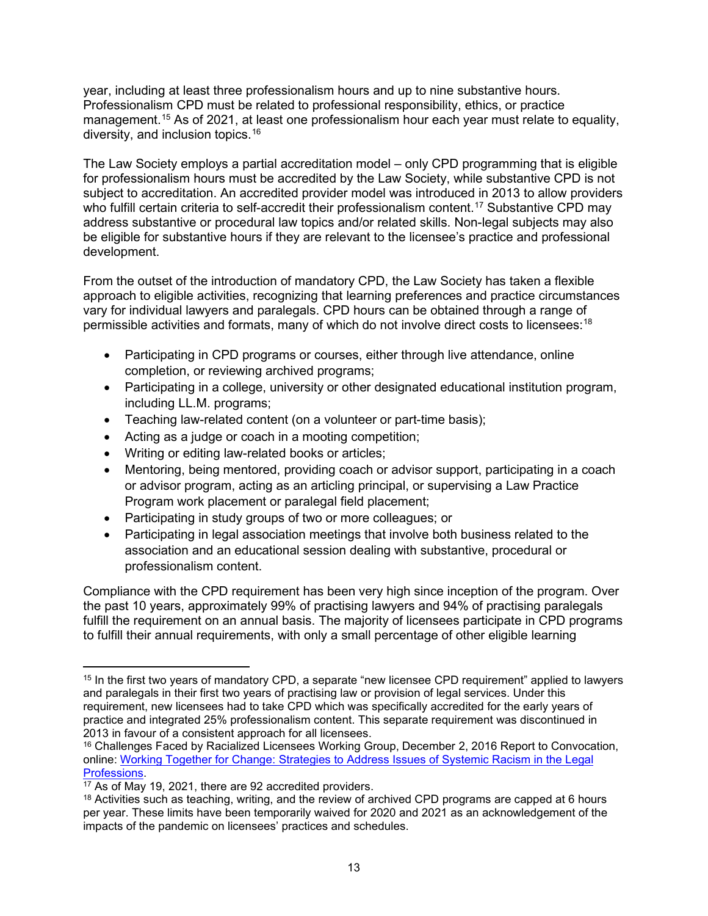year, including at least three professionalism hours and up to nine substantive hours. Professionalism CPD must be related to professional responsibility, ethics, or practice management.[15] As of 2021, at least one professionalism hour each year must relate to equality, diversity, and inclusion topics.[16]

The Law Society employs a partial accreditation model – only CPD programming that is eligible for professionalism hours must be accredited by the Law Society, while substantive CPD is not subject to accreditation. An accredited provider model was introduced in 2013 to allow providers who fulfill certain criteria to self-accredit their professionalism content.[17] Substantive CPD may address substantive or procedural law topics and/or related skills. Non-legal subjects may also be eligible for substantive hours if they are relevant to the licensee's practice and professional development.

From the outset of the introduction of mandatory CPD, the Law Society has taken a flexible approach to eligible activities, recognizing that learning preferences and practice circumstances vary for individual lawyers and paralegals. CPD hours can be obtained through a range of permissible activities and formats, many of which do not involve direct costs to licensees:[18]

- Participating in CPD programs or courses, either through live attendance, online completion, or reviewing archived programs;
- Participating in a college, university or other designated educational institution program, including LL.M. programs;
- Teaching law-related content (on a volunteer or part-time basis);
- Acting as a judge or coach in a mooting competition;
- Writing or editing law-related books or articles;
- Mentoring, being mentored, providing coach or advisor support, participating in a coach or advisor program, acting as an articling principal, or supervising a Law Practice Program work placement or paralegal field placement;
- Participating in study groups of two or more colleagues; or
- Participating in legal association meetings that involve both business related to the association and an educational session dealing with substantive, procedural or professionalism content.

Compliance with the CPD requirement has been very high since inception of the program. Over the past 10 years, approximately 99% of practising lawyers and 94% of practising paralegals fulfill the requirement on an annual basis. The majority of licensees participate in CPD programs to fulfill their annual requirements, with only a small percentage of other eligible learning

---

[15] In the first two years of mandatory CPD, a separate "new licensee CPD requirement" applied to lawyers and paralegals in their first two years of practising law or provision of legal services. Under this requirement, new licensees had to take CPD which was specifically accredited for the early years of practice and integrated 25% professionalism content. This separate requirement was discontinued in 2013 in favour of a consistent approach for all licensees.

[16] Challenges Faced by Racialized Licensees Working Group, December 2, 2016 Report to Convocation, online: [Working Together for Change: Strategies to Address Issues of Systemic Racism in the Legal Professions](#).

[17] As of May 19, 2021, there are 92 accredited providers.

[18] Activities such as teaching, writing, and the review of archived CPD programs are capped at 6 hours per year. These limits have been temporarily waived for 2020 and 2021 as an acknowledgement of the impacts of the pandemic on licensees' practices and schedules.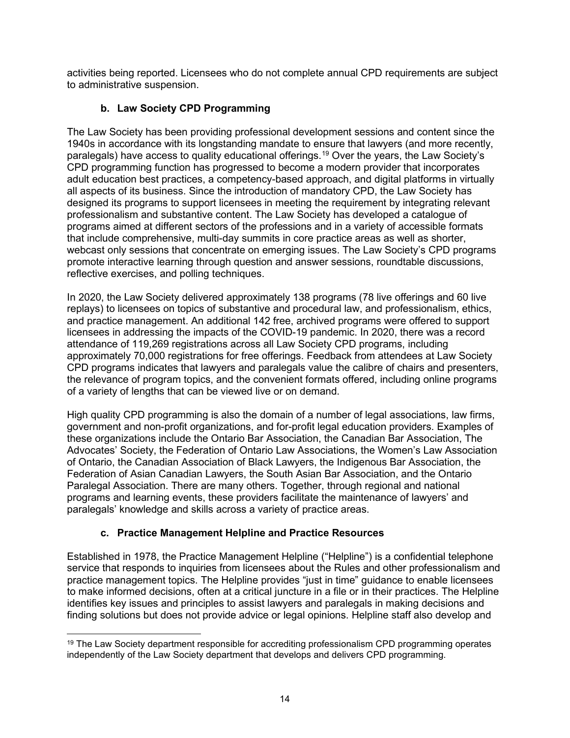activities being reported. Licensees who do not complete annual CPD requirements are subject to administrative suspension.

### b. Law Society CPD Programming

The Law Society has been providing professional development sessions and content since the 1940s in accordance with its longstanding mandate to ensure that lawyers (and more recently, paralegals) have access to quality educational offerings.[19] Over the years, the Law Society's CPD programming function has progressed to become a modern provider that incorporates adult education best practices, a competency-based approach, and digital platforms in virtually all aspects of its business. Since the introduction of mandatory CPD, the Law Society has designed its programs to support licensees in meeting the requirement by integrating relevant professionalism and substantive content. The Law Society has developed a catalogue of programs aimed at different sectors of the professions and in a variety of accessible formats that include comprehensive, multi-day summits in core practice areas as well as shorter, webcast only sessions that concentrate on emerging issues. The Law Society's CPD programs promote interactive learning through question and answer sessions, roundtable discussions, reflective exercises, and polling techniques.

In 2020, the Law Society delivered approximately 138 programs (78 live offerings and 60 live replays) to licensees on topics of substantive and procedural law, and professionalism, ethics, and practice management. An additional 142 free, archived programs were offered to support licensees in addressing the impacts of the COVID-19 pandemic. In 2020, there was a record attendance of 119,269 registrations across all Law Society CPD programs, including approximately 70,000 registrations for free offerings. Feedback from attendees at Law Society CPD programs indicates that lawyers and paralegals value the calibre of chairs and presenters, the relevance of program topics, and the convenient formats offered, including online programs of a variety of lengths that can be viewed live or on demand.

High quality CPD programming is also the domain of a number of legal associations, law firms, government and non-profit organizations, and for-profit legal education providers. Examples of these organizations include the Ontario Bar Association, the Canadian Bar Association, The Advocates' Society, the Federation of Ontario Law Associations, the Women's Law Association of Ontario, the Canadian Association of Black Lawyers, the Indigenous Bar Association, the Federation of Asian Canadian Lawyers, the South Asian Bar Association, and the Ontario Paralegal Association. There are many others. Together, through regional and national programs and learning events, these providers facilitate the maintenance of lawyers' and paralegals' knowledge and skills across a variety of practice areas.

### c. Practice Management Helpline and Practice Resources

Established in 1978, the Practice Management Helpline ("Helpline") is a confidential telephone service that responds to inquiries from licensees about the Rules and other professionalism and practice management topics. The Helpline provides "just in time" guidance to enable licensees to make informed decisions, often at a critical juncture in a file or in their practices. The Helpline identifies key issues and principles to assist lawyers and paralegals in making decisions and finding solutions but does not provide advice or legal opinions. Helpline staff also develop and

[19] The Law Society department responsible for accrediting professionalism CPD programming operates independently of the Law Society department that develops and delivers CPD programming.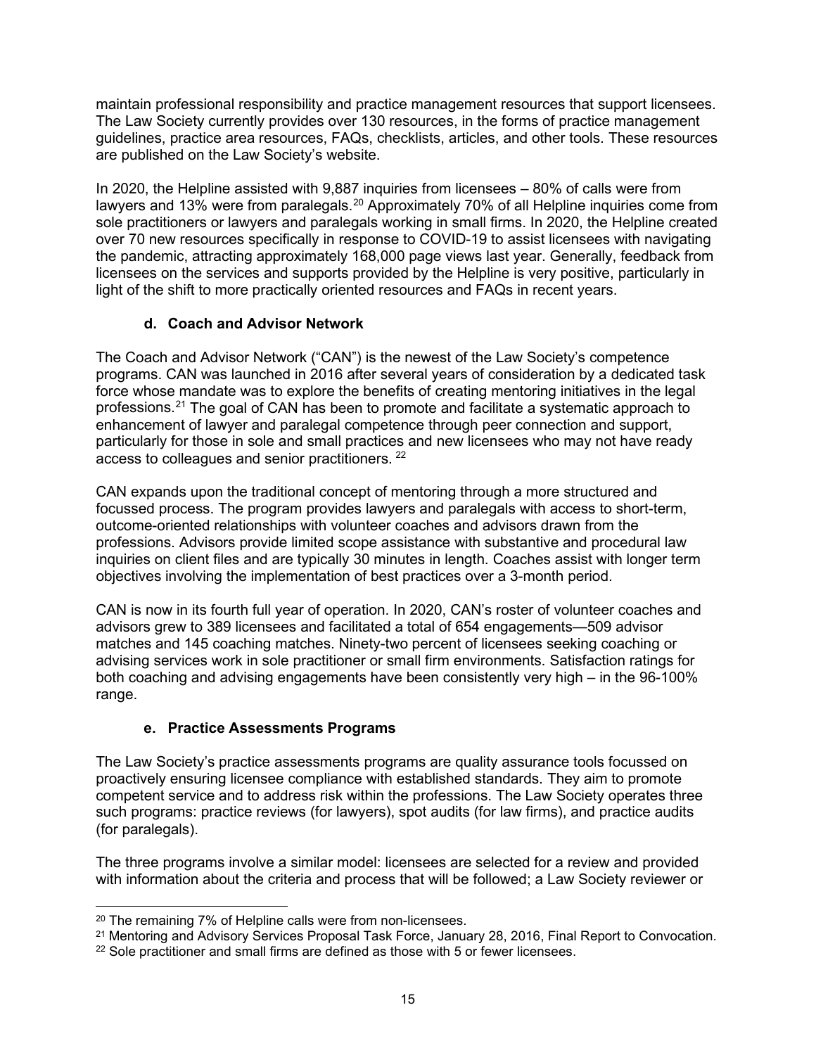maintain professional responsibility and practice management resources that support licensees. The Law Society currently provides over 130 resources, in the forms of practice management guidelines, practice area resources, FAQs, checklists, articles, and other tools. These resources are published on the Law Society's website.

In 2020, the Helpline assisted with 9,887 inquiries from licensees – 80% of calls were from lawyers and 13% were from paralegals.[20] Approximately 70% of all Helpline inquiries come from sole practitioners or lawyers and paralegals working in small firms. In 2020, the Helpline created over 70 new resources specifically in response to COVID-19 to assist licensees with navigating the pandemic, attracting approximately 168,000 page views last year. Generally, feedback from licensees on the services and supports provided by the Helpline is very positive, particularly in light of the shift to more practically oriented resources and FAQs in recent years.

#### d. Coach and Advisor Network

The Coach and Advisor Network ("CAN") is the newest of the Law Society's competence programs. CAN was launched in 2016 after several years of consideration by a dedicated task force whose mandate was to explore the benefits of creating mentoring initiatives in the legal professions.[21] The goal of CAN has been to promote and facilitate a systematic approach to enhancement of lawyer and paralegal competence through peer connection and support, particularly for those in sole and small practices and new licensees who may not have ready access to colleagues and senior practitioners. [22]

CAN expands upon the traditional concept of mentoring through a more structured and focussed process. The program provides lawyers and paralegals with access to short-term, outcome-oriented relationships with volunteer coaches and advisors drawn from the professions. Advisors provide limited scope assistance with substantive and procedural law inquiries on client files and are typically 30 minutes in length. Coaches assist with longer term objectives involving the implementation of best practices over a 3-month period.

CAN is now in its fourth full year of operation. In 2020, CAN's roster of volunteer coaches and advisors grew to 389 licensees and facilitated a total of 654 engagements—509 advisor matches and 145 coaching matches. Ninety-two percent of licensees seeking coaching or advising services work in sole practitioner or small firm environments. Satisfaction ratings for both coaching and advising engagements have been consistently very high – in the 96-100% range.

#### e. Practice Assessments Programs

The Law Society's practice assessments programs are quality assurance tools focussed on proactively ensuring licensee compliance with established standards. They aim to promote competent service and to address risk within the professions. The Law Society operates three such programs: practice reviews (for lawyers), spot audits (for law firms), and practice audits (for paralegals).

The three programs involve a similar model: licensees are selected for a review and provided with information about the criteria and process that will be followed; a Law Society reviewer or

---

[20] The remaining 7% of Helpline calls were from non-licensees.

[21] Mentoring and Advisory Services Proposal Task Force, January 28, 2016, Final Report to Convocation.

[22] Sole practitioner and small firms are defined as those with 5 or fewer licensees.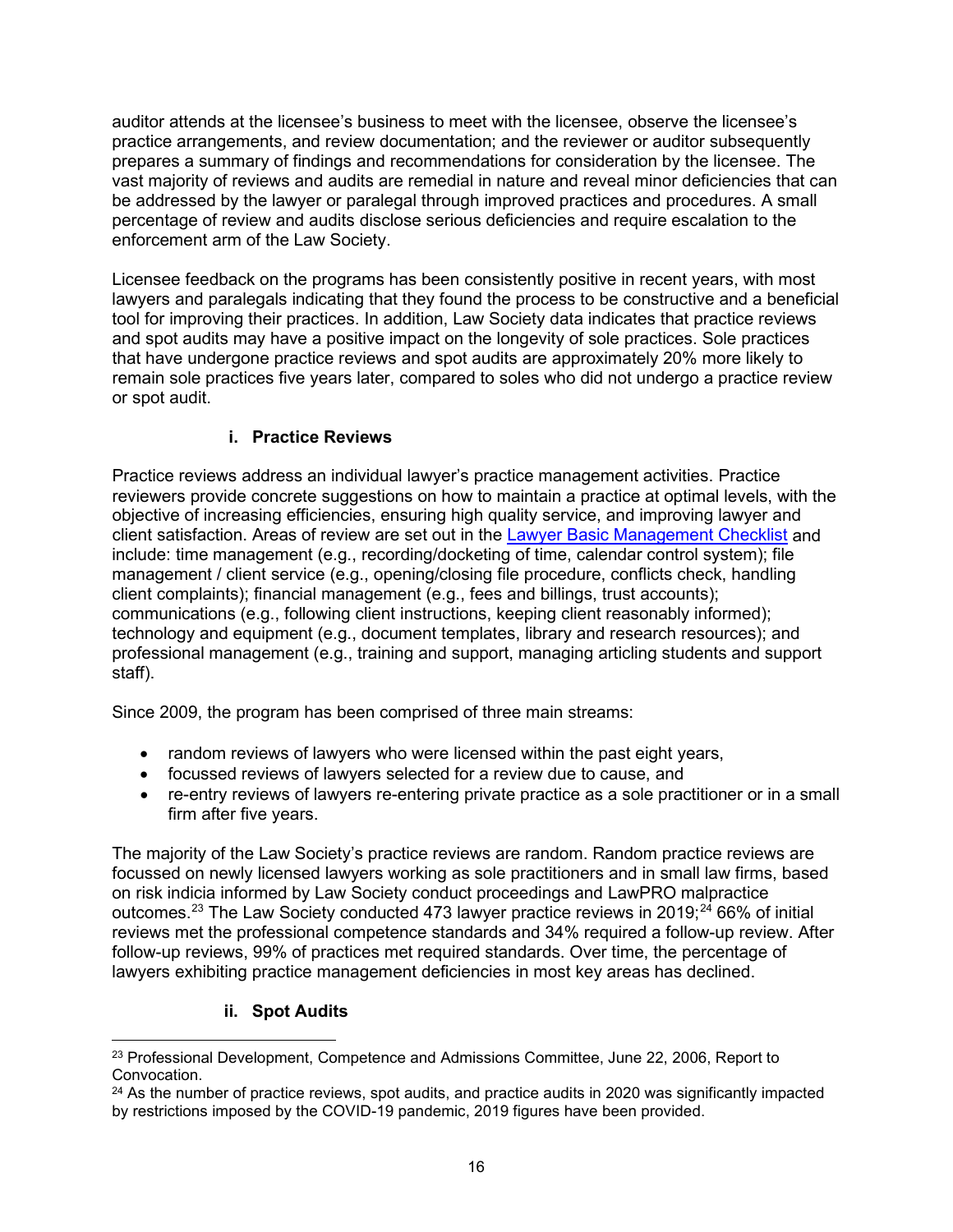auditor attends at the licensee's business to meet with the licensee, observe the licensee's practice arrangements, and review documentation; and the reviewer or auditor subsequently prepares a summary of findings and recommendations for consideration by the licensee. The vast majority of reviews and audits are remedial in nature and reveal minor deficiencies that can be addressed by the lawyer or paralegal through improved practices and procedures. A small percentage of review and audits disclose serious deficiencies and require escalation to the enforcement arm of the Law Society.

Licensee feedback on the programs has been consistently positive in recent years, with most lawyers and paralegals indicating that they found the process to be constructive and a beneficial tool for improving their practices. In addition, Law Society data indicates that practice reviews and spot audits may have a positive impact on the longevity of sole practices. Sole practices that have undergone practice reviews and spot audits are approximately 20% more likely to remain sole practices five years later, compared to soles who did not undergo a practice review or spot audit.

#### i. Practice Reviews

Practice reviews address an individual lawyer's practice management activities. Practice reviewers provide concrete suggestions on how to maintain a practice at optimal levels, with the objective of increasing efficiencies, ensuring high quality service, and improving lawyer and client satisfaction. Areas of review are set out in the [Lawyer Basic Management Checklist] and include: time management (e.g., recording/docketing of time, calendar control system); file management / client service (e.g., opening/closing file procedure, conflicts check, handling client complaints); financial management (e.g., fees and billings, trust accounts); communications (e.g., following client instructions, keeping client reasonably informed); technology and equipment (e.g., document templates, library and research resources); and professional management (e.g., training and support, managing articling students and support staff).

Since 2009, the program has been comprised of three main streams:

- random reviews of lawyers who were licensed within the past eight years,
- focussed reviews of lawyers selected for a review due to cause, and
- re-entry reviews of lawyers re-entering private practice as a sole practitioner or in a small firm after five years.

The majority of the Law Society's practice reviews are random. Random practice reviews are focussed on newly licensed lawyers working as sole practitioners and in small law firms, based on risk indicia informed by Law Society conduct proceedings and LawPRO malpractice outcomes.[23] The Law Society conducted 473 lawyer practice reviews in 2019;[24] 66% of initial reviews met the professional competence standards and 34% required a follow-up review. After follow-up reviews, 99% of practices met required standards. Over time, the percentage of lawyers exhibiting practice management deficiencies in most key areas has declined.

#### ii. Spot Audits

[23] Professional Development, Competence and Admissions Committee, June 22, 2006, Report to Convocation.

[24] As the number of practice reviews, spot audits, and practice audits in 2020 was significantly impacted by restrictions imposed by the COVID-19 pandemic, 2019 figures have been provided.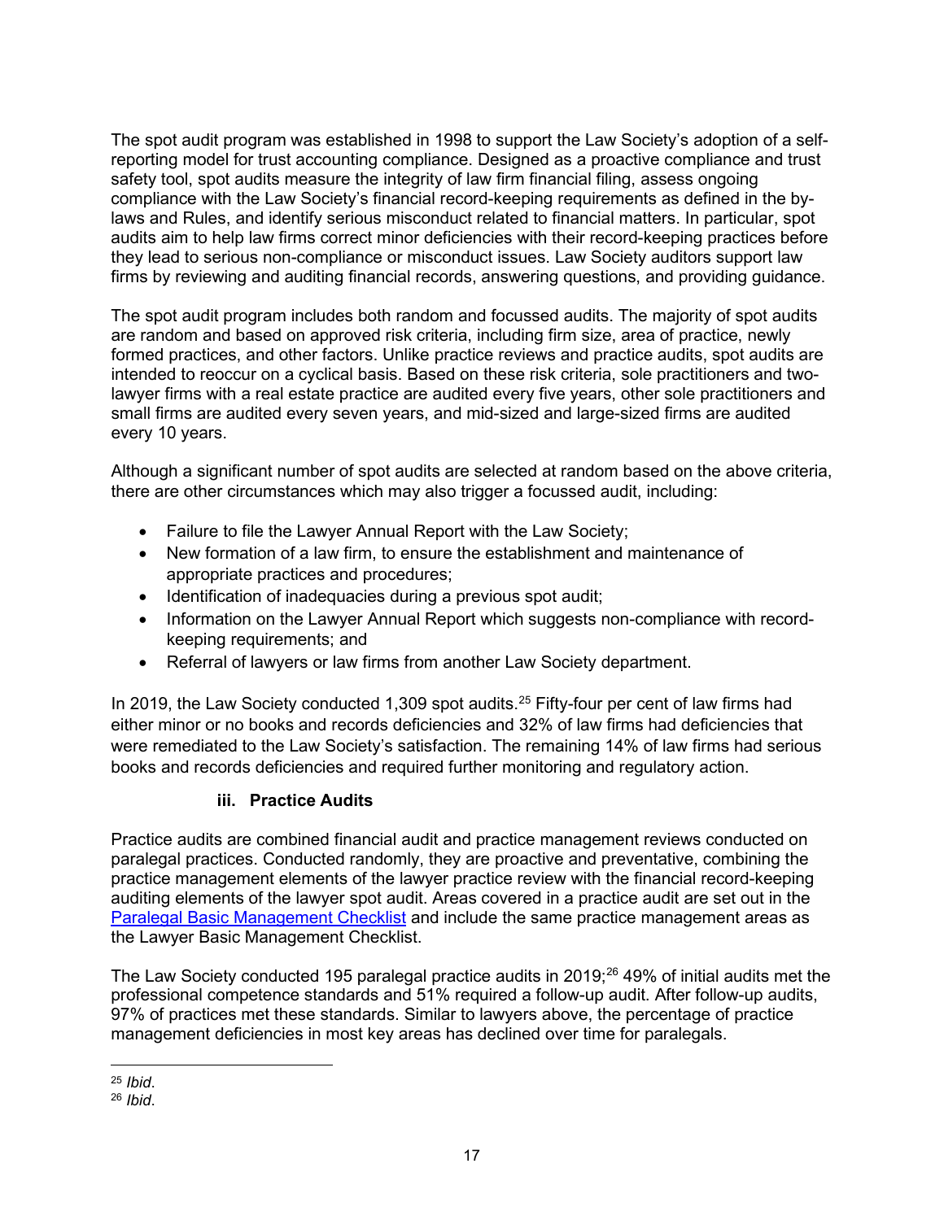The spot audit program was established in 1998 to support the Law Society's adoption of a self-reporting model for trust accounting compliance. Designed as a proactive compliance and trust safety tool, spot audits measure the integrity of law firm financial filing, assess ongoing compliance with the Law Society's financial record-keeping requirements as defined in the by-laws and Rules, and identify serious misconduct related to financial matters. In particular, spot audits aim to help law firms correct minor deficiencies with their record-keeping practices before they lead to serious non-compliance or misconduct issues. Law Society auditors support law firms by reviewing and auditing financial records, answering questions, and providing guidance.

The spot audit program includes both random and focussed audits. The majority of spot audits are random and based on approved risk criteria, including firm size, area of practice, newly formed practices, and other factors. Unlike practice reviews and practice audits, spot audits are intended to reoccur on a cyclical basis. Based on these risk criteria, sole practitioners and two-lawyer firms with a real estate practice are audited every five years, other sole practitioners and small firms are audited every seven years, and mid-sized and large-sized firms are audited every 10 years.

Although a significant number of spot audits are selected at random based on the above criteria, there are other circumstances which may also trigger a focussed audit, including:

- Failure to file the Lawyer Annual Report with the Law Society;
- New formation of a law firm, to ensure the establishment and maintenance of appropriate practices and procedures;
- Identification of inadequacies during a previous spot audit;
- Information on the Lawyer Annual Report which suggests non-compliance with record-keeping requirements; and
- Referral of lawyers or law firms from another Law Society department.

In 2019, the Law Society conducted 1,309 spot audits.[25] Fifty-four per cent of law firms had either minor or no books and records deficiencies and 32% of law firms had deficiencies that were remediated to the Law Society's satisfaction. The remaining 14% of law firms had serious books and records deficiencies and required further monitoring and regulatory action.

### iii. Practice Audits

Practice audits are combined financial audit and practice management reviews conducted on paralegal practices. Conducted randomly, they are proactive and preventative, combining the practice management elements of the lawyer practice review with the financial record-keeping auditing elements of the lawyer spot audit. Areas covered in a practice audit are set out in the Paralegal Basic Management Checklist and include the same practice management areas as the Lawyer Basic Management Checklist.

The Law Society conducted 195 paralegal practice audits in 2019;[26] 49% of initial audits met the professional competence standards and 51% required a follow-up audit. After follow-up audits, 97% of practices met these standards. Similar to lawyers above, the percentage of practice management deficiencies in most key areas has declined over time for paralegals.

---

[25] *Ibid.*

[26] *Ibid.*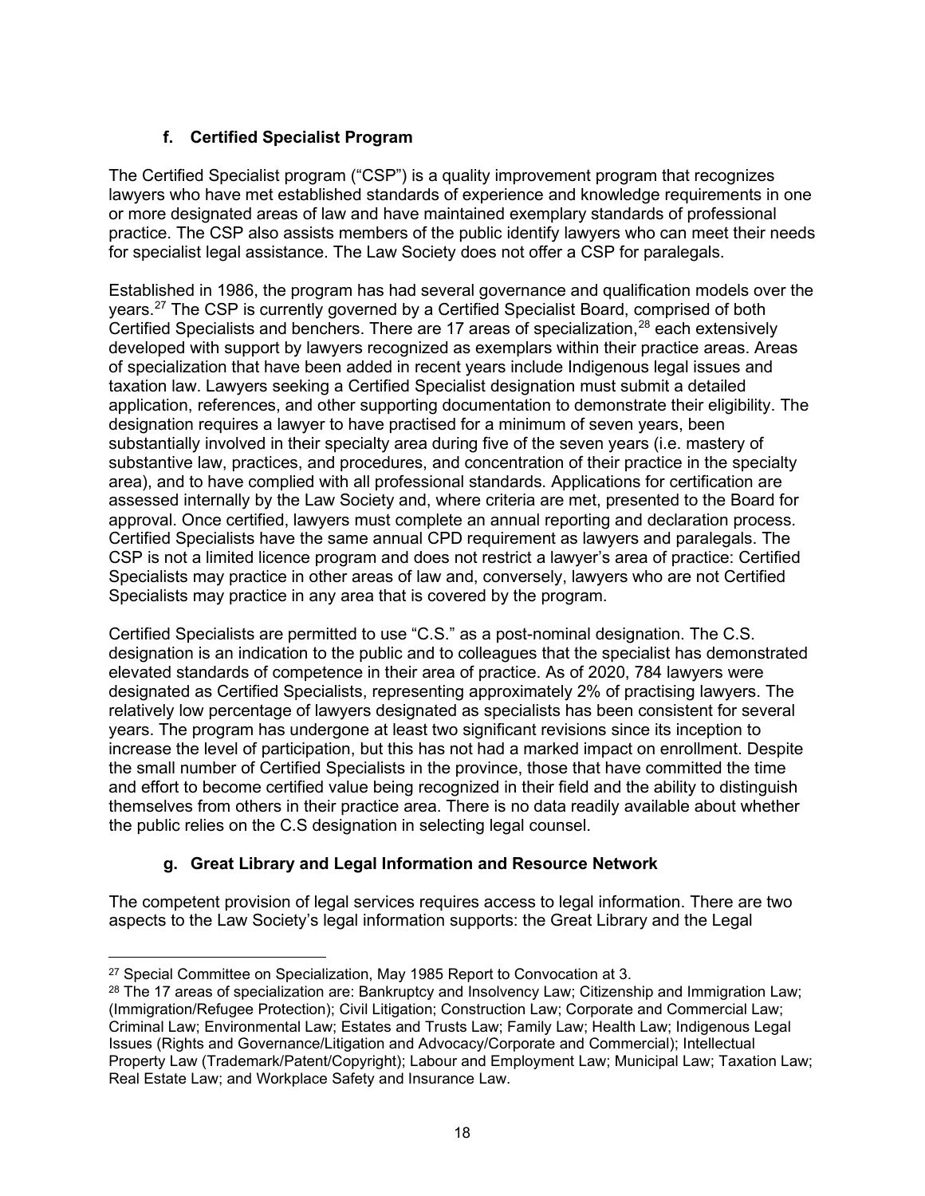### f. Certified Specialist Program

The Certified Specialist program ("CSP") is a quality improvement program that recognizes lawyers who have met established standards of experience and knowledge requirements in one or more designated areas of law and have maintained exemplary standards of professional practice. The CSP also assists members of the public identify lawyers who can meet their needs for specialist legal assistance. The Law Society does not offer a CSP for paralegals.

Established in 1986, the program has had several governance and qualification models over the years.[27] The CSP is currently governed by a Certified Specialist Board, comprised of both Certified Specialists and benchers. There are 17 areas of specialization,[28] each extensively developed with support by lawyers recognized as exemplars within their practice areas. Areas of specialization that have been added in recent years include Indigenous legal issues and taxation law. Lawyers seeking a Certified Specialist designation must submit a detailed application, references, and other supporting documentation to demonstrate their eligibility. The designation requires a lawyer to have practised for a minimum of seven years, been substantially involved in their specialty area during five of the seven years (i.e. mastery of substantive law, practices, and procedures, and concentration of their practice in the specialty area), and to have complied with all professional standards. Applications for certification are assessed internally by the Law Society and, where criteria are met, presented to the Board for approval. Once certified, lawyers must complete an annual reporting and declaration process. Certified Specialists have the same annual CPD requirement as lawyers and paralegals. The CSP is not a limited licence program and does not restrict a lawyer's area of practice: Certified Specialists may practice in other areas of law and, conversely, lawyers who are not Certified Specialists may practice in any area that is covered by the program.

Certified Specialists are permitted to use "C.S." as a post-nominal designation. The C.S. designation is an indication to the public and to colleagues that the specialist has demonstrated elevated standards of competence in their area of practice. As of 2020, 784 lawyers were designated as Certified Specialists, representing approximately 2% of practising lawyers. The relatively low percentage of lawyers designated as specialists has been consistent for several years. The program has undergone at least two significant revisions since its inception to increase the level of participation, but this has not had a marked impact on enrollment. Despite the small number of Certified Specialists in the province, those that have committed the time and effort to become certified value being recognized in their field and the ability to distinguish themselves from others in their practice area. There is no data readily available about whether the public relies on the C.S designation in selecting legal counsel.

### g. Great Library and Legal Information and Resource Network

The competent provision of legal services requires access to legal information. There are two aspects to the Law Society's legal information supports: the Great Library and the Legal

---

[27] Special Committee on Specialization, May 1985 Report to Convocation at 3.

[28] The 17 areas of specialization are: Bankruptcy and Insolvency Law; Citizenship and Immigration Law; (Immigration/Refugee Protection); Civil Litigation; Construction Law; Corporate and Commercial Law; Criminal Law; Environmental Law; Estates and Trusts Law; Family Law; Health Law; Indigenous Legal Issues (Rights and Governance/Litigation and Advocacy/Corporate and Commercial); Intellectual Property Law (Trademark/Patent/Copyright); Labour and Employment Law; Municipal Law; Taxation Law; Real Estate Law; and Workplace Safety and Insurance Law.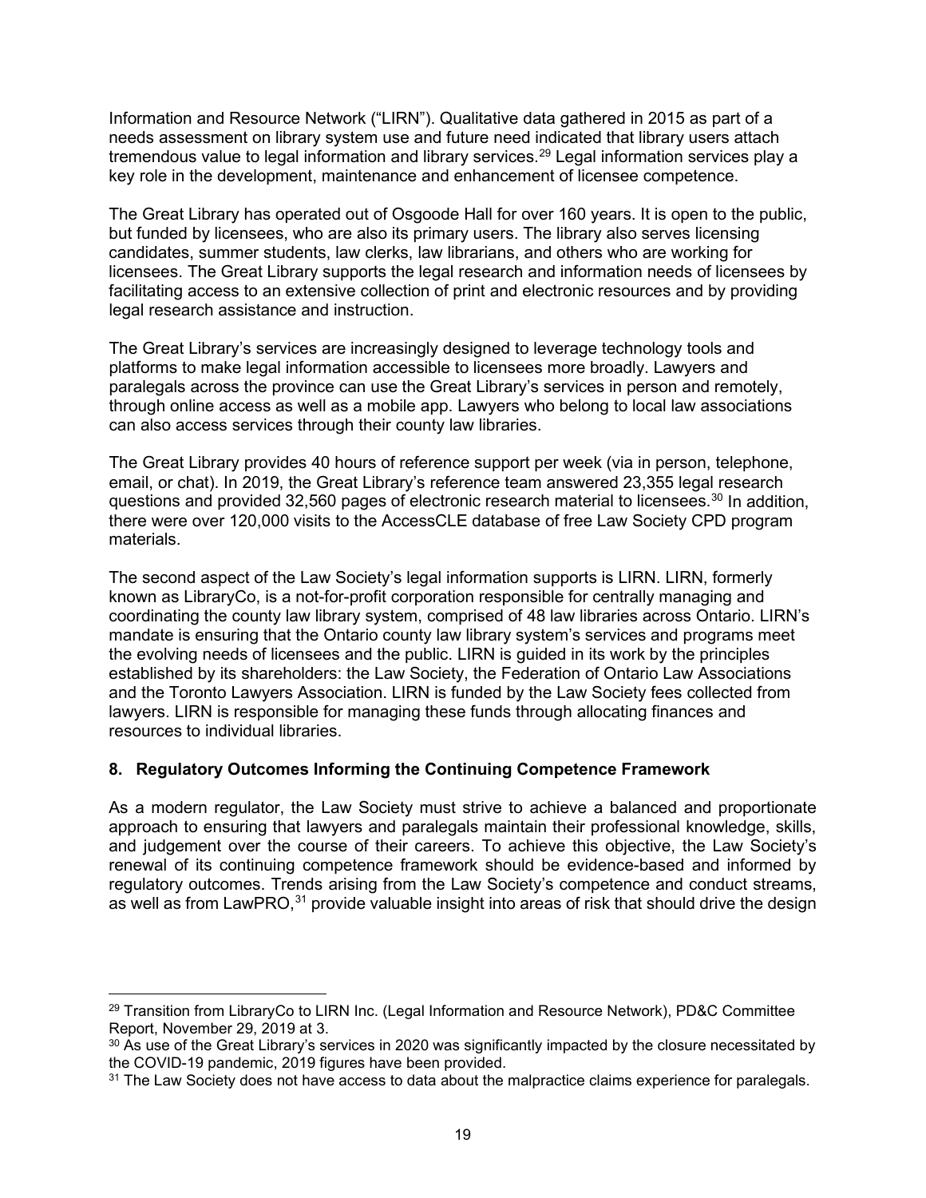Information and Resource Network ("LIRN"). Qualitative data gathered in 2015 as part of a needs assessment on library system use and future need indicated that library users attach tremendous value to legal information and library services.[29] Legal information services play a key role in the development, maintenance and enhancement of licensee competence.

The Great Library has operated out of Osgoode Hall for over 160 years. It is open to the public, but funded by licensees, who are also its primary users. The library also serves licensing candidates, summer students, law clerks, law librarians, and others who are working for licensees. The Great Library supports the legal research and information needs of licensees by facilitating access to an extensive collection of print and electronic resources and by providing legal research assistance and instruction.

The Great Library's services are increasingly designed to leverage technology tools and platforms to make legal information accessible to licensees more broadly. Lawyers and paralegals across the province can use the Great Library's services in person and remotely, through online access as well as a mobile app. Lawyers who belong to local law associations can also access services through their county law libraries.

The Great Library provides 40 hours of reference support per week (via in person, telephone, email, or chat). In 2019, the Great Library's reference team answered 23,355 legal research questions and provided 32,560 pages of electronic research material to licensees.[30] In addition, there were over 120,000 visits to the AccessCLE database of free Law Society CPD program materials.

The second aspect of the Law Society's legal information supports is LIRN. LIRN, formerly known as LibraryCo, is a not-for-profit corporation responsible for centrally managing and coordinating the county law library system, comprised of 48 law libraries across Ontario. LIRN's mandate is ensuring that the Ontario county law library system's services and programs meet the evolving needs of licensees and the public. LIRN is guided in its work by the principles established by its shareholders: the Law Society, the Federation of Ontario Law Associations and the Toronto Lawyers Association. LIRN is funded by the Law Society fees collected from lawyers. LIRN is responsible for managing these funds through allocating finances and resources to individual libraries.

### 8. Regulatory Outcomes Informing the Continuing Competence Framework

As a modern regulator, the Law Society must strive to achieve a balanced and proportionate approach to ensuring that lawyers and paralegals maintain their professional knowledge, skills, and judgement over the course of their careers. To achieve this objective, the Law Society's renewal of its continuing competence framework should be evidence-based and informed by regulatory outcomes. Trends arising from the Law Society's competence and conduct streams, as well as from LawPRO,[31] provide valuable insight into areas of risk that should drive the design

---

[29] Transition from LibraryCo to LIRN Inc. (Legal Information and Resource Network), PD&C Committee Report, November 29, 2019 at 3.

[30] As use of the Great Library's services in 2020 was significantly impacted by the closure necessitated by the COVID-19 pandemic, 2019 figures have been provided.

[31] The Law Society does not have access to data about the malpractice claims experience for paralegals.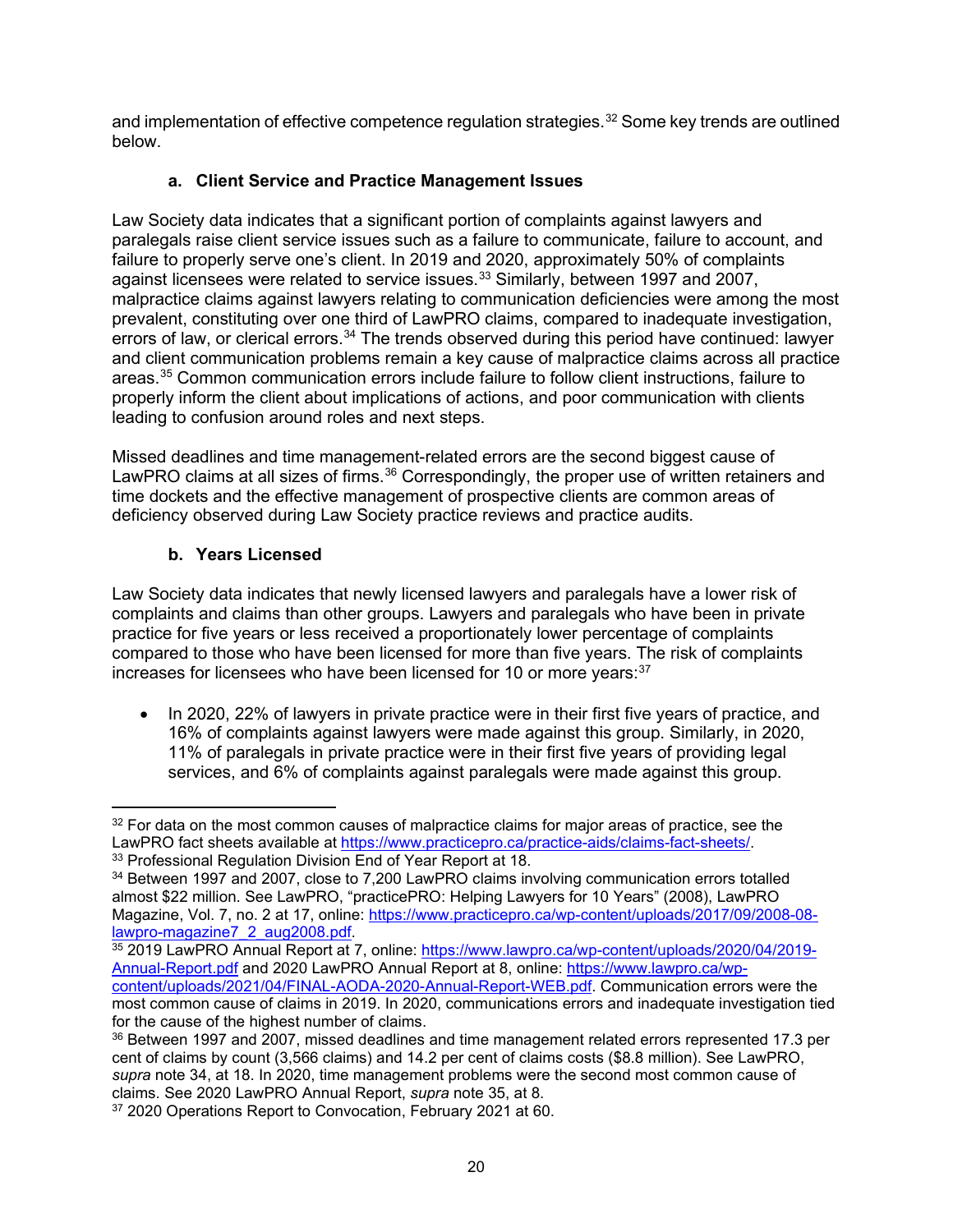and implementation of effective competence regulation strategies.[32] Some key trends are outlined below.

### a. Client Service and Practice Management Issues

Law Society data indicates that a significant portion of complaints against lawyers and paralegals raise client service issues such as a failure to communicate, failure to account, and failure to properly serve one's client. In 2019 and 2020, approximately 50% of complaints against licensees were related to service issues.[33] Similarly, between 1997 and 2007, malpractice claims against lawyers relating to communication deficiencies were among the most prevalent, constituting over one third of LawPRO claims, compared to inadequate investigation, errors of law, or clerical errors.[34] The trends observed during this period have continued: lawyer and client communication problems remain a key cause of malpractice claims across all practice areas.[35] Common communication errors include failure to follow client instructions, failure to properly inform the client about implications of actions, and poor communication with clients leading to confusion around roles and next steps.

Missed deadlines and time management-related errors are the second biggest cause of LawPRO claims at all sizes of firms.[36] Correspondingly, the proper use of written retainers and time dockets and the effective management of prospective clients are common areas of deficiency observed during Law Society practice reviews and practice audits.

### b. Years Licensed

Law Society data indicates that newly licensed lawyers and paralegals have a lower risk of complaints and claims than other groups. Lawyers and paralegals who have been in private practice for five years or less received a proportionately lower percentage of complaints compared to those who have been licensed for more than five years. The risk of complaints increases for licensees who have been licensed for 10 or more years:[37]

- In 2020, 22% of lawyers in private practice were in their first five years of practice, and 16% of complaints against lawyers were made against this group. Similarly, in 2020, 11% of paralegals in private practice were in their first five years of providing legal services, and 6% of complaints against paralegals were made against this group.

---

[32] For data on the most common causes of malpractice claims for major areas of practice, see the LawPRO fact sheets available at https://www.practicepro.ca/practice-aids/claims-fact-sheets/.

[33] Professional Regulation Division End of Year Report at 18.

[34] Between 1997 and 2007, close to 7,200 LawPRO claims involving communication errors totalled almost $22 million. See LawPRO, "practicePRO: Helping Lawyers for 10 Years" (2008), LawPRO Magazine, Vol. 7, no. 2 at 17, online: https://www.practicepro.ca/wp-content/uploads/2017/09/2008-08-lawpro-magazine7_2_aug2008.pdf.

[35] 2019 LawPRO Annual Report at 7, online: https://www.lawpro.ca/wp-content/uploads/2020/04/2019-Annual-Report.pdf and 2020 LawPRO Annual Report at 8, online: https://www.lawpro.ca/wp-content/uploads/2021/04/FINAL-AODA-2020-Annual-Report-WEB.pdf. Communication errors were the most common cause of claims in 2019. In 2020, communications errors and inadequate investigation tied for the cause of the highest number of claims.

[36] Between 1997 and 2007, missed deadlines and time management related errors represented 17.3 per cent of claims by count (3,566 claims) and 14.2 per cent of claims costs ($8.8 million). See LawPRO, *supra* note 34, at 18. In 2020, time management problems were the second most common cause of claims. See 2020 LawPRO Annual Report, *supra* note 35, at 8.

[37] 2020 Operations Report to Convocation, February 2021 at 60.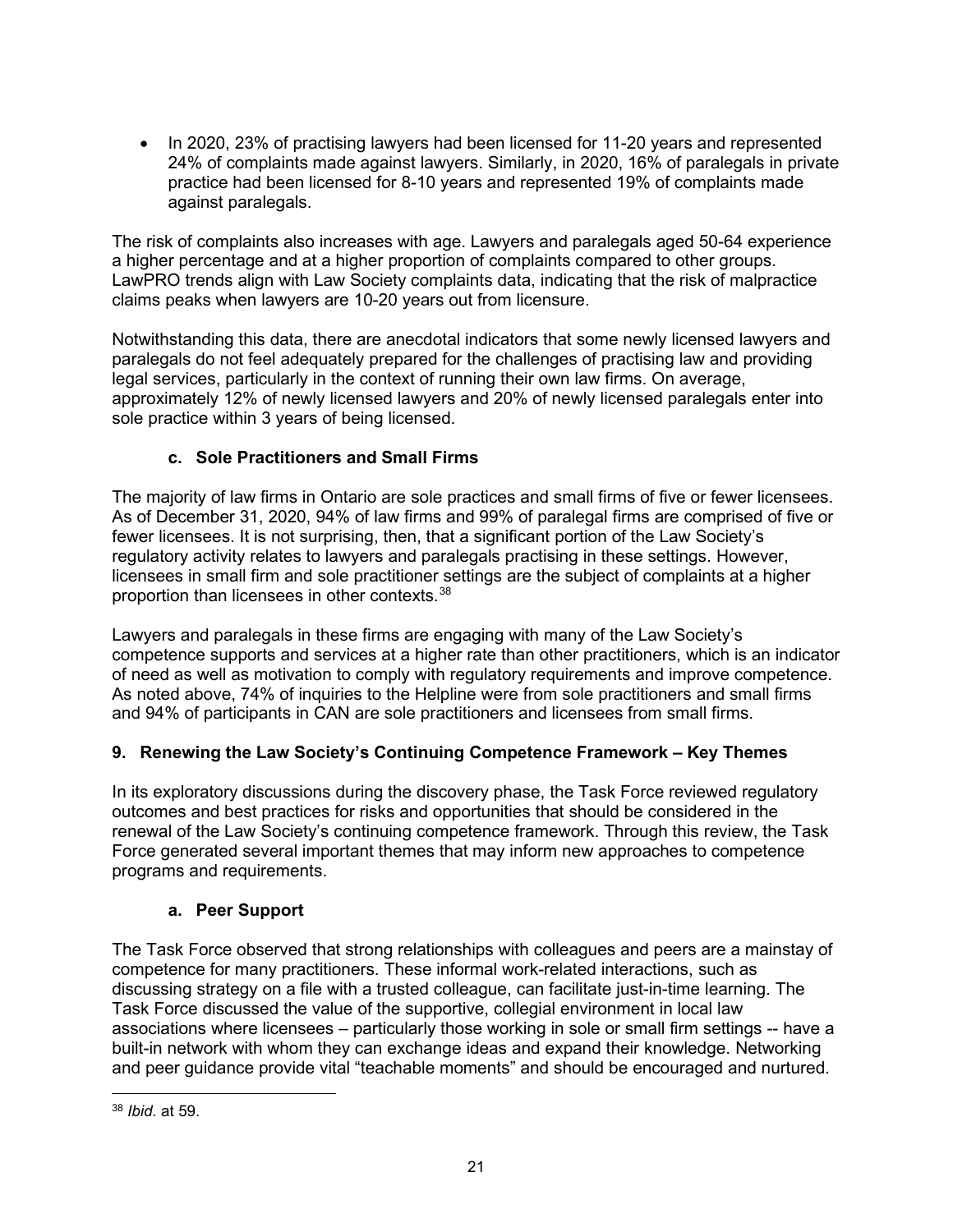- In 2020, 23% of practising lawyers had been licensed for 11-20 years and represented 24% of complaints made against lawyers. Similarly, in 2020, 16% of paralegals in private practice had been licensed for 8-10 years and represented 19% of complaints made against paralegals.

The risk of complaints also increases with age. Lawyers and paralegals aged 50-64 experience a higher percentage and at a higher proportion of complaints compared to other groups. LawPRO trends align with Law Society complaints data, indicating that the risk of malpractice claims peaks when lawyers are 10-20 years out from licensure.

Notwithstanding this data, there are anecdotal indicators that some newly licensed lawyers and paralegals do not feel adequately prepared for the challenges of practising law and providing legal services, particularly in the context of running their own law firms. On average, approximately 12% of newly licensed lawyers and 20% of newly licensed paralegals enter into sole practice within 3 years of being licensed.

### c. Sole Practitioners and Small Firms

The majority of law firms in Ontario are sole practices and small firms of five or fewer licensees. As of December 31, 2020, 94% of law firms and 99% of paralegal firms are comprised of five or fewer licensees. It is not surprising, then, that a significant portion of the Law Society's regulatory activity relates to lawyers and paralegals practising in these settings. However, licensees in small firm and sole practitioner settings are the subject of complaints at a higher proportion than licensees in other contexts.[38]

Lawyers and paralegals in these firms are engaging with many of the Law Society's competence supports and services at a higher rate than other practitioners, which is an indicator of need as well as motivation to comply with regulatory requirements and improve competence. As noted above, 74% of inquiries to the Helpline were from sole practitioners and small firms and 94% of participants in CAN are sole practitioners and licensees from small firms.

## 9. Renewing the Law Society's Continuing Competence Framework – Key Themes

In its exploratory discussions during the discovery phase, the Task Force reviewed regulatory outcomes and best practices for risks and opportunities that should be considered in the renewal of the Law Society's continuing competence framework. Through this review, the Task Force generated several important themes that may inform new approaches to competence programs and requirements.

### a. Peer Support

The Task Force observed that strong relationships with colleagues and peers are a mainstay of competence for many practitioners. These informal work-related interactions, such as discussing strategy on a file with a trusted colleague, can facilitate just-in-time learning. The Task Force discussed the value of the supportive, collegial environment in local law associations where licensees – particularly those working in sole or small firm settings -- have a built-in network with whom they can exchange ideas and expand their knowledge. Networking and peer guidance provide vital "teachable moments" and should be encouraged and nurtured.

---

[38] *Ibid.* at 59.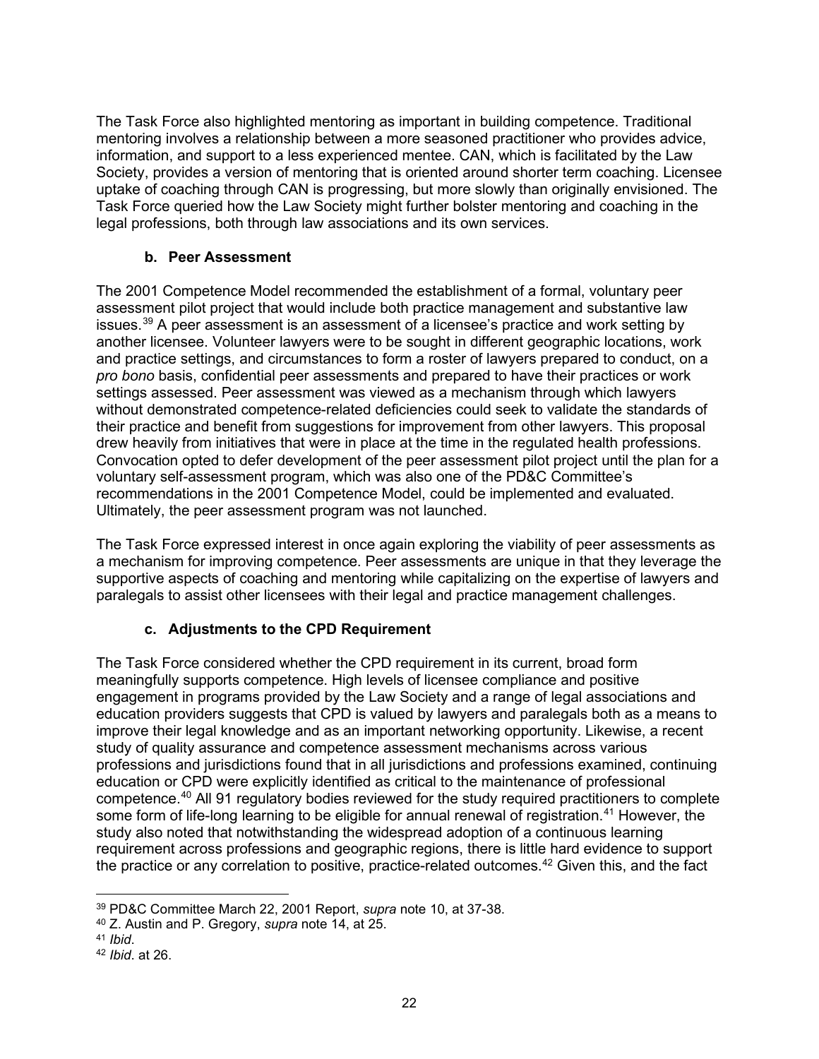The Task Force also highlighted mentoring as important in building competence. Traditional mentoring involves a relationship between a more seasoned practitioner who provides advice, information, and support to a less experienced mentee. CAN, which is facilitated by the Law Society, provides a version of mentoring that is oriented around shorter term coaching. Licensee uptake of coaching through CAN is progressing, but more slowly than originally envisioned. The Task Force queried how the Law Society might further bolster mentoring and coaching in the legal professions, both through law associations and its own services.

### b. Peer Assessment

The 2001 Competence Model recommended the establishment of a formal, voluntary peer assessment pilot project that would include both practice management and substantive law issues.[39] A peer assessment is an assessment of a licensee's practice and work setting by another licensee. Volunteer lawyers were to be sought in different geographic locations, work and practice settings, and circumstances to form a roster of lawyers prepared to conduct, on a *pro bono* basis, confidential peer assessments and prepared to have their practices or work settings assessed. Peer assessment was viewed as a mechanism through which lawyers without demonstrated competence-related deficiencies could seek to validate the standards of their practice and benefit from suggestions for improvement from other lawyers. This proposal drew heavily from initiatives that were in place at the time in the regulated health professions. Convocation opted to defer development of the peer assessment pilot project until the plan for a voluntary self-assessment program, which was also one of the PD&C Committee's recommendations in the 2001 Competence Model, could be implemented and evaluated. Ultimately, the peer assessment program was not launched.

The Task Force expressed interest in once again exploring the viability of peer assessments as a mechanism for improving competence. Peer assessments are unique in that they leverage the supportive aspects of coaching and mentoring while capitalizing on the expertise of lawyers and paralegals to assist other licensees with their legal and practice management challenges.

### c. Adjustments to the CPD Requirement

The Task Force considered whether the CPD requirement in its current, broad form meaningfully supports competence. High levels of licensee compliance and positive engagement in programs provided by the Law Society and a range of legal associations and education providers suggests that CPD is valued by lawyers and paralegals both as a means to improve their legal knowledge and as an important networking opportunity. Likewise, a recent study of quality assurance and competence assessment mechanisms across various professions and jurisdictions found that in all jurisdictions and professions examined, continuing education or CPD were explicitly identified as critical to the maintenance of professional competence.[40] All 91 regulatory bodies reviewed for the study required practitioners to complete some form of life-long learning to be eligible for annual renewal of registration.[41] However, the study also noted that notwithstanding the widespread adoption of a continuous learning requirement across professions and geographic regions, there is little hard evidence to support the practice or any correlation to positive, practice-related outcomes.[42] Given this, and the fact

---

[39] PD&C Committee March 22, 2001 Report, *supra* note 10, at 37-38.

[40] Z. Austin and P. Gregory, *supra* note 14, at 25.

[41] *Ibid*.

[42] *Ibid*. at 26.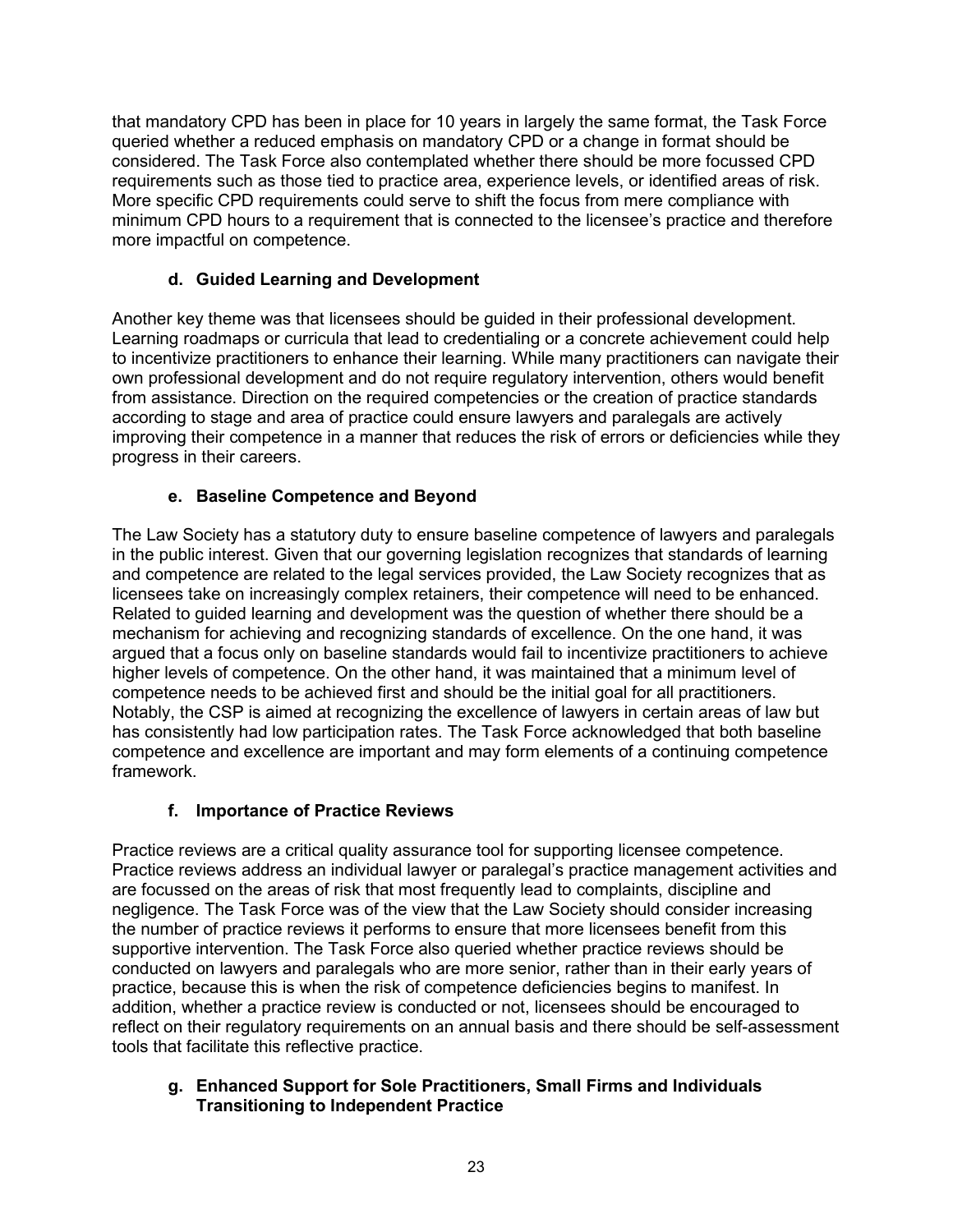that mandatory CPD has been in place for 10 years in largely the same format, the Task Force queried whether a reduced emphasis on mandatory CPD or a change in format should be considered. The Task Force also contemplated whether there should be more focussed CPD requirements such as those tied to practice area, experience levels, or identified areas of risk. More specific CPD requirements could serve to shift the focus from mere compliance with minimum CPD hours to a requirement that is connected to the licensee's practice and therefore more impactful on competence.

### d. Guided Learning and Development

Another key theme was that licensees should be guided in their professional development. Learning roadmaps or curricula that lead to credentialing or a concrete achievement could help to incentivize practitioners to enhance their learning. While many practitioners can navigate their own professional development and do not require regulatory intervention, others would benefit from assistance. Direction on the required competencies or the creation of practice standards according to stage and area of practice could ensure lawyers and paralegals are actively improving their competence in a manner that reduces the risk of errors or deficiencies while they progress in their careers.

### e. Baseline Competence and Beyond

The Law Society has a statutory duty to ensure baseline competence of lawyers and paralegals in the public interest. Given that our governing legislation recognizes that standards of learning and competence are related to the legal services provided, the Law Society recognizes that as licensees take on increasingly complex retainers, their competence will need to be enhanced. Related to guided learning and development was the question of whether there should be a mechanism for achieving and recognizing standards of excellence. On the one hand, it was argued that a focus only on baseline standards would fail to incentivize practitioners to achieve higher levels of competence. On the other hand, it was maintained that a minimum level of competence needs to be achieved first and should be the initial goal for all practitioners. Notably, the CSP is aimed at recognizing the excellence of lawyers in certain areas of law but has consistently had low participation rates. The Task Force acknowledged that both baseline competence and excellence are important and may form elements of a continuing competence framework.

### f. Importance of Practice Reviews

Practice reviews are a critical quality assurance tool for supporting licensee competence. Practice reviews address an individual lawyer or paralegal's practice management activities and are focussed on the areas of risk that most frequently lead to complaints, discipline and negligence. The Task Force was of the view that the Law Society should consider increasing the number of practice reviews it performs to ensure that more licensees benefit from this supportive intervention. The Task Force also queried whether practice reviews should be conducted on lawyers and paralegals who are more senior, rather than in their early years of practice, because this is when the risk of competence deficiencies begins to manifest. In addition, whether a practice review is conducted or not, licensees should be encouraged to reflect on their regulatory requirements on an annual basis and there should be self-assessment tools that facilitate this reflective practice.

### g. Enhanced Support for Sole Practitioners, Small Firms and Individuals Transitioning to Independent Practice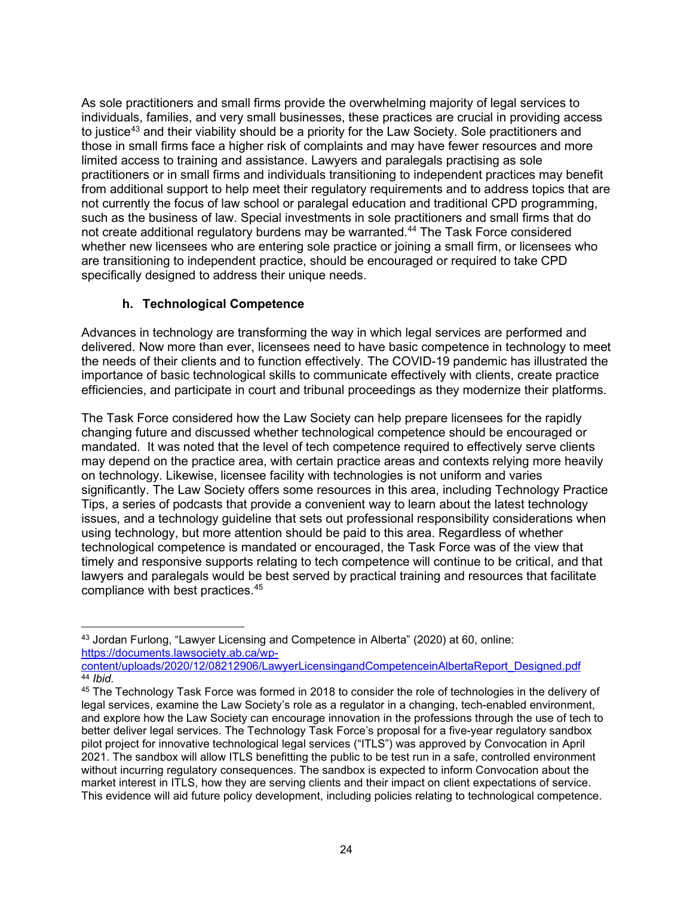As sole practitioners and small firms provide the overwhelming majority of legal services to individuals, families, and very small businesses, these practices are crucial in providing access to justice[43] and their viability should be a priority for the Law Society. Sole practitioners and those in small firms face a higher risk of complaints and may have fewer resources and more limited access to training and assistance. Lawyers and paralegals practising as sole practitioners or in small firms and individuals transitioning to independent practices may benefit from additional support to help meet their regulatory requirements and to address topics that are not currently the focus of law school or paralegal education and traditional CPD programming, such as the business of law. Special investments in sole practitioners and small firms that do not create additional regulatory burdens may be warranted.[44] The Task Force considered whether new licensees who are entering sole practice or joining a small firm, or licensees who are transitioning to independent practice, should be encouraged or required to take CPD specifically designed to address their unique needs.

#### h. Technological Competence

Advances in technology are transforming the way in which legal services are performed and delivered. Now more than ever, licensees need to have basic competence in technology to meet the needs of their clients and to function effectively. The COVID-19 pandemic has illustrated the importance of basic technological skills to communicate effectively with clients, create practice efficiencies, and participate in court and tribunal proceedings as they modernize their platforms.

The Task Force considered how the Law Society can help prepare licensees for the rapidly changing future and discussed whether technological competence should be encouraged or mandated. It was noted that the level of tech competence required to effectively serve clients may depend on the practice area, with certain practice areas and contexts relying more heavily on technology. Likewise, licensee facility with technologies is not uniform and varies significantly. The Law Society offers some resources in this area, including Technology Practice Tips, a series of podcasts that provide a convenient way to learn about the latest technology issues, and a technology guideline that sets out professional responsibility considerations when using technology, but more attention should be paid to this area. Regardless of whether technological competence is mandated or encouraged, the Task Force was of the view that timely and responsive supports relating to tech competence will continue to be critical, and that lawyers and paralegals would be best served by practical training and resources that facilitate compliance with best practices.[45]

---

[43] Jordan Furlong, "Lawyer Licensing and Competence in Alberta" (2020) at 60, online: https://documents.lawsociety.ab.ca/wp-content/uploads/2020/12/08212906/LawyerLicensingandCompetenceinAlbertaReport_Designed.pdf

[44] *Ibid.*

[45] The Technology Task Force was formed in 2018 to consider the role of technologies in the delivery of legal services, examine the Law Society's role as a regulator in a changing, tech-enabled environment, and explore how the Law Society can encourage innovation in the professions through the use of tech to better deliver legal services. The Technology Task Force's proposal for a five-year regulatory sandbox pilot project for innovative technological legal services ("ITLS") was approved by Convocation in April 2021. The sandbox will allow ITLS benefitting the public to be test run in a safe, controlled environment without incurring regulatory consequences. The sandbox is expected to inform Convocation about the market interest in ITLS, how they are serving clients and their impact on client expectations of service. This evidence will aid future policy development, including policies relating to technological competence.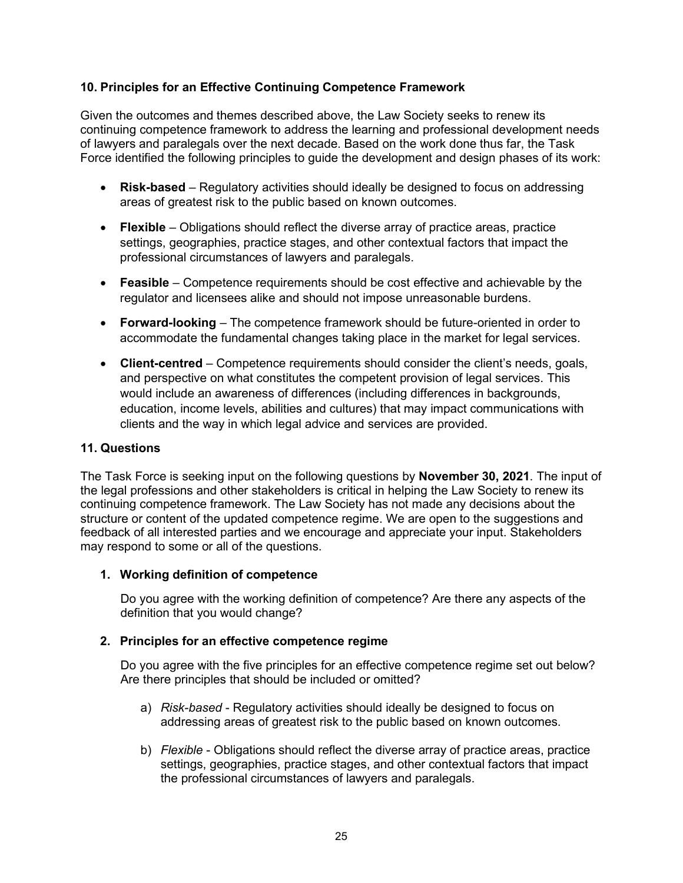### 10. Principles for an Effective Continuing Competence Framework

Given the outcomes and themes described above, the Law Society seeks to renew its continuing competence framework to address the learning and professional development needs of lawyers and paralegals over the next decade. Based on the work done thus far, the Task Force identified the following principles to guide the development and design phases of its work:

- **Risk-based** – Regulatory activities should ideally be designed to focus on addressing areas of greatest risk to the public based on known outcomes.
- **Flexible** – Obligations should reflect the diverse array of practice areas, practice settings, geographies, practice stages, and other contextual factors that impact the professional circumstances of lawyers and paralegals.
- **Feasible** – Competence requirements should be cost effective and achievable by the regulator and licensees alike and should not impose unreasonable burdens.
- **Forward-looking** – The competence framework should be future-oriented in order to accommodate the fundamental changes taking place in the market for legal services.
- **Client-centred** – Competence requirements should consider the client's needs, goals, and perspective on what constitutes the competent provision of legal services. This would include an awareness of differences (including differences in backgrounds, education, income levels, abilities and cultures) that may impact communications with clients and the way in which legal advice and services are provided.

### 11. Questions

The Task Force is seeking input on the following questions by **November 30, 2021**. The input of the legal professions and other stakeholders is critical in helping the Law Society to renew its continuing competence framework. The Law Society has not made any decisions about the structure or content of the updated competence regime. We are open to the suggestions and feedback of all interested parties and we encourage and appreciate your input. Stakeholders may respond to some or all of the questions.

1. **Working definition of competence**

   Do you agree with the working definition of competence? Are there any aspects of the definition that you would change?

2. **Principles for an effective competence regime**

   Do you agree with the five principles for an effective competence regime set out below? Are there principles that should be included or omitted?

   a) *Risk-based* - Regulatory activities should ideally be designed to focus on addressing areas of greatest risk to the public based on known outcomes.

   b) *Flexible* - Obligations should reflect the diverse array of practice areas, practice settings, geographies, practice stages, and other contextual factors that impact the professional circumstances of lawyers and paralegals.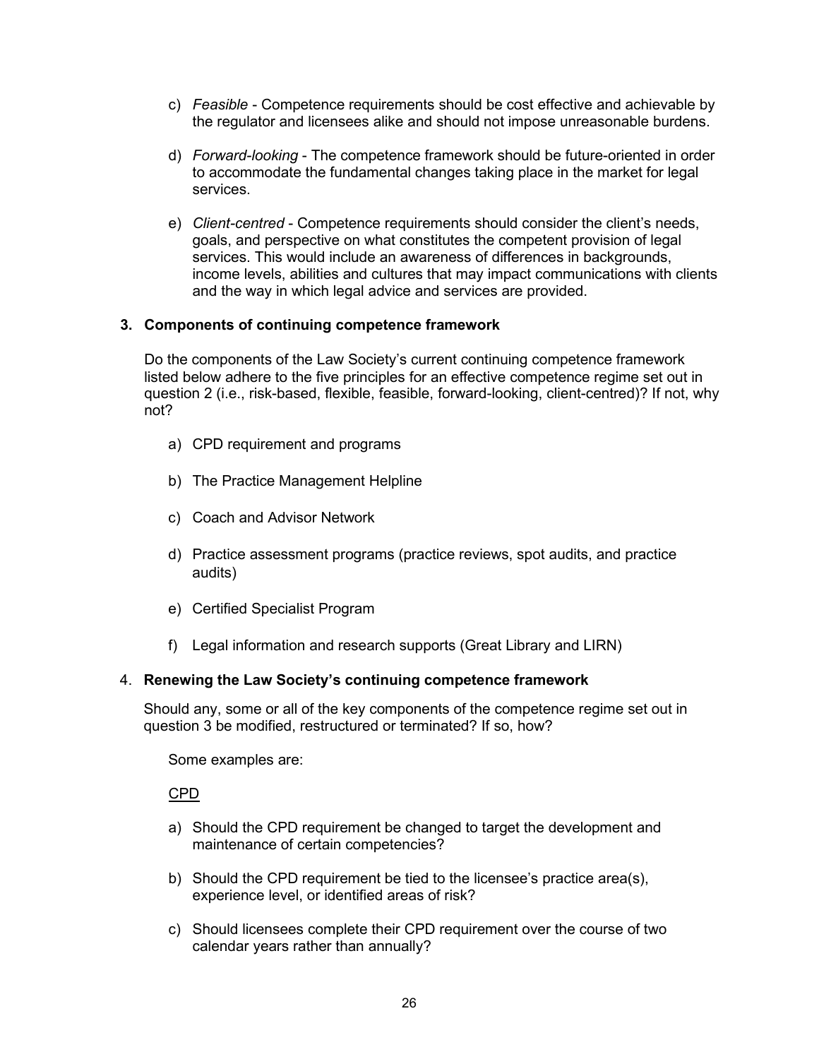c) *Feasible* - Competence requirements should be cost effective and achievable by the regulator and licensees alike and should not impose unreasonable burdens.

d) *Forward-looking* - The competence framework should be future-oriented in order to accommodate the fundamental changes taking place in the market for legal services.

e) *Client-centred* - Competence requirements should consider the client's needs, goals, and perspective on what constitutes the competent provision of legal services. This would include an awareness of differences in backgrounds, income levels, abilities and cultures that may impact communications with clients and the way in which legal advice and services are provided.

**3. Components of continuing competence framework**

Do the components of the Law Society's current continuing competence framework listed below adhere to the five principles for an effective competence regime set out in question 2 (i.e., risk-based, flexible, feasible, forward-looking, client-centred)? If not, why not?

a) CPD requirement and programs

b) The Practice Management Helpline

c) Coach and Advisor Network

d) Practice assessment programs (practice reviews, spot audits, and practice audits)

e) Certified Specialist Program

f) Legal information and research supports (Great Library and LIRN)

4. **Renewing the Law Society's continuing competence framework**

Should any, some or all of the key components of the competence regime set out in question 3 be modified, restructured or terminated? If so, how?

Some examples are:

<u>CPD</u>

a) Should the CPD requirement be changed to target the development and maintenance of certain competencies?

b) Should the CPD requirement be tied to the licensee's practice area(s), experience level, or identified areas of risk?

c) Should licensees complete their CPD requirement over the course of two calendar years rather than annually?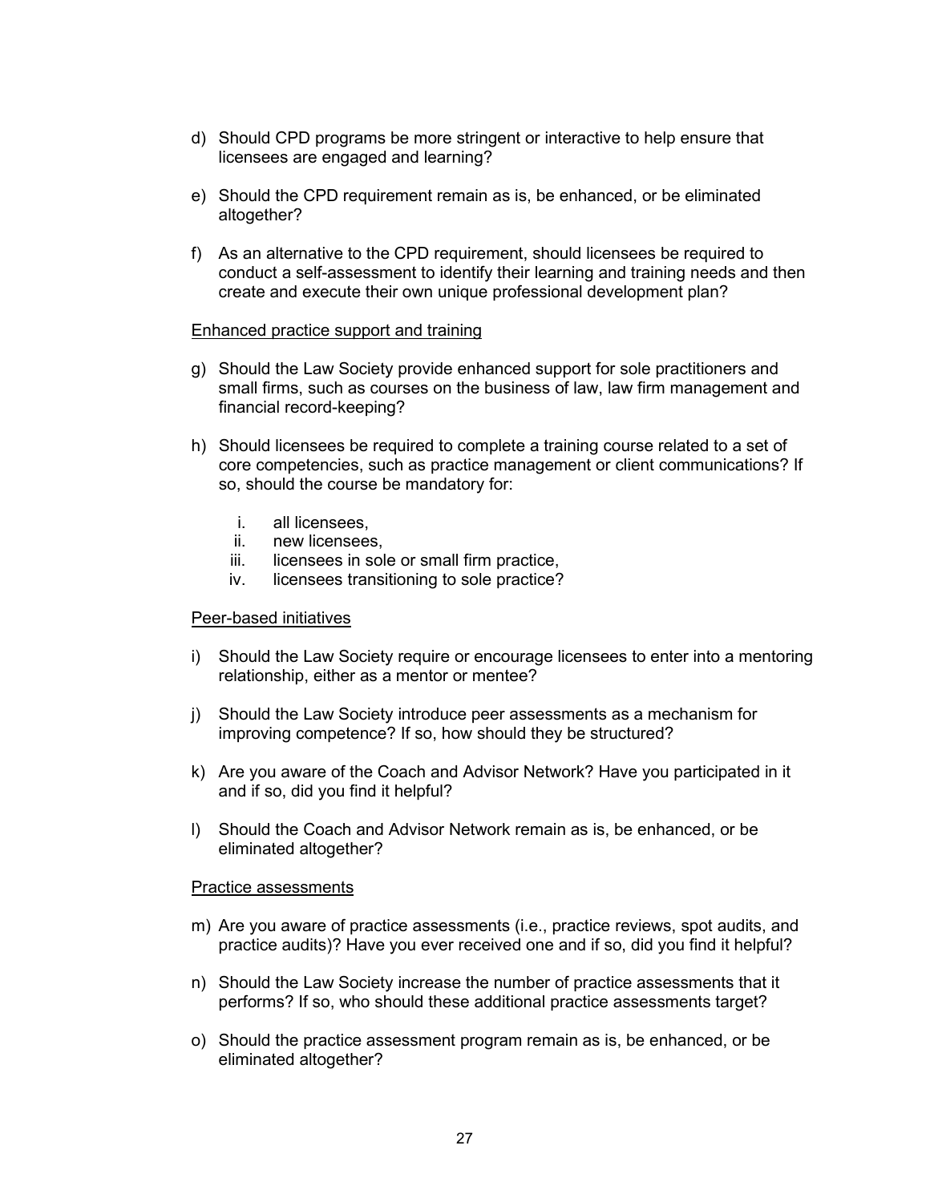d) Should CPD programs be more stringent or interactive to help ensure that licensees are engaged and learning?

e) Should the CPD requirement remain as is, be enhanced, or be eliminated altogether?

f) As an alternative to the CPD requirement, should licensees be required to conduct a self-assessment to identify their learning and training needs and then create and execute their own unique professional development plan?

<u>Enhanced practice support and training</u>

g) Should the Law Society provide enhanced support for sole practitioners and small firms, such as courses on the business of law, law firm management and financial record-keeping?

h) Should licensees be required to complete a training course related to a set of core competencies, such as practice management or client communications? If so, should the course be mandatory for:

   i. all licensees,
   ii. new licensees,
   iii. licensees in sole or small firm practice,
   iv. licensees transitioning to sole practice?

<u>Peer-based initiatives</u>

i) Should the Law Society require or encourage licensees to enter into a mentoring relationship, either as a mentor or mentee?

j) Should the Law Society introduce peer assessments as a mechanism for improving competence? If so, how should they be structured?

k) Are you aware of the Coach and Advisor Network? Have you participated in it and if so, did you find it helpful?

l) Should the Coach and Advisor Network remain as is, be enhanced, or be eliminated altogether?

<u>Practice assessments</u>

m) Are you aware of practice assessments (i.e., practice reviews, spot audits, and practice audits)? Have you ever received one and if so, did you find it helpful?

n) Should the Law Society increase the number of practice assessments that it performs? If so, who should these additional practice assessments target?

o) Should the practice assessment program remain as is, be enhanced, or be eliminated altogether?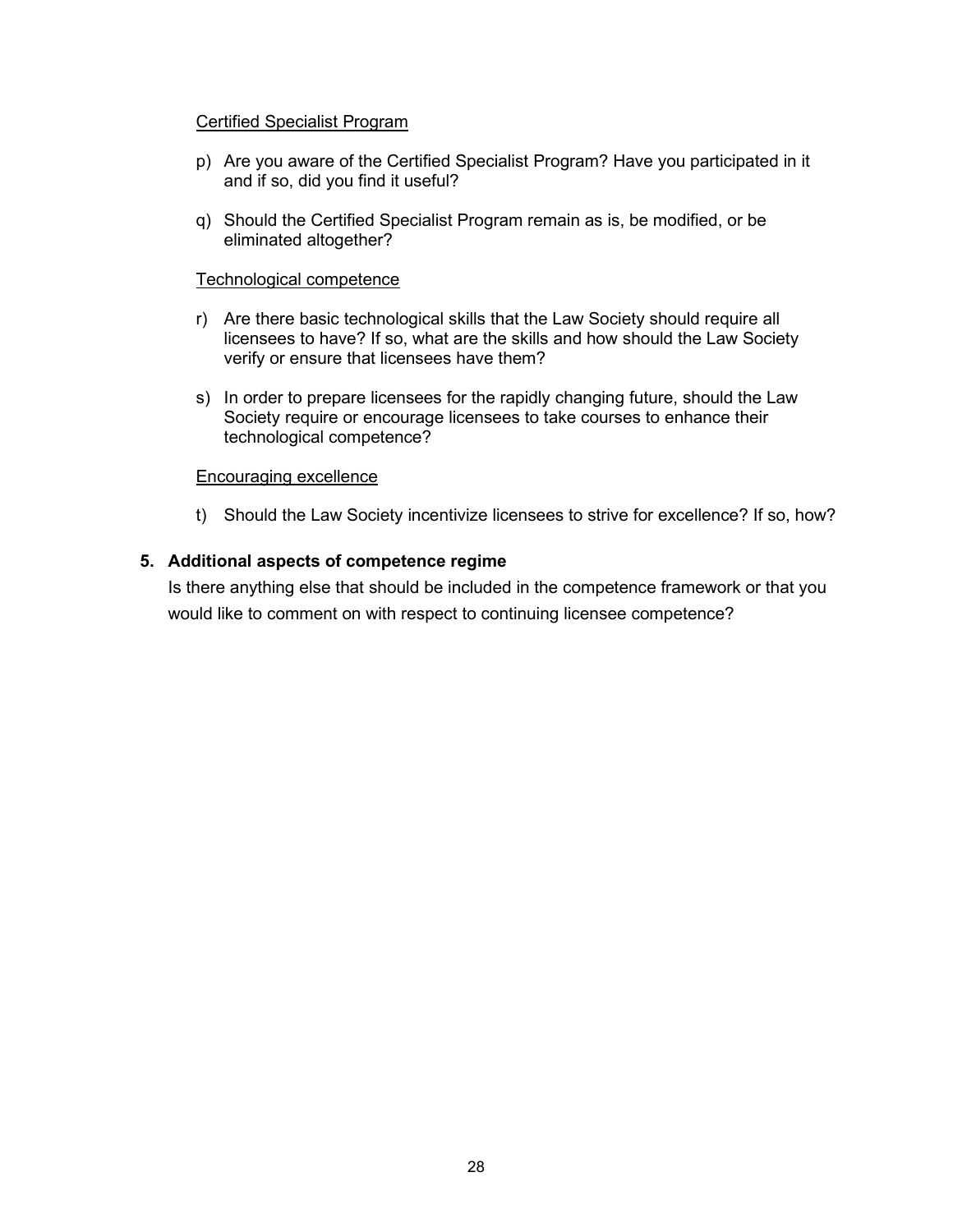Certified Specialist Program

p) Are you aware of the Certified Specialist Program? Have you participated in it and if so, did you find it useful?

q) Should the Certified Specialist Program remain as is, be modified, or be eliminated altogether?

Technological competence

r) Are there basic technological skills that the Law Society should require all licensees to have? If so, what are the skills and how should the Law Society verify or ensure that licensees have them?

s) In order to prepare licensees for the rapidly changing future, should the Law Society require or encourage licensees to take courses to enhance their technological competence?

Encouraging excellence

t) Should the Law Society incentivize licensees to strive for excellence? If so, how?

### 5. Additional aspects of competence regime

Is there anything else that should be included in the competence framework or that you would like to comment on with respect to continuing licensee competence?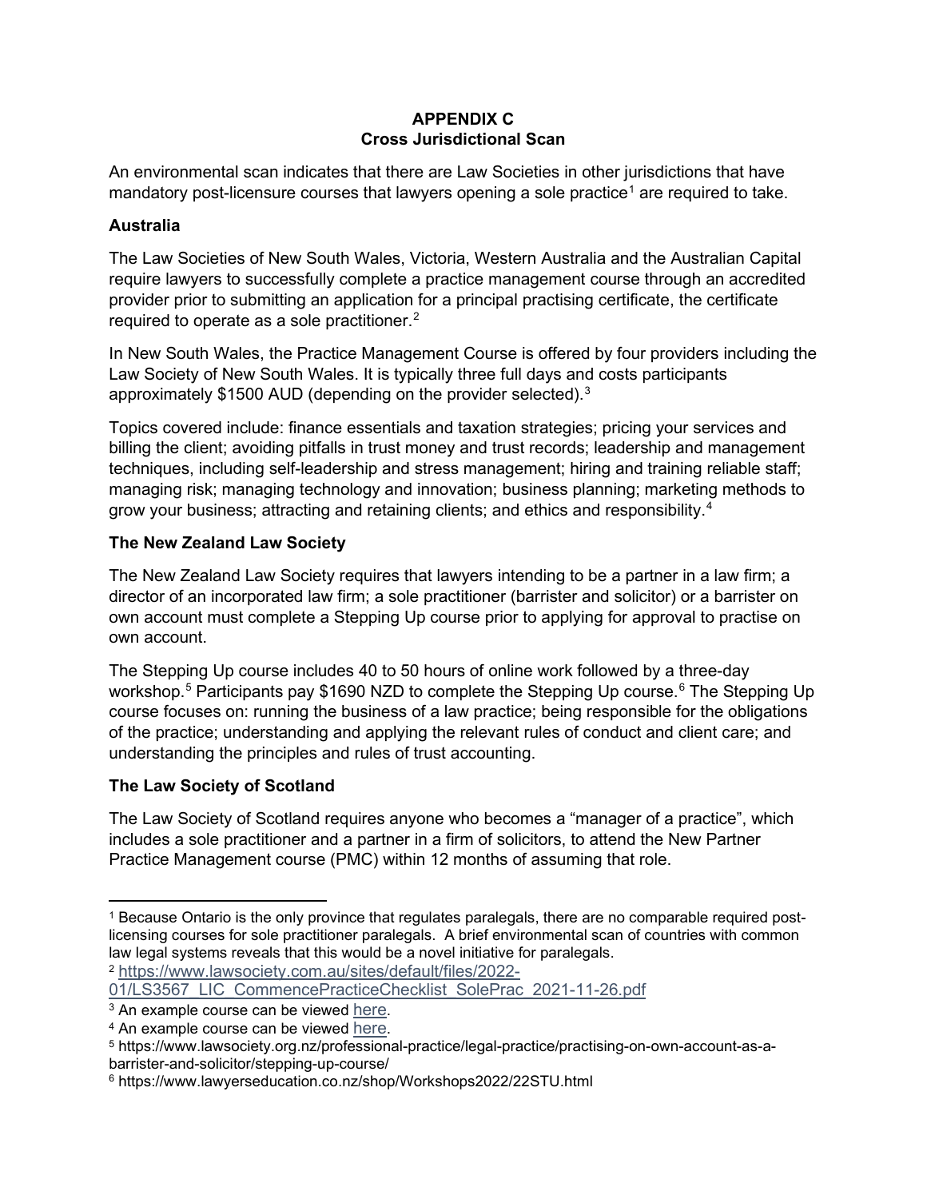# APPENDIX C
## Cross Jurisdictional Scan

An environmental scan indicates that there are Law Societies in other jurisdictions that have mandatory post-licensure courses that lawyers opening a sole practice[1] are required to take.

### Australia

The Law Societies of New South Wales, Victoria, Western Australia and the Australian Capital require lawyers to successfully complete a practice management course through an accredited provider prior to submitting an application for a principal practising certificate, the certificate required to operate as a sole practitioner.[2]

In New South Wales, the Practice Management Course is offered by four providers including the Law Society of New South Wales. It is typically three full days and costs participants approximately $1500 AUD (depending on the provider selected).[3]

Topics covered include: finance essentials and taxation strategies; pricing your services and billing the client; avoiding pitfalls in trust money and trust records; leadership and management techniques, including self-leadership and stress management; hiring and training reliable staff; managing risk; managing technology and innovation; business planning; marketing methods to grow your business; attracting and retaining clients; and ethics and responsibility.[4]

### The New Zealand Law Society

The New Zealand Law Society requires that lawyers intending to be a partner in a law firm; a director of an incorporated law firm; a sole practitioner (barrister and solicitor) or a barrister on own account must complete a Stepping Up course prior to applying for approval to practise on own account.

The Stepping Up course includes 40 to 50 hours of online work followed by a three-day workshop.[5] Participants pay $1690 NZD to complete the Stepping Up course.[6] The Stepping Up course focuses on: running the business of a law practice; being responsible for the obligations of the practice; understanding and applying the relevant rules of conduct and client care; and understanding the principles and rules of trust accounting.

### The Law Society of Scotland

The Law Society of Scotland requires anyone who becomes a "manager of a practice", which includes a sole practitioner and a partner in a firm of solicitors, to attend the New Partner Practice Management course (PMC) within 12 months of assuming that role.

---

[1] Because Ontario is the only province that regulates paralegals, there are no comparable required post-licensing courses for sole practitioner paralegals. A brief environmental scan of countries with common law legal systems reveals that this would be a novel initiative for paralegals.

[2] https://www.lawsociety.com.au/sites/default/files/2022-01/LS3567_LIC_CommencePracticeChecklist_SolePrac_2021-11-26.pdf

[3] An example course can be viewed here.

[4] An example course can be viewed here.

[5] https://www.lawsociety.org.nz/professional-practice/legal-practice/practising-on-own-account-as-a-barrister-and-solicitor/stepping-up-course/

[6] https://www.lawyerseducation.co.nz/shop/Workshops2022/22STU.html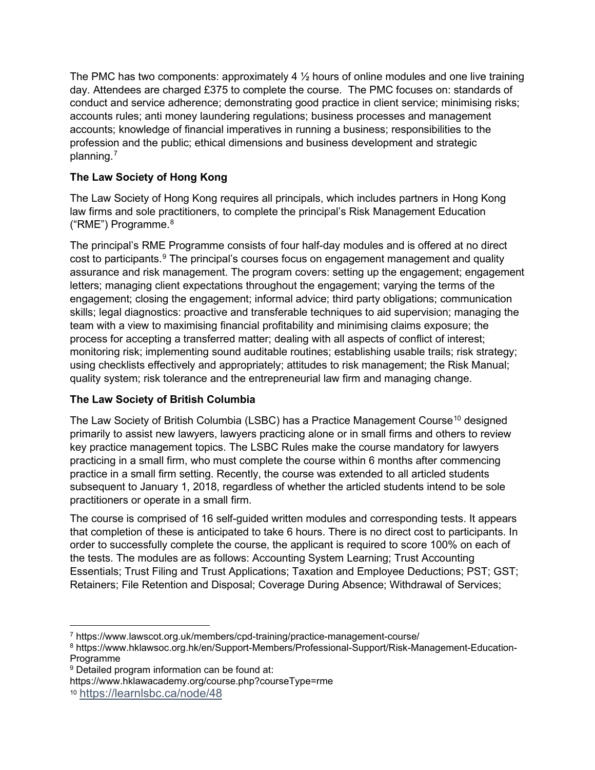The PMC has two components: approximately 4 ½ hours of online modules and one live training day. Attendees are charged £375 to complete the course. The PMC focuses on: standards of conduct and service adherence; demonstrating good practice in client service; minimising risks; accounts rules; anti money laundering regulations; business processes and management accounts; knowledge of financial imperatives in running a business; responsibilities to the profession and the public; ethical dimensions and business development and strategic planning.[7]

**The Law Society of Hong Kong**

The Law Society of Hong Kong requires all principals, which includes partners in Hong Kong law firms and sole practitioners, to complete the principal's Risk Management Education ("RME") Programme.[8]

The principal's RME Programme consists of four half-day modules and is offered at no direct cost to participants.[9] The principal's courses focus on engagement management and quality assurance and risk management. The program covers: setting up the engagement; engagement letters; managing client expectations throughout the engagement; varying the terms of the engagement; closing the engagement; informal advice; third party obligations; communication skills; legal diagnostics: proactive and transferable techniques to aid supervision; managing the team with a view to maximising financial profitability and minimising claims exposure; the process for accepting a transferred matter; dealing with all aspects of conflict of interest; monitoring risk; implementing sound auditable routines; establishing usable trails; risk strategy; using checklists effectively and appropriately; attitudes to risk management; the Risk Manual; quality system; risk tolerance and the entrepreneurial law firm and managing change.

**The Law Society of British Columbia**

The Law Society of British Columbia (LSBC) has a Practice Management Course[10] designed primarily to assist new lawyers, lawyers practicing alone or in small firms and others to review key practice management topics. The LSBC Rules make the course mandatory for lawyers practicing in a small firm, who must complete the course within 6 months after commencing practice in a small firm setting. Recently, the course was extended to all articled students subsequent to January 1, 2018, regardless of whether the articled students intend to be sole practitioners or operate in a small firm.

The course is comprised of 16 self-guided written modules and corresponding tests. It appears that completion of these is anticipated to take 6 hours. There is no direct cost to participants. In order to successfully complete the course, the applicant is required to score 100% on each of the tests. The modules are as follows: Accounting System Learning; Trust Accounting Essentials; Trust Filing and Trust Applications; Taxation and Employee Deductions; PST; GST; Retainers; File Retention and Disposal; Coverage During Absence; Withdrawal of Services;

---

[7] https://www.lawscot.org.uk/members/cpd-training/practice-management-course/

[8] https://www.hklawsoc.org.hk/en/Support-Members/Professional-Support/Risk-Management-Education-Programme

[9] Detailed program information can be found at:
https://www.hklawacademy.org/course.php?courseType=rme

[10] https://learnlsbc.ca/node/48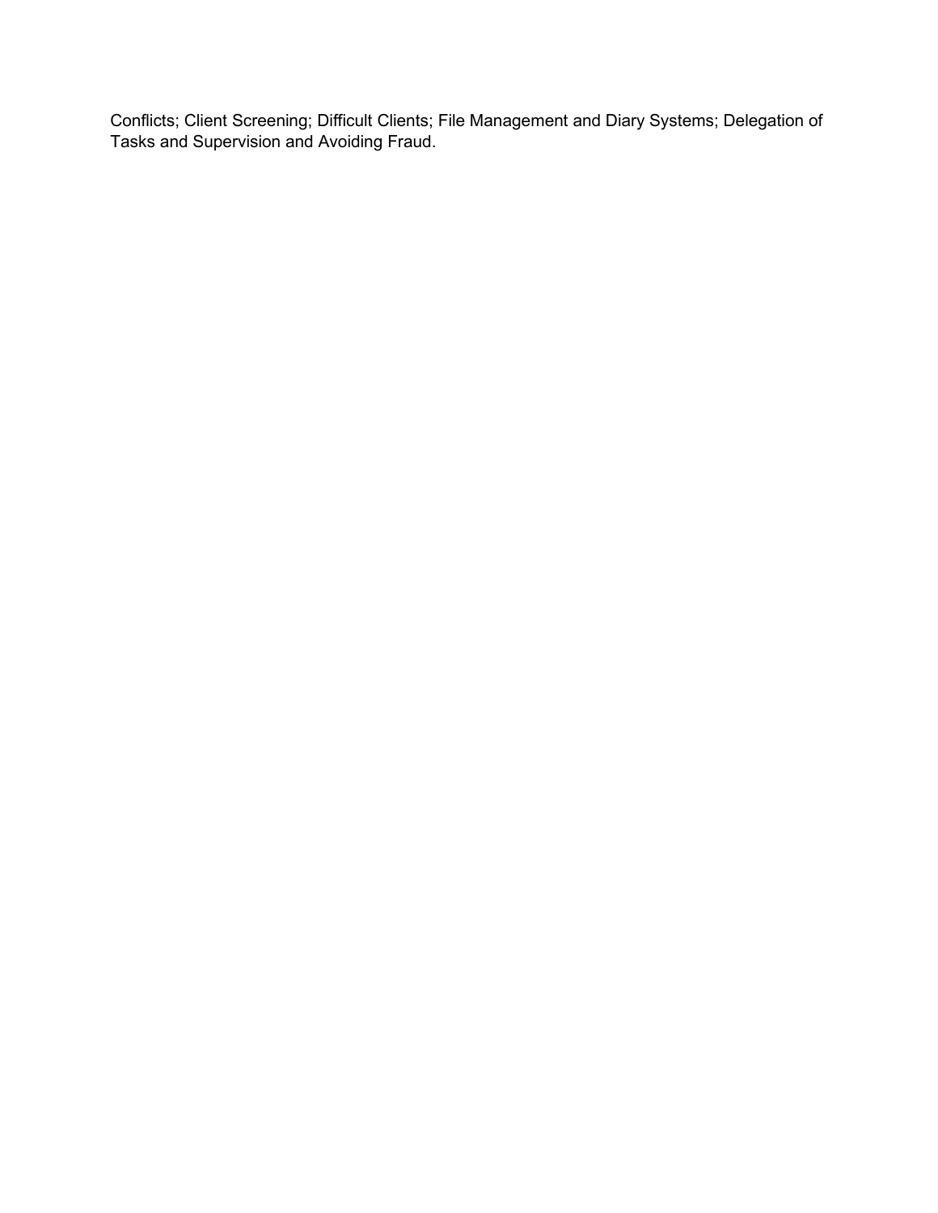Conflicts; Client Screening; Difficult Clients; File Management and Diary Systems; Delegation of Tasks and Supervision and Avoiding Fraud.